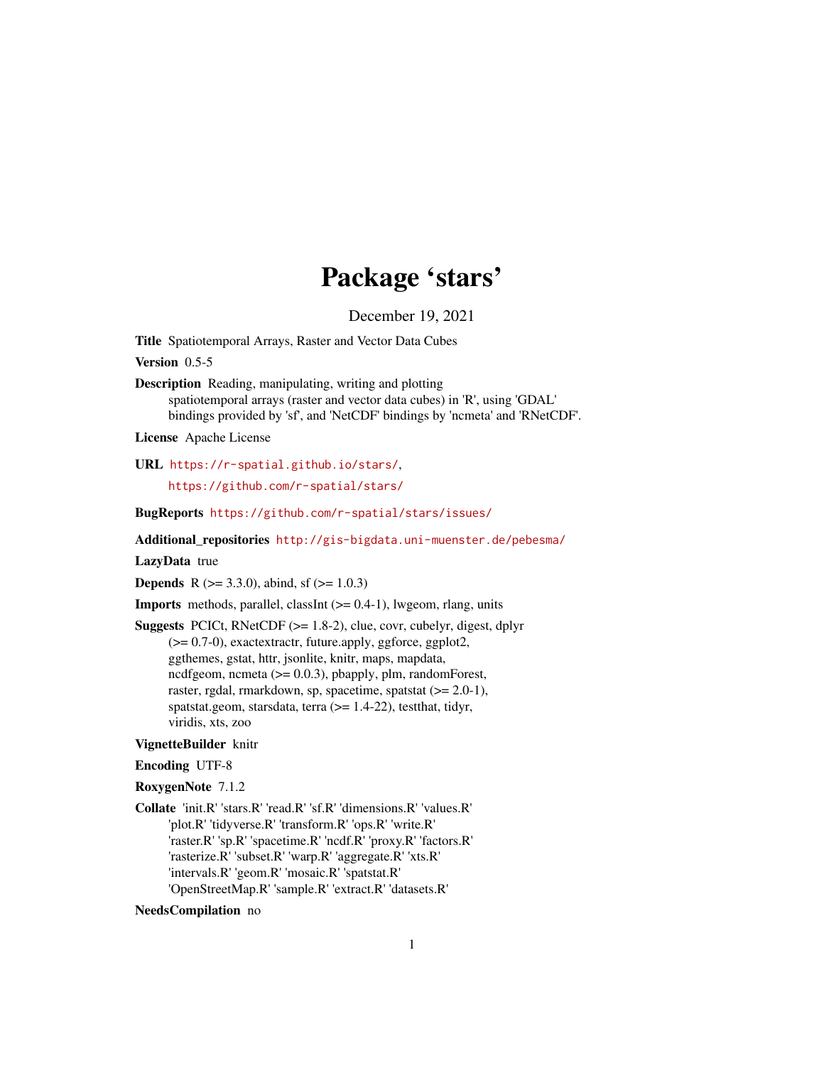# Package 'stars'

December 19, 2021

**Title** Spatiotemporal Arrays, Raster and Vector Data Cubes

**Version** 0.5-5

**Description** Reading, manipulating, writing and plotting spatiotemporal arrays (raster and vector data cubes) in 'R', using 'GDAL' bindings provided by 'sf', and 'NetCDF' bindings by 'ncmeta' and 'RNetCDF'.

**License** Apache License

**URL** https://r-spatial.github.io/stars/, https://github.com/r-spatial/stars/

**BugReports** https://github.com/r-spatial/stars/issues/

**Additional_repositories** http://gis-bigdata.uni-muenster.de/pebesma/

**LazyData** true

**Depends** R (>= 3.3.0), abind, sf (>= 1.0.3)

**Imports** methods, parallel, classInt (>= 0.4-1), lwgeom, rlang, units

**Suggests** PCICt, RNetCDF (>= 1.8-2), clue, covr, cubelyr, digest, dplyr (>= 0.7-0), exactextractr, future.apply, ggforce, ggplot2, ggthemes, gstat, httr, jsonlite, knitr, maps, mapdata, ncdfgeom, ncmeta (>= 0.0.3), pbapply, plm, randomForest, raster, rgdal, rmarkdown, sp, spacetime, spatstat (>= 2.0-1), spatstat.geom, starsdata, terra (>= 1.4-22), testthat, tidyr, viridis, xts, zoo

**VignetteBuilder** knitr

**Encoding** UTF-8

**RoxygenNote** 7.1.2

**Collate** 'init.R' 'stars.R' 'read.R' 'sf.R' 'dimensions.R' 'values.R' 'plot.R' 'tidyverse.R' 'transform.R' 'ops.R' 'write.R' 'raster.R' 'sp.R' 'spacetime.R' 'ncdf.R' 'proxy.R' 'factors.R' 'rasterize.R' 'subset.R' 'warp.R' 'aggregate.R' 'xts.R' 'intervals.R' 'geom.R' 'mosaic.R' 'spatstat.R' 'OpenStreetMap.R' 'sample.R' 'extract.R' 'datasets.R'

**NeedsCompilation** no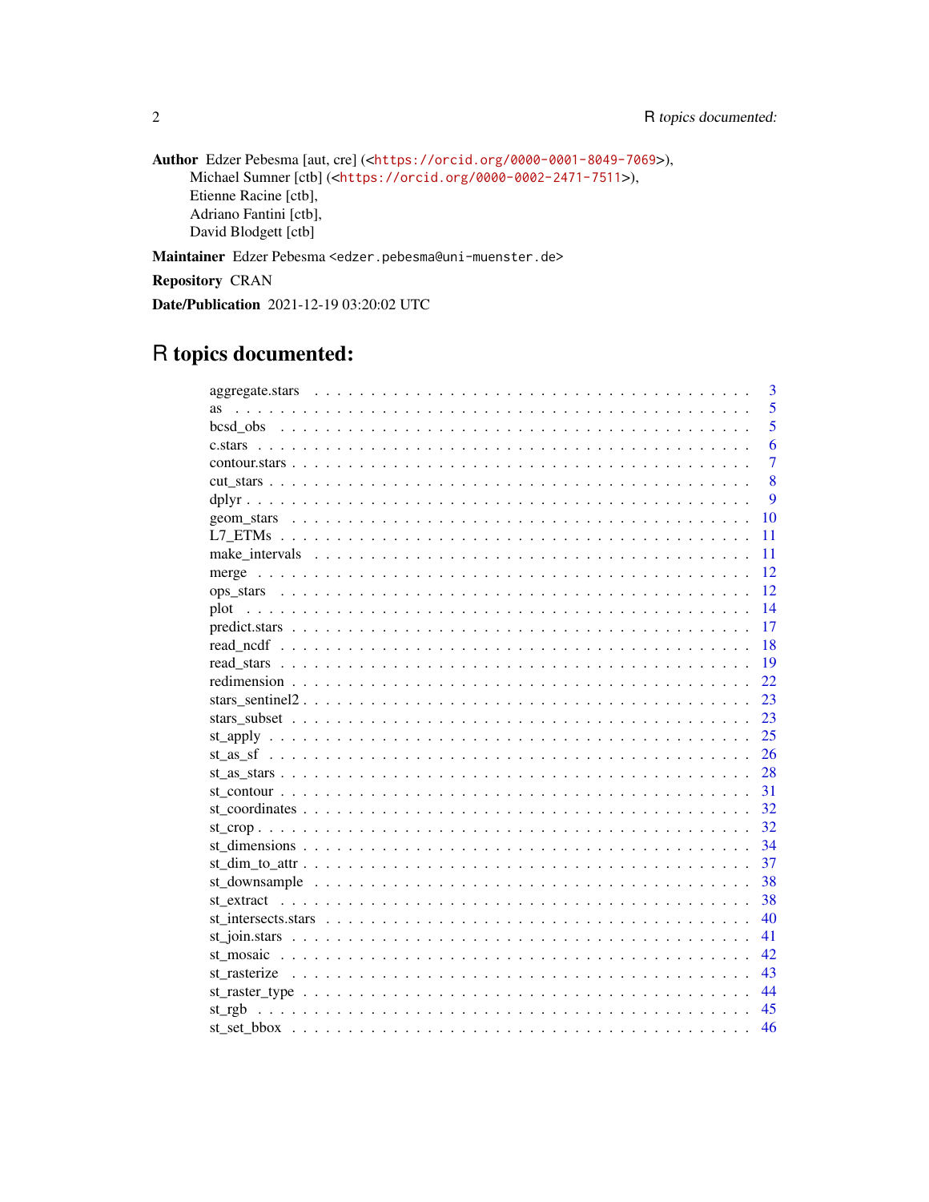**Author** Edzer Pebesma [aut, cre] (<https://orcid.org/0000-0001-8049-7069>),
Michael Sumner [ctb] (<https://orcid.org/0000-0002-2471-7511>),
Etienne Racine [ctb],
Adriano Fantini [ctb],
David Blodgett [ctb]

**Maintainer** Edzer Pebesma <edzer.pebesma@uni-muenster.de>

**Repository** CRAN

**Date/Publication** 2021-12-19 03:20:02 UTC

# R topics documented:

| | |
|---|---|
| aggregate.stars | 3 |
| as | 5 |
| bcsd_obs | 5 |
| c.stars | 6 |
| contour.stars | 7 |
| cut_stars | 8 |
| dplyr | 9 |
| geom_stars | 10 |
| L7_ETMs | 11 |
| make_intervals | 11 |
| merge | 12 |
| ops_stars | 12 |
| plot | 14 |
| predict.stars | 17 |
| read_ncdf | 18 |
| read_stars | 19 |
| redimension | 22 |
| stars_sentinel2 | 23 |
| stars_subset | 23 |
| st_apply | 25 |
| st_as_sf | 26 |
| st_as_stars | 28 |
| st_contour | 31 |
| st_coordinates | 32 |
| st_crop | 32 |
| st_dimensions | 34 |
| st_dim_to_attr | 37 |
| st_downsample | 38 |
| st_extract | 38 |
| st_intersects.stars | 40 |
| st_join.stars | 41 |
| st_mosaic | 42 |
| st_rasterize | 43 |
| st_raster_type | 44 |
| st_rgb | 45 |
| st_set_bbox | 46 |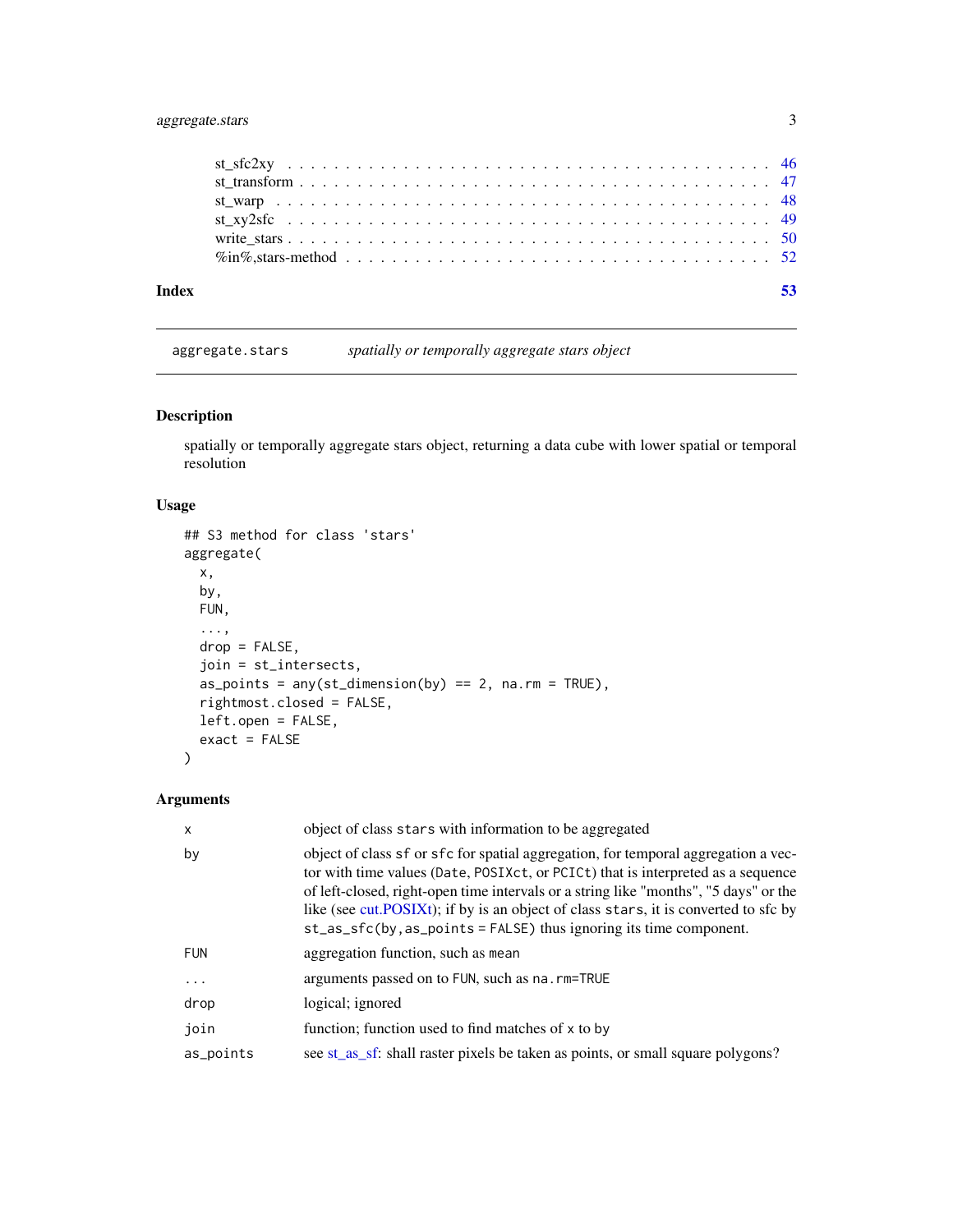| | |
|---|---|
| st_sfc2xy | 46 |
| st_transform | 47 |
| st_warp | 48 |
| st_xy2sfc | 49 |
| write_stars | 50 |
| %in%,stars-method | 52 |

**Index** **53**

---

`aggregate.stars` *spatially or temporally aggregate stars object*

---

## Description

spatially or temporally aggregate stars object, returning a data cube with lower spatial or temporal resolution

## Usage

```
## S3 method for class 'stars'
aggregate(
  x,
  by,
  FUN,
  ...,
  drop = FALSE,
  join = st_intersects,
  as_points = any(st_dimension(by) == 2, na.rm = TRUE),
  rightmost.closed = FALSE,
  left.open = FALSE,
  exact = FALSE
)
```

## Arguments

| | |
|---|---|
| `x` | object of class `stars` with information to be aggregated |
| `by` | object of class `sf` or `sfc` for spatial aggregation, for temporal aggregation a vector with time values (`Date`, `POSIXct`, or `PCICt`) that is interpreted as a sequence of left-closed, right-open time intervals or a string like "months", "5 days" or the like (see cut.POSIXt); if by is an object of class `stars`, it is converted to sfc by `st_as_sfc(by,as_points = FALSE)` thus ignoring its time component. |
| `FUN` | aggregation function, such as `mean` |
| `...` | arguments passed on to `FUN`, such as `na.rm=TRUE` |
| `drop` | logical; ignored |
| `join` | function; function used to find matches of `x` to `by` |
| `as_points` | see st_as_sf: shall raster pixels be taken as points, or small square polygons? |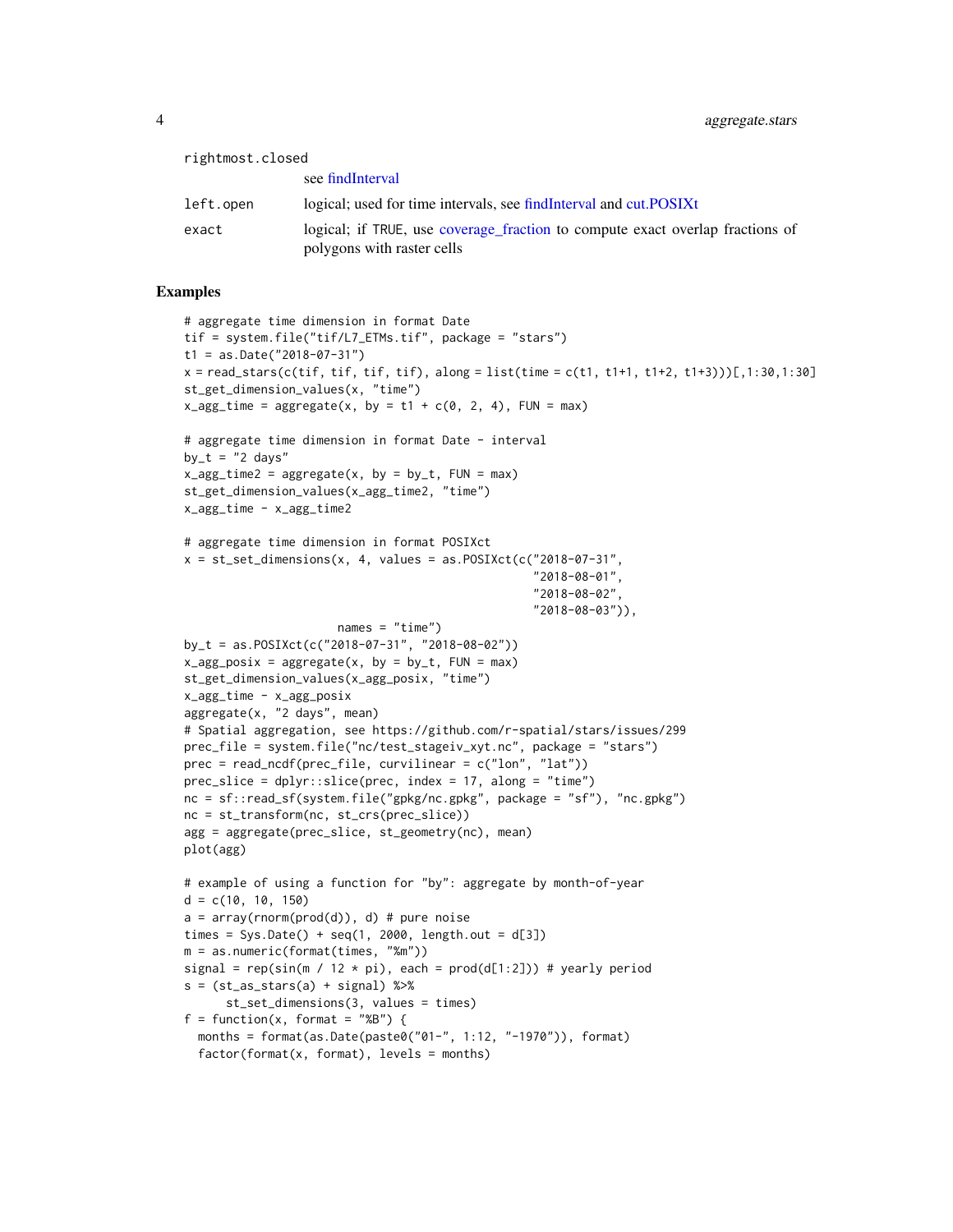| | |
|---|---|
| rightmost.closed | see findInterval |
| left.open | logical; used for time intervals, see findInterval and cut.POSIXt |
| exact | logical; if TRUE, use coverage_fraction to compute exact overlap fractions of polygons with raster cells |

## Examples

```
# aggregate time dimension in format Date
tif = system.file("tif/L7_ETMs.tif", package = "stars")
t1 = as.Date("2018-07-31")
x = read_stars(c(tif, tif, tif, tif), along = list(time = c(t1, t1+1, t1+2, t1+3)))[,1:30,1:30]
st_get_dimension_values(x, "time")
x_agg_time = aggregate(x, by = t1 + c(0, 2, 4), FUN = max)

# aggregate time dimension in format Date - interval
by_t = "2 days"
x_agg_time2 = aggregate(x, by = by_t, FUN = max)
st_get_dimension_values(x_agg_time2, "time")
x_agg_time - x_agg_time2

# aggregate time dimension in format POSIXct
x = st_set_dimensions(x, 4, values = as.POSIXct(c("2018-07-31",
                                                  "2018-08-01",
                                                  "2018-08-02",
                                                  "2018-08-03")),
                      names = "time")
by_t = as.POSIXct(c("2018-07-31", "2018-08-02"))
x_agg_posix = aggregate(x, by = by_t, FUN = max)
st_get_dimension_values(x_agg_posix, "time")
x_agg_time - x_agg_posix
aggregate(x, "2 days", mean)
# Spatial aggregation, see https://github.com/r-spatial/stars/issues/299
prec_file = system.file("nc/test_stageiv_xyt.nc", package = "stars")
prec = read_ncdf(prec_file, curvilinear = c("lon", "lat"))
prec_slice = dplyr::slice(prec, index = 17, along = "time")
nc = sf::read_sf(system.file("gpkg/nc.gpkg", package = "sf"), "nc.gpkg")
nc = st_transform(nc, st_crs(prec_slice))
agg = aggregate(prec_slice, st_geometry(nc), mean)
plot(agg)

# example of using a function for "by": aggregate by month-of-year
d = c(10, 10, 150)
a = array(rnorm(prod(d)), d) # pure noise
times = Sys.Date() + seq(1, 2000, length.out = d[3])
m = as.numeric(format(times, "%m"))
signal = rep(sin(m / 12 * pi), each = prod(d[1:2])) # yearly period
s = (st_as_stars(a) + signal) %>%
      st_set_dimensions(3, values = times)
f = function(x, format = "%B") {
  months = format(as.Date(paste0("01-", 1:12, "-1970")), format)
  factor(format(x, format), levels = months)
```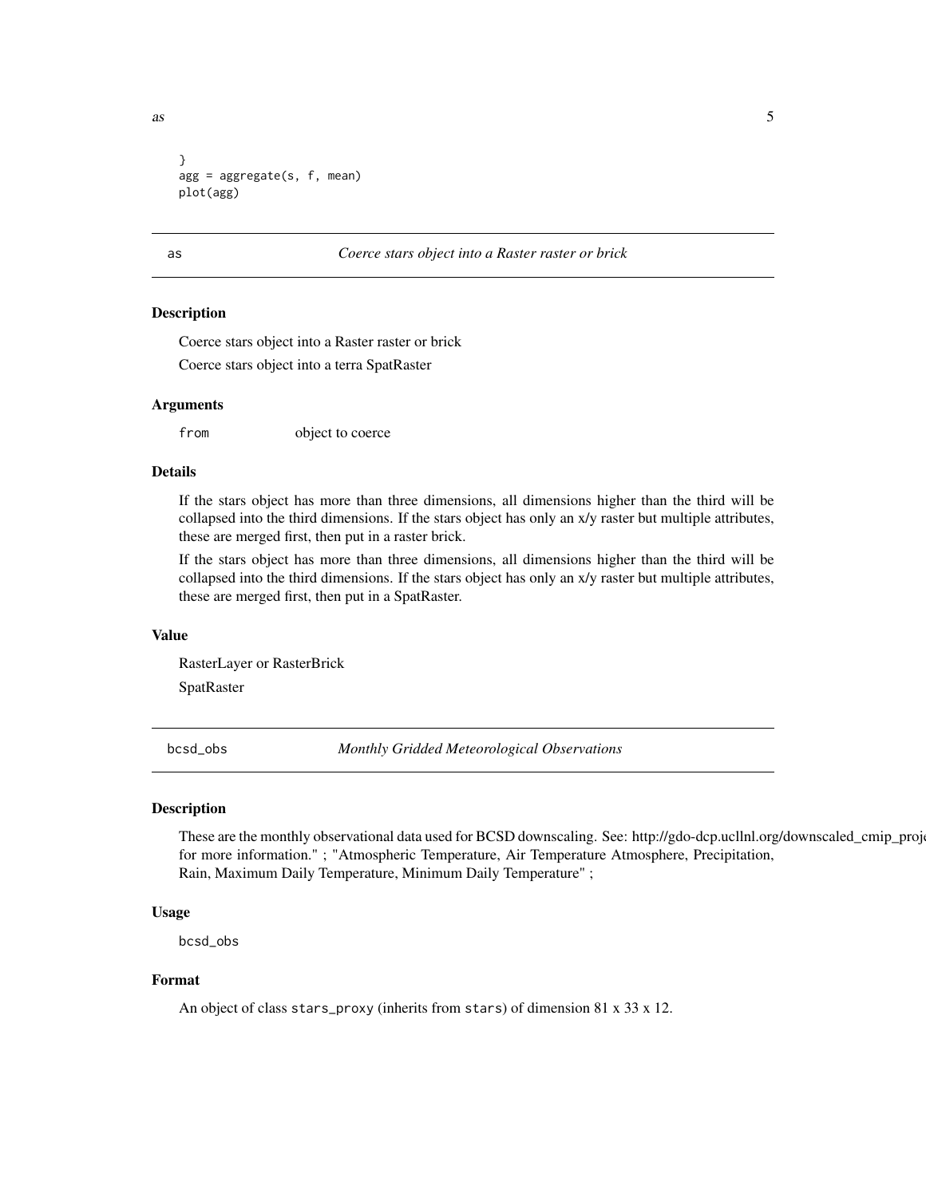```
}
agg = aggregate(s, f, mean)
plot(agg)
```

## as — *Coerce stars object into a Raster raster or brick*

### Description

Coerce stars object into a Raster raster or brick

Coerce stars object into a terra SpatRaster

### Arguments

`from` object to coerce

### Details

If the stars object has more than three dimensions, all dimensions higher than the third will be collapsed into the third dimensions. If the stars object has only an x/y raster but multiple attributes, these are merged first, then put in a raster brick.

If the stars object has more than three dimensions, all dimensions higher than the third will be collapsed into the third dimensions. If the stars object has only an x/y raster but multiple attributes, these are merged first, then put in a SpatRaster.

### Value

RasterLayer or RasterBrick

SpatRaster

## bcsd_obs — *Monthly Gridded Meteorological Observations*

### Description

These are the monthly observational data used for BCSD downscaling. See: http://gdo-dcp.ucllnl.org/downscaled_cmip_proje for more information." ; "Atmospheric Temperature, Air Temperature Atmosphere, Precipitation, Rain, Maximum Daily Temperature, Minimum Daily Temperature" ;

### Usage

```
bcsd_obs
```

### Format

An object of class `stars_proxy` (inherits from `stars`) of dimension 81 x 33 x 12.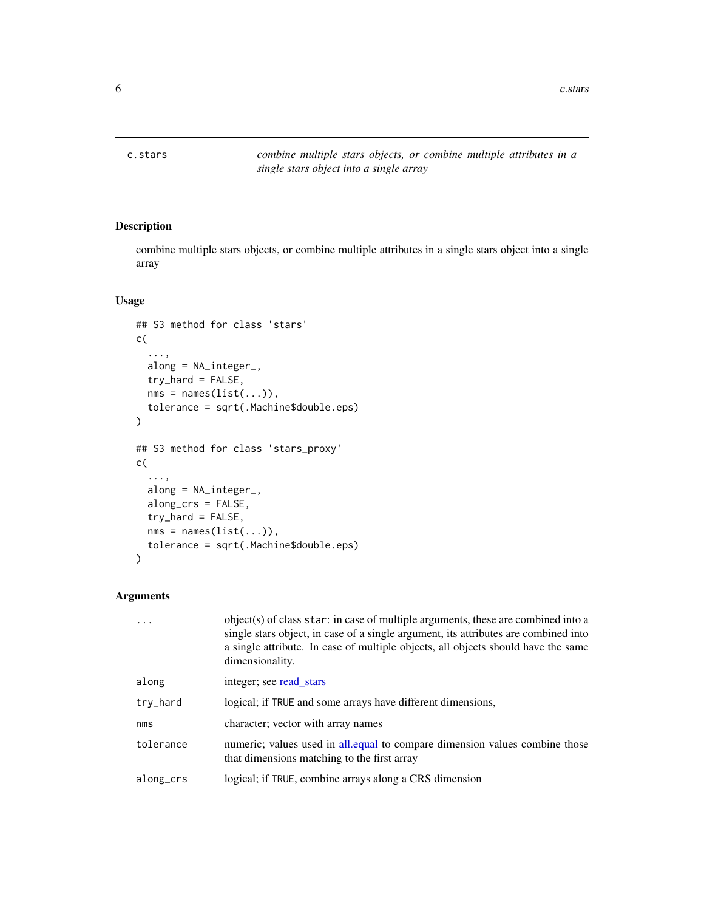c.stars — *combine multiple stars objects, or combine multiple attributes in a single stars object into a single array*

## Description

combine multiple stars objects, or combine multiple attributes in a single stars object into a single array

## Usage

```
## S3 method for class 'stars'
c(
  ...,
  along = NA_integer_,
  try_hard = FALSE,
  nms = names(list(...)),
  tolerance = sqrt(.Machine$double.eps)
)

## S3 method for class 'stars_proxy'
c(
  ...,
  along = NA_integer_,
  along_crs = FALSE,
  try_hard = FALSE,
  nms = names(list(...)),
  tolerance = sqrt(.Machine$double.eps)
)
```

## Arguments

| | |
|---|---|
| `...` | object(s) of class `star`: in case of multiple arguments, these are combined into a single stars object, in case of a single argument, its attributes are combined into a single attribute. In case of multiple objects, all objects should have the same dimensionality. |
| `along` | integer; see read_stars |
| `try_hard` | logical; if `TRUE` and some arrays have different dimensions, |
| `nms` | character; vector with array names |
| `tolerance` | numeric; values used in all.equal to compare dimension values combine those that dimensions matching to the first array |
| `along_crs` | logical; if `TRUE`, combine arrays along a CRS dimension |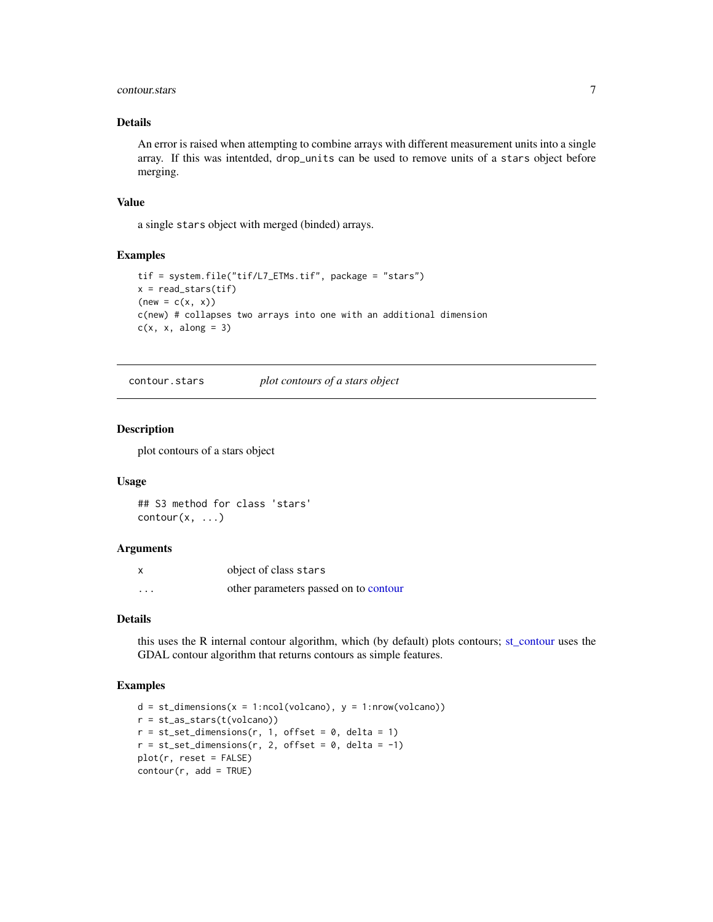### Details

An error is raised when attempting to combine arrays with different measurement units into a single array. If this was intentded, `drop_units` can be used to remove units of a `stars` object before merging.

### Value

a single `stars` object with merged (binded) arrays.

### Examples

```
tif = system.file("tif/L7_ETMs.tif", package = "stars")
x = read_stars(tif)
(new = c(x, x))
c(new) # collapses two arrays into one with an additional dimension
c(x, x, along = 3)
```

---

## contour.stars — *plot contours of a stars object*

### Description

plot contours of a stars object

### Usage

```
## S3 method for class 'stars'
contour(x, ...)
```

### Arguments

| | |
|---|---|
| `x` | object of class `stars` |
| `...` | other parameters passed on to contour |

### Details

this uses the R internal contour algorithm, which (by default) plots contours; st_contour uses the GDAL contour algorithm that returns contours as simple features.

### Examples

```
d = st_dimensions(x = 1:ncol(volcano), y = 1:nrow(volcano))
r = st_as_stars(t(volcano))
r = st_set_dimensions(r, 1, offset = 0, delta = 1)
r = st_set_dimensions(r, 2, offset = 0, delta = -1)
plot(r, reset = FALSE)
contour(r, add = TRUE)
```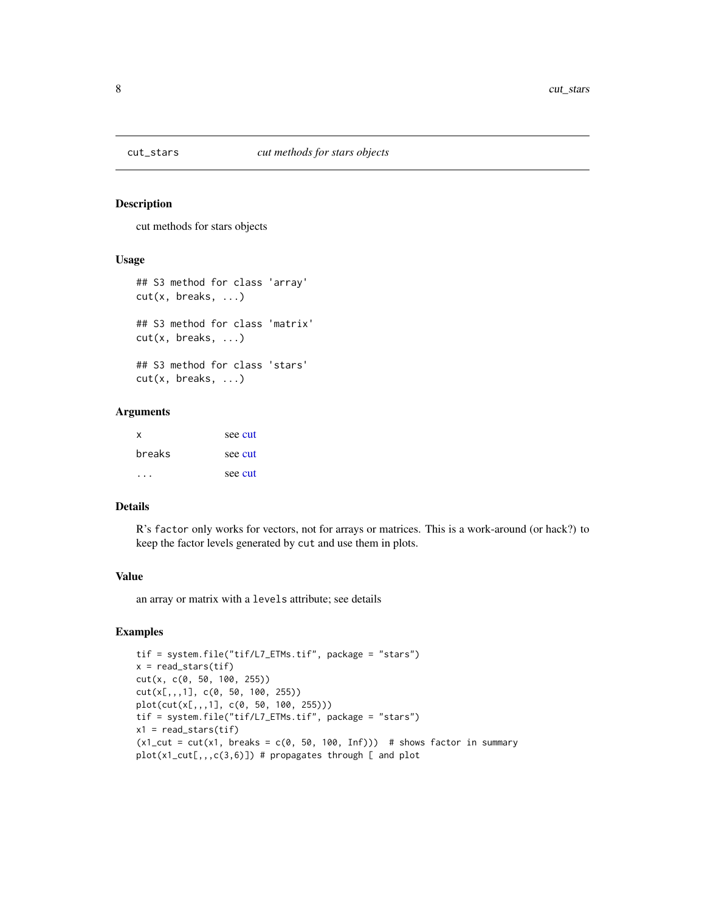## cut_stars — *cut methods for stars objects*

### Description

cut methods for stars objects

### Usage

```
## S3 method for class 'array'
cut(x, breaks, ...)

## S3 method for class 'matrix'
cut(x, breaks, ...)

## S3 method for class 'stars'
cut(x, breaks, ...)
```

### Arguments

| | |
|---|---|
| x | see cut |
| breaks | see cut |
| ... | see cut |

### Details

R's `factor` only works for vectors, not for arrays or matrices. This is a work-around (or hack?) to keep the factor levels generated by `cut` and use them in plots.

### Value

an array or matrix with a `levels` attribute; see details

### Examples

```
tif = system.file("tif/L7_ETMs.tif", package = "stars")
x = read_stars(tif)
cut(x, c(0, 50, 100, 255))
cut(x[,,,1], c(0, 50, 100, 255))
plot(cut(x[,,,1], c(0, 50, 100, 255)))
tif = system.file("tif/L7_ETMs.tif", package = "stars")
x1 = read_stars(tif)
(x1_cut = cut(x1, breaks = c(0, 50, 100, Inf)))  # shows factor in summary
plot(x1_cut[,,,c(3,6)]) # propagates through [ and plot
```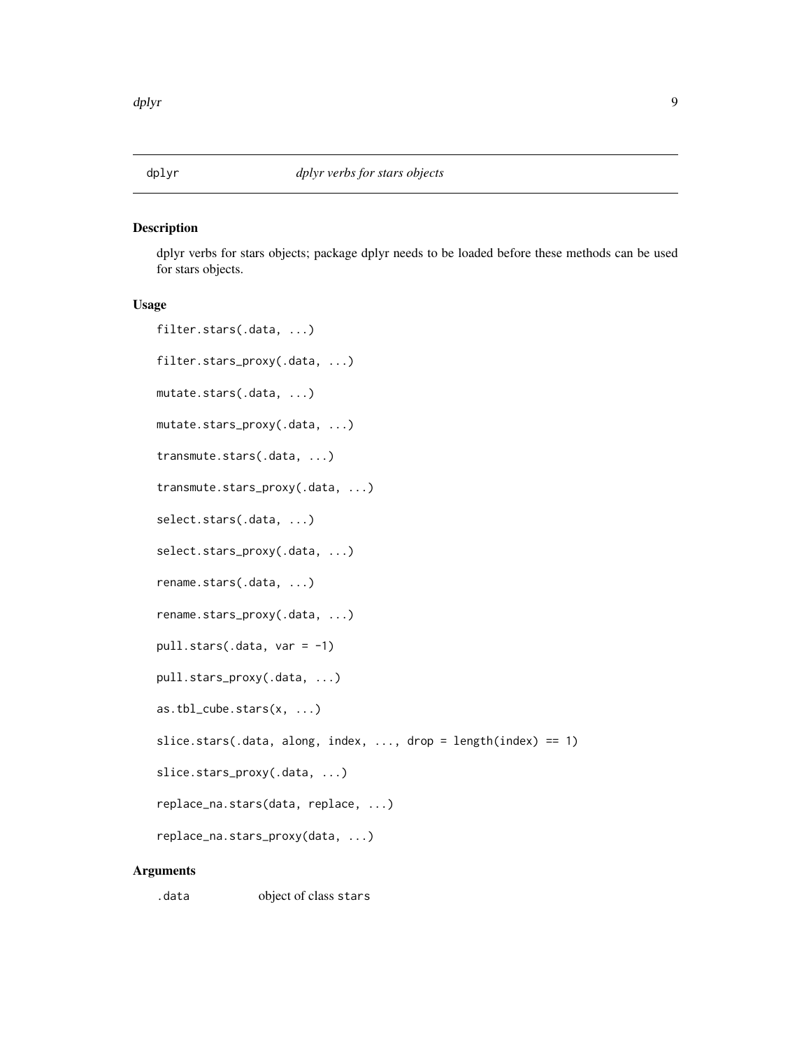dplyr *dplyr verbs for stars objects*

## Description

dplyr verbs for stars objects; package dplyr needs to be loaded before these methods can be used for stars objects.

## Usage

```
filter.stars(.data, ...)

filter.stars_proxy(.data, ...)

mutate.stars(.data, ...)

mutate.stars_proxy(.data, ...)

transmute.stars(.data, ...)

transmute.stars_proxy(.data, ...)

select.stars(.data, ...)

select.stars_proxy(.data, ...)

rename.stars(.data, ...)

rename.stars_proxy(.data, ...)

pull.stars(.data, var = -1)

pull.stars_proxy(.data, ...)

as.tbl_cube.stars(x, ...)

slice.stars(.data, along, index, ..., drop = length(index) == 1)

slice.stars_proxy(.data, ...)

replace_na.stars(data, replace, ...)

replace_na.stars_proxy(data, ...)
```

## Arguments

| | |
|---|---|
| `.data` | object of class `stars` |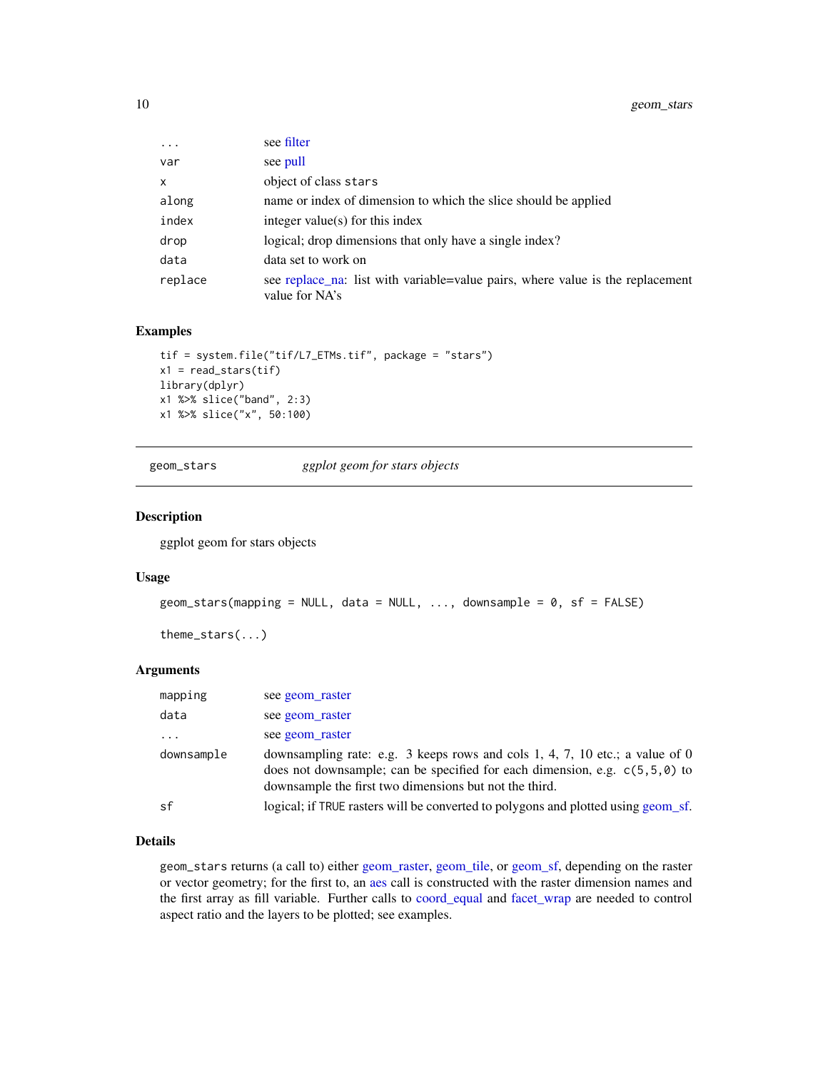| | |
|---|---|
| ... | see filter |
| var | see pull |
| x | object of class stars |
| along | name or index of dimension to which the slice should be applied |
| index | integer value(s) for this index |
| drop | logical; drop dimensions that only have a single index? |
| data | data set to work on |
| replace | see replace_na: list with variable=value pairs, where value is the replacement value for NA's |

### Examples

```
tif = system.file("tif/L7_ETMs.tif", package = "stars")
x1 = read_stars(tif)
library(dplyr)
x1 %>% slice("band", 2:3)
x1 %>% slice("x", 50:100)
```

---

## geom_stars    *ggplot geom for stars objects*

---

### Description

ggplot geom for stars objects

### Usage

```
geom_stars(mapping = NULL, data = NULL, ..., downsample = 0, sf = FALSE)

theme_stars(...)
```

### Arguments

| | |
|---|---|
| mapping | see geom_raster |
| data | see geom_raster |
| ... | see geom_raster |
| downsample | downsampling rate: e.g. 3 keeps rows and cols 1, 4, 7, 10 etc.; a value of 0 does not downsample; can be specified for each dimension, e.g. `c(5,5,0)` to downsample the first two dimensions but not the third. |
| sf | logical; if TRUE rasters will be converted to polygons and plotted using geom_sf. |

### Details

`geom_stars` returns (a call to) either geom_raster, geom_tile, or geom_sf, depending on the raster or vector geometry; for the first to, an aes call is constructed with the raster dimension names and the first array as fill variable. Further calls to coord_equal and facet_wrap are needed to control aspect ratio and the layers to be plotted; see examples.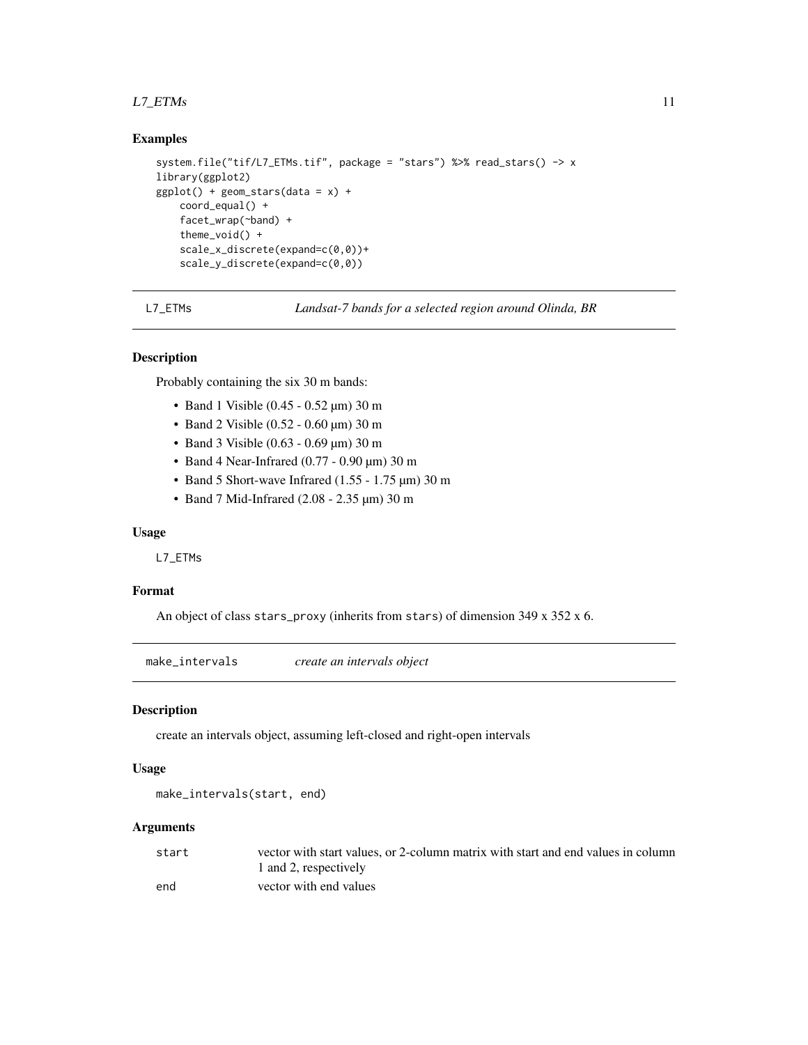### Examples

```
system.file("tif/L7_ETMs.tif", package = "stars") %>% read_stars() -> x
library(ggplot2)
ggplot() + geom_stars(data = x) +
    coord_equal() +
    facet_wrap(~band) +
    theme_void() +
    scale_x_discrete(expand=c(0,0))+
    scale_y_discrete(expand=c(0,0))
```

## L7_ETMs — *Landsat-7 bands for a selected region around Olinda, BR*

### Description

Probably containing the six 30 m bands:

- Band 1 Visible (0.45 - 0.52 µm) 30 m
- Band 2 Visible (0.52 - 0.60 µm) 30 m
- Band 3 Visible (0.63 - 0.69 µm) 30 m
- Band 4 Near-Infrared (0.77 - 0.90 µm) 30 m
- Band 5 Short-wave Infrared (1.55 - 1.75 µm) 30 m
- Band 7 Mid-Infrared (2.08 - 2.35 µm) 30 m

### Usage

```
L7_ETMs
```

### Format

An object of class `stars_proxy` (inherits from `stars`) of dimension 349 x 352 x 6.

## make_intervals — *create an intervals object*

### Description

create an intervals object, assuming left-closed and right-open intervals

### Usage

```
make_intervals(start, end)
```

### Arguments

| | |
|---|---|
| `start` | vector with start values, or 2-column matrix with start and end values in column 1 and 2, respectively |
| `end` | vector with end values |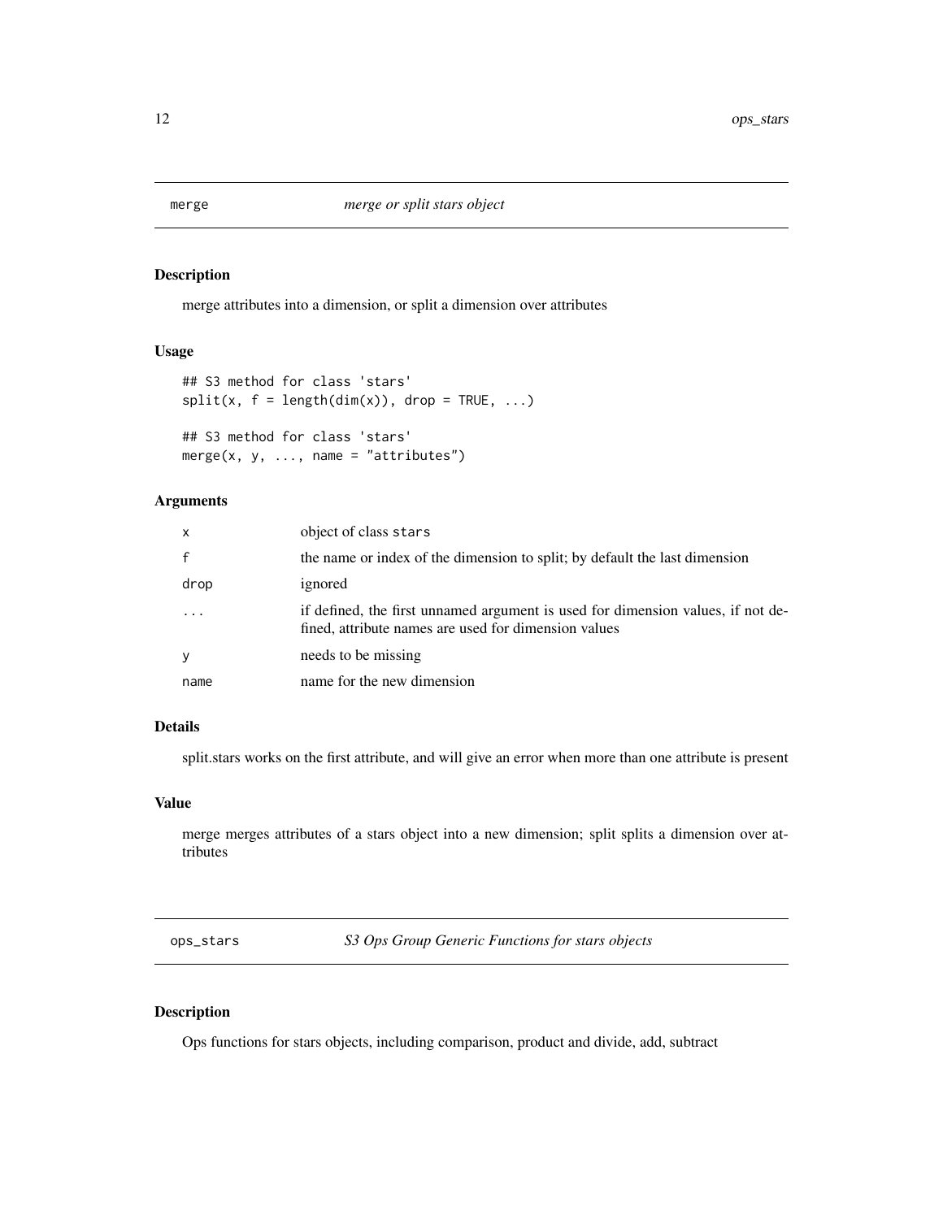## merge — *merge or split stars object*

### Description

merge attributes into a dimension, or split a dimension over attributes

### Usage

```
## S3 method for class 'stars'
split(x, f = length(dim(x)), drop = TRUE, ...)

## S3 method for class 'stars'
merge(x, y, ..., name = "attributes")
```

### Arguments

| | |
|---|---|
| x | object of class stars |
| f | the name or index of the dimension to split; by default the last dimension |
| drop | ignored |
| ... | if defined, the first unnamed argument is used for dimension values, if not defined, attribute names are used for dimension values |
| y | needs to be missing |
| name | name for the new dimension |

### Details

split.stars works on the first attribute, and will give an error when more than one attribute is present

### Value

merge merges attributes of a stars object into a new dimension; split splits a dimension over attributes

## ops_stars — *S3 Ops Group Generic Functions for stars objects*

### Description

Ops functions for stars objects, including comparison, product and divide, add, subtract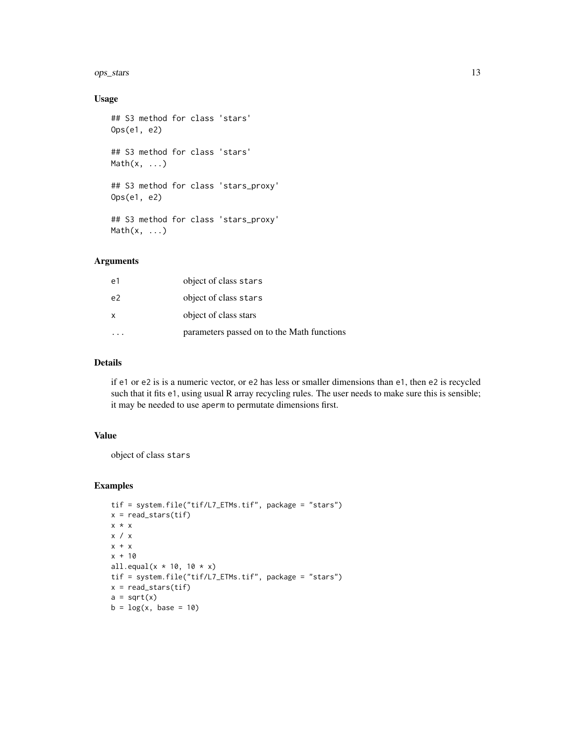### Usage

```
## S3 method for class 'stars'
Ops(e1, e2)

## S3 method for class 'stars'
Math(x, ...)

## S3 method for class 'stars_proxy'
Ops(e1, e2)

## S3 method for class 'stars_proxy'
Math(x, ...)
```

### Arguments

| | |
|---|---|
| e1 | object of class stars |
| e2 | object of class stars |
| x | object of class stars |
| ... | parameters passed on to the Math functions |

### Details

if e1 or e2 is is a numeric vector, or e2 has less or smaller dimensions than e1, then e2 is recycled such that it fits e1, using usual R array recycling rules. The user needs to make sure this is sensible; it may be needed to use aperm to permutate dimensions first.

### Value

object of class stars

### Examples

```
tif = system.file("tif/L7_ETMs.tif", package = "stars")
x = read_stars(tif)
x * x
x / x
x + x
x + 10
all.equal(x * 10, 10 * x)
tif = system.file("tif/L7_ETMs.tif", package = "stars")
x = read_stars(tif)
a = sqrt(x)
b = log(x, base = 10)
```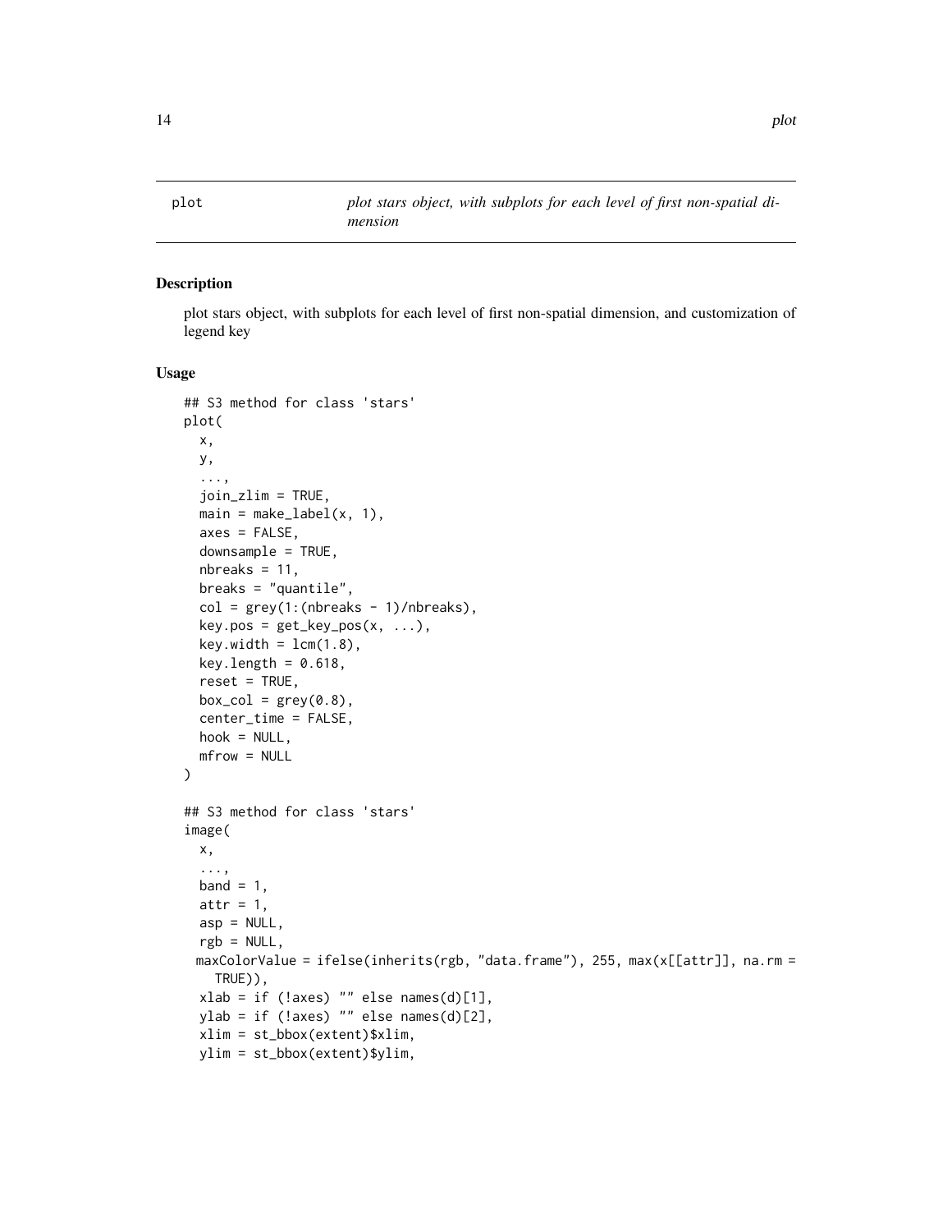plot — *plot stars object, with subplots for each level of first non-spatial dimension*

## Description

plot stars object, with subplots for each level of first non-spatial dimension, and customization of legend key

## Usage

```
## S3 method for class 'stars'
plot(
  x,
  y,
  ...,
  join_zlim = TRUE,
  main = make_label(x, 1),
  axes = FALSE,
  downsample = TRUE,
  nbreaks = 11,
  breaks = "quantile",
  col = grey(1:(nbreaks - 1)/nbreaks),
  key.pos = get_key_pos(x, ...),
  key.width = lcm(1.8),
  key.length = 0.618,
  reset = TRUE,
  box_col = grey(0.8),
  center_time = FALSE,
  hook = NULL,
  mfrow = NULL
)

## S3 method for class 'stars'
image(
  x,
  ...,
  band = 1,
  attr = 1,
  asp = NULL,
  rgb = NULL,
 maxColorValue = ifelse(inherits(rgb, "data.frame"), 255, max(x[[attr]], na.rm =
    TRUE)),
  xlab = if (!axes) "" else names(d)[1],
  ylab = if (!axes) "" else names(d)[2],
  xlim = st_bbox(extent)$xlim,
  ylim = st_bbox(extent)$ylim,
```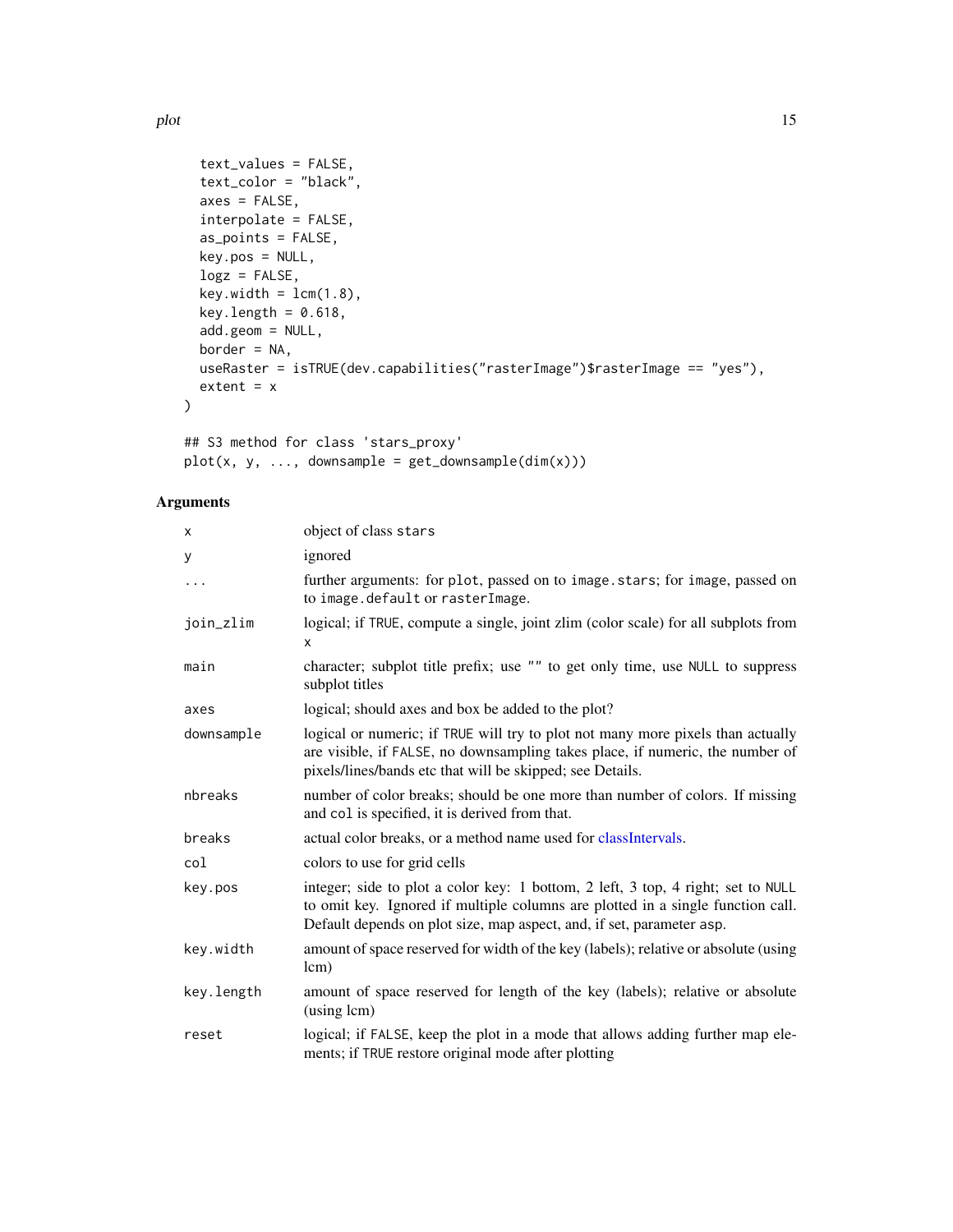```
  text_values = FALSE,
  text_color = "black",
  axes = FALSE,
  interpolate = FALSE,
  as_points = FALSE,
  key.pos = NULL,
  logz = FALSE,
  key.width = lcm(1.8),
  key.length = 0.618,
  add.geom = NULL,
  border = NA,
  useRaster = isTRUE(dev.capabilities("rasterImage")$rasterImage == "yes"),
  extent = x
)

## S3 method for class 'stars_proxy'
plot(x, y, ..., downsample = get_downsample(dim(x)))
```

## Arguments

| | |
|---|---|
| `x` | object of class `stars` |
| `y` | ignored |
| `...` | further arguments: for `plot`, passed on to `image.stars`; for `image`, passed on to `image.default` or `rasterImage`. |
| `join_zlim` | logical; if `TRUE`, compute a single, joint zlim (color scale) for all subplots from `x` |
| `main` | character; subplot title prefix; use `""` to get only time, use `NULL` to suppress subplot titles |
| `axes` | logical; should axes and box be added to the plot? |
| `downsample` | logical or numeric; if `TRUE` will try to plot not many more pixels than actually are visible, if `FALSE`, no downsampling takes place, if numeric, the number of pixels/lines/bands etc that will be skipped; see Details. |
| `nbreaks` | number of color breaks; should be one more than number of colors. If missing and `col` is specified, it is derived from that. |
| `breaks` | actual color breaks, or a method name used for classIntervals. |
| `col` | colors to use for grid cells |
| `key.pos` | integer; side to plot a color key: 1 bottom, 2 left, 3 top, 4 right; set to `NULL` to omit key. Ignored if multiple columns are plotted in a single function call. Default depends on plot size, map aspect, and, if set, parameter `asp`. |
| `key.width` | amount of space reserved for width of the key (labels); relative or absolute (using lcm) |
| `key.length` | amount of space reserved for length of the key (labels); relative or absolute (using lcm) |
| `reset` | logical; if `FALSE`, keep the plot in a mode that allows adding further map elements; if `TRUE` restore original mode after plotting |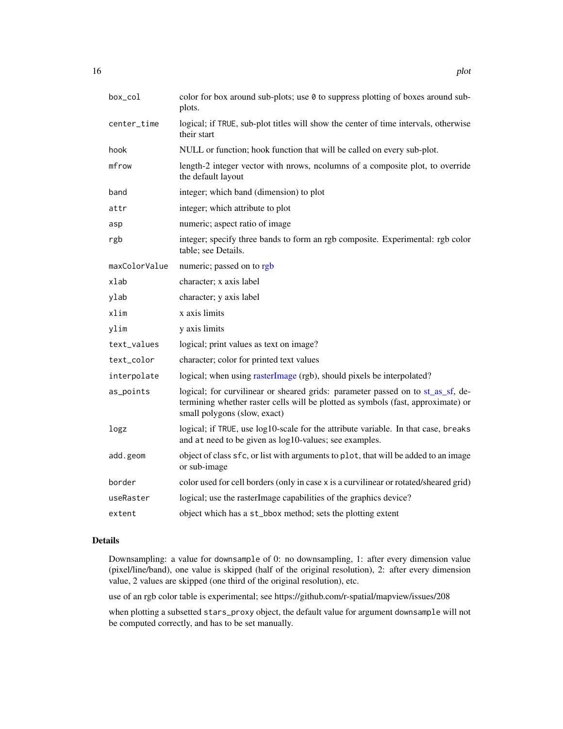| | |
|---|---|
| `box_col` | color for box around sub-plots; use `0` to suppress plotting of boxes around sub-plots. |
| `center_time` | logical; if `TRUE`, sub-plot titles will show the center of time intervals, otherwise their start |
| `hook` | NULL or function; hook function that will be called on every sub-plot. |
| `mfrow` | length-2 integer vector with nrows, ncolumns of a composite plot, to override the default layout |
| `band` | integer; which band (dimension) to plot |
| `attr` | integer; which attribute to plot |
| `asp` | numeric; aspect ratio of image |
| `rgb` | integer; specify three bands to form an rgb composite. Experimental: rgb color table; see Details. |
| `maxColorValue` | numeric; passed on to rgb |
| `xlab` | character; x axis label |
| `ylab` | character; y axis label |
| `xlim` | x axis limits |
| `ylim` | y axis limits |
| `text_values` | logical; print values as text on image? |
| `text_color` | character; color for printed text values |
| `interpolate` | logical; when using rasterImage (rgb), should pixels be interpolated? |
| `as_points` | logical; for curvilinear or sheared grids: parameter passed on to st_as_sf, determining whether raster cells will be plotted as symbols (fast, approximate) or small polygons (slow, exact) |
| `logz` | logical; if `TRUE`, use log10-scale for the attribute variable. In that case, `breaks` and `at` need to be given as log10-values; see examples. |
| `add.geom` | object of class `sfc`, or list with arguments to `plot`, that will be added to an image or sub-image |
| `border` | color used for cell borders (only in case `x` is a curvilinear or rotated/sheared grid) |
| `useRaster` | logical; use the rasterImage capabilities of the graphics device? |
| `extent` | object which has a `st_bbox` method; sets the plotting extent |

## Details

Downsampling: a value for `downsample` of 0: no downsampling, 1: after every dimension value (pixel/line/band), one value is skipped (half of the original resolution), 2: after every dimension value, 2 values are skipped (one third of the original resolution), etc.

use of an rgb color table is experimental; see https://github.com/r-spatial/mapview/issues/208

when plotting a subsetted `stars_proxy` object, the default value for argument `downsample` will not be computed correctly, and has to be set manually.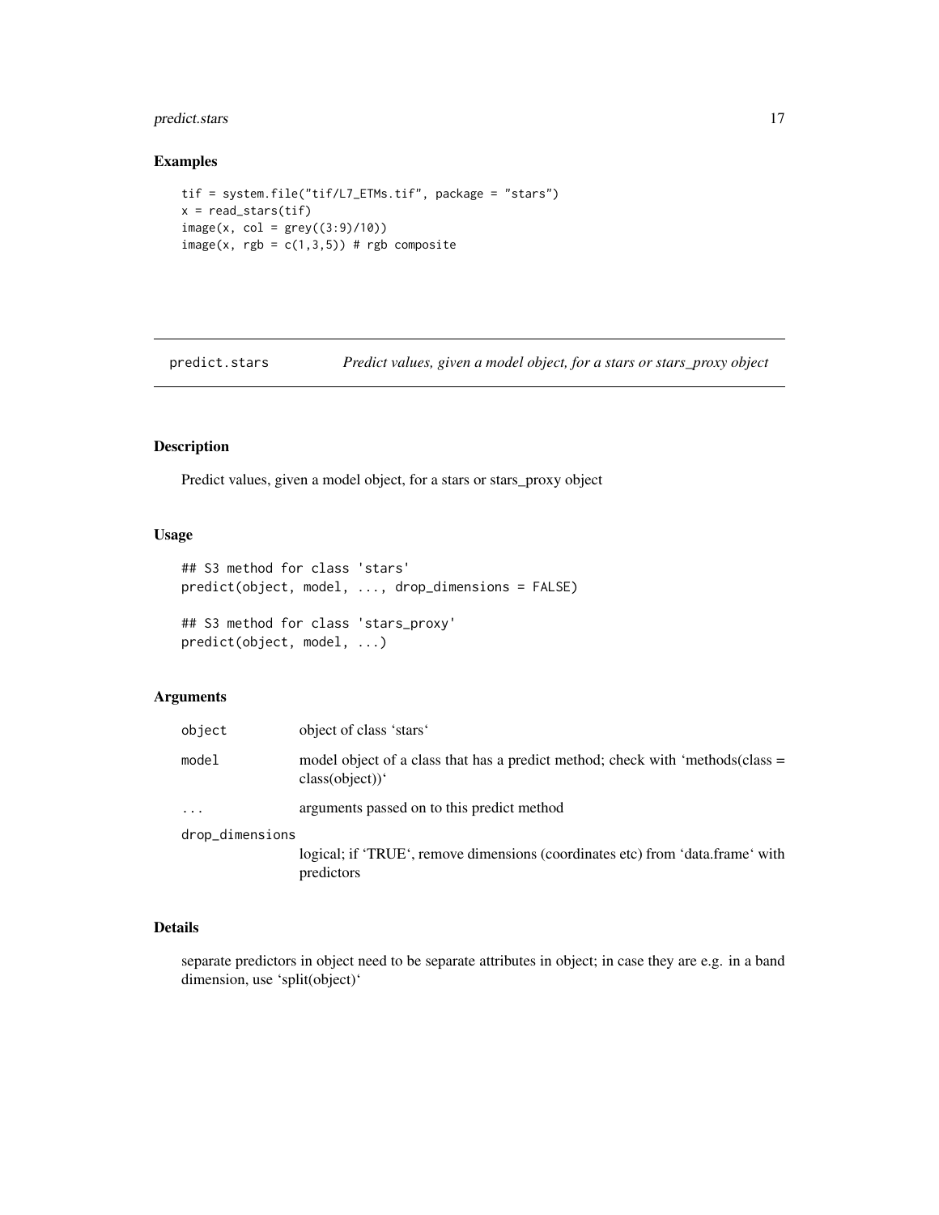## Examples

```
tif = system.file("tif/L7_ETMs.tif", package = "stars")
x = read_stars(tif)
image(x, col = grey((3:9)/10))
image(x, rgb = c(1,3,5)) # rgb composite
```

---

# predict.stars *Predict values, given a model object, for a stars or stars_proxy object*

---

## Description

Predict values, given a model object, for a stars or stars_proxy object

## Usage

```
## S3 method for class 'stars'
predict(object, model, ..., drop_dimensions = FALSE)

## S3 method for class 'stars_proxy'
predict(object, model, ...)
```

## Arguments

| | |
|---|---|
| `object` | object of class 'stars' |
| `model` | model object of a class that has a predict method; check with 'methods(class = class(object))' |
| `...` | arguments passed on to this predict method |
| `drop_dimensions` | logical; if 'TRUE', remove dimensions (coordinates etc) from 'data.frame' with predictors |

## Details

separate predictors in object need to be separate attributes in object; in case they are e.g. in a band dimension, use 'split(object)'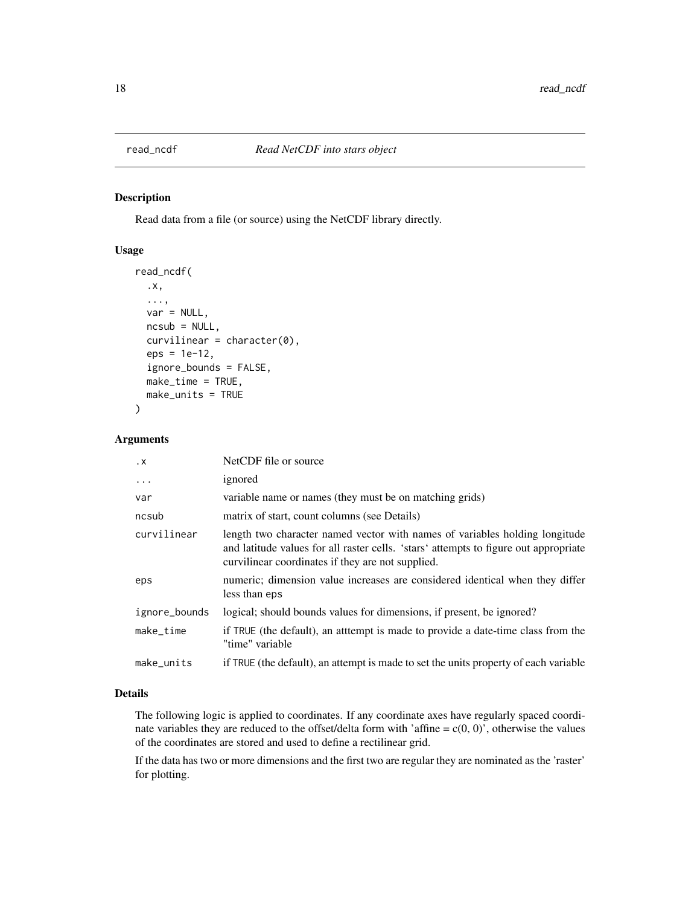## read_ncdf    *Read NetCDF into stars object*

### Description

Read data from a file (or source) using the NetCDF library directly.

### Usage

```
read_ncdf(
  .x,
  ...,
  var = NULL,
  ncsub = NULL,
  curvilinear = character(0),
  eps = 1e-12,
  ignore_bounds = FALSE,
  make_time = TRUE,
  make_units = TRUE
)
```

### Arguments

| | |
|---|---|
| `.x` | NetCDF file or source |
| `...` | ignored |
| `var` | variable name or names (they must be on matching grids) |
| `ncsub` | matrix of start, count columns (see Details) |
| `curvilinear` | length two character named vector with names of variables holding longitude and latitude values for all raster cells. 'stars' attempts to figure out appropriate curvilinear coordinates if they are not supplied. |
| `eps` | numeric; dimension value increases are considered identical when they differ less than eps |
| `ignore_bounds` | logical; should bounds values for dimensions, if present, be ignored? |
| `make_time` | if `TRUE` (the default), an atttempt is made to provide a date-time class from the "time" variable |
| `make_units` | if `TRUE` (the default), an attempt is made to set the units property of each variable |

### Details

The following logic is applied to coordinates. If any coordinate axes have regularly spaced coordinate variables they are reduced to the offset/delta form with 'affine = c(0, 0)', otherwise the values of the coordinates are stored and used to define a rectilinear grid.

If the data has two or more dimensions and the first two are regular they are nominated as the 'raster' for plotting.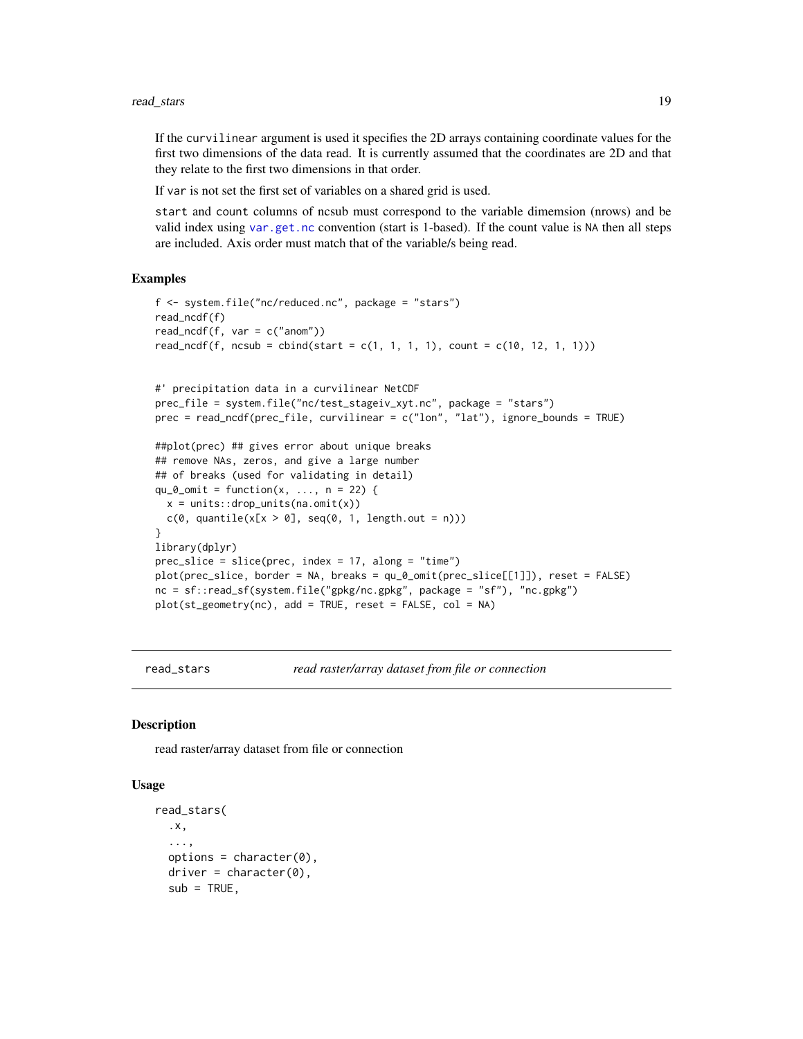If the `curvilinear` argument is used it specifies the 2D arrays containing coordinate values for the first two dimensions of the data read. It is currently assumed that the coordinates are 2D and that they relate to the first two dimensions in that order.

If `var` is not set the first set of variables on a shared grid is used.

`start` and `count` columns of ncsub must correspond to the variable dimemsion (nrows) and be valid index using `var.get.nc` convention (start is 1-based). If the count value is `NA` then all steps are included. Axis order must match that of the variable/s being read.

### Examples

```
f <- system.file("nc/reduced.nc", package = "stars")
read_ncdf(f)
read_ncdf(f, var = c("anom"))
read_ncdf(f, ncsub = cbind(start = c(1, 1, 1, 1), count = c(10, 12, 1, 1)))


#' precipitation data in a curvilinear NetCDF
prec_file = system.file("nc/test_stageiv_xyt.nc", package = "stars")
prec = read_ncdf(prec_file, curvilinear = c("lon", "lat"), ignore_bounds = TRUE)

##plot(prec) ## gives error about unique breaks
## remove NAs, zeros, and give a large number
## of breaks (used for validating in detail)
qu_0_omit = function(x, ..., n = 22) {
  x = units::drop_units(na.omit(x))
  c(0, quantile(x[x > 0], seq(0, 1, length.out = n)))
}
library(dplyr)
prec_slice = slice(prec, index = 17, along = "time")
plot(prec_slice, border = NA, breaks = qu_0_omit(prec_slice[[1]]), reset = FALSE)
nc = sf::read_sf(system.file("gpkg/nc.gpkg", package = "sf"), "nc.gpkg")
plot(st_geometry(nc), add = TRUE, reset = FALSE, col = NA)
```

---

## read_stars *read raster/array dataset from file or connection*

### Description

read raster/array dataset from file or connection

### Usage

```
read_stars(
  .x,
  ...,
  options = character(0),
  driver = character(0),
  sub = TRUE,
```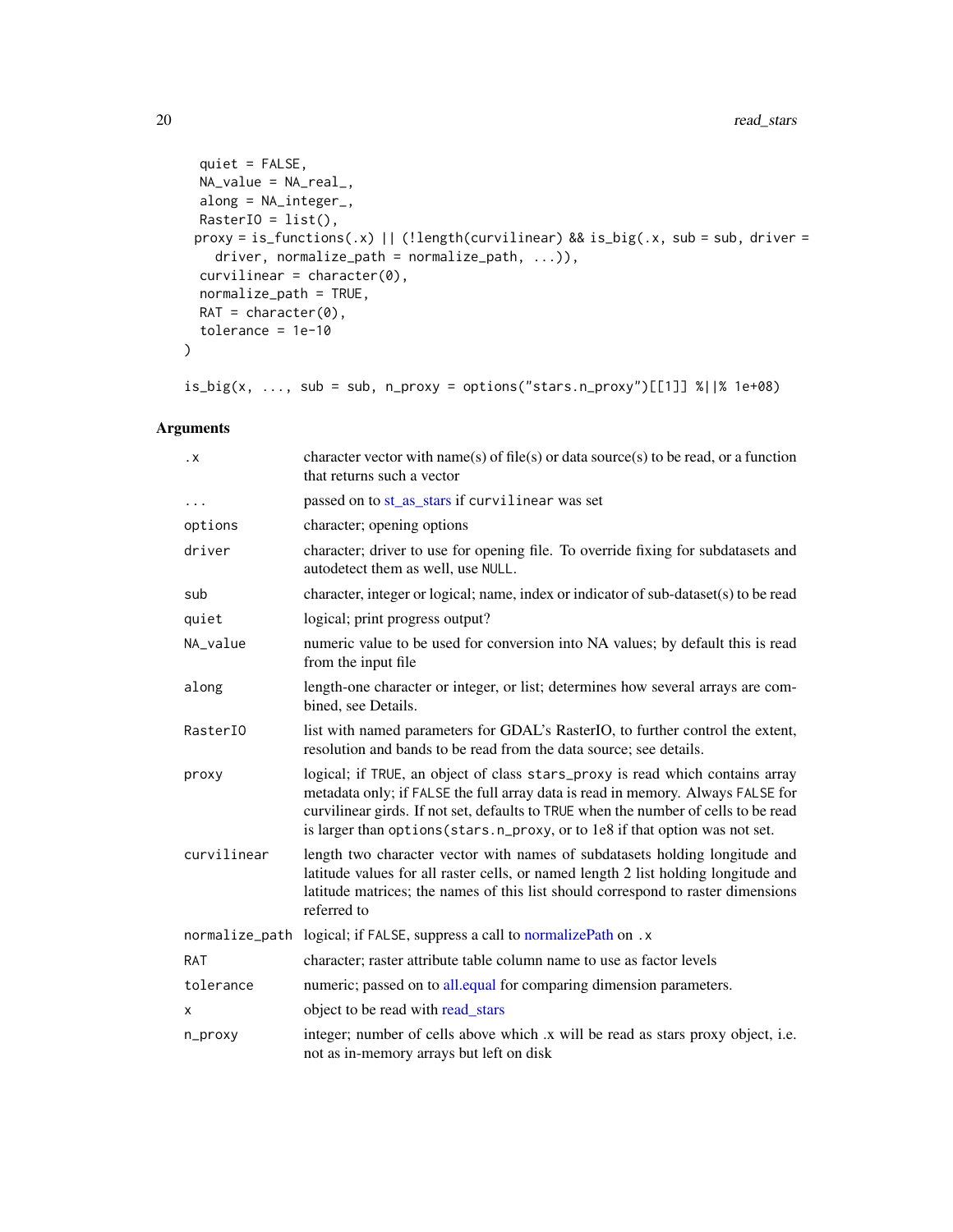```
  quiet = FALSE,
  NA_value = NA_real_,
  along = NA_integer_,
  RasterIO = list(),
  proxy = is_functions(.x) || (!length(curvilinear) && is_big(.x, sub = sub, driver =
    driver, normalize_path = normalize_path, ...)),
  curvilinear = character(0),
  normalize_path = TRUE,
  RAT = character(0),
  tolerance = 1e-10
)

is_big(x, ..., sub = sub, n_proxy = options("stars.n_proxy")[[1]] %||% 1e+08)
```

## Arguments

| | |
|---|---|
| `.x` | character vector with name(s) of file(s) or data source(s) to be read, or a function that returns such a vector |
| `...` | passed on to st_as_stars if `curvilinear` was set |
| `options` | character; opening options |
| `driver` | character; driver to use for opening file. To override fixing for subdatasets and autodetect them as well, use `NULL`. |
| `sub` | character, integer or logical; name, index or indicator of sub-dataset(s) to be read |
| `quiet` | logical; print progress output? |
| `NA_value` | numeric value to be used for conversion into NA values; by default this is read from the input file |
| `along` | length-one character or integer, or list; determines how several arrays are combined, see Details. |
| `RasterIO` | list with named parameters for GDAL's RasterIO, to further control the extent, resolution and bands to be read from the data source; see details. |
| `proxy` | logical; if `TRUE`, an object of class `stars_proxy` is read which contains array metadata only; if `FALSE` the full array data is read in memory. Always `FALSE` for curvilinear girds. If not set, defaults to `TRUE` when the number of cells to be read is larger than `options(stars.n_proxy`, or to 1e8 if that option was not set. |
| `curvilinear` | length two character vector with names of subdatasets holding longitude and latitude values for all raster cells, or named length 2 list holding longitude and latitude matrices; the names of this list should correspond to raster dimensions referred to |
| `normalize_path` | logical; if `FALSE`, suppress a call to normalizePath on `.x` |
| `RAT` | character; raster attribute table column name to use as factor levels |
| `tolerance` | numeric; passed on to all.equal for comparing dimension parameters. |
| `x` | object to be read with read_stars |
| `n_proxy` | integer; number of cells above which .x will be read as stars proxy object, i.e. not as in-memory arrays but left on disk |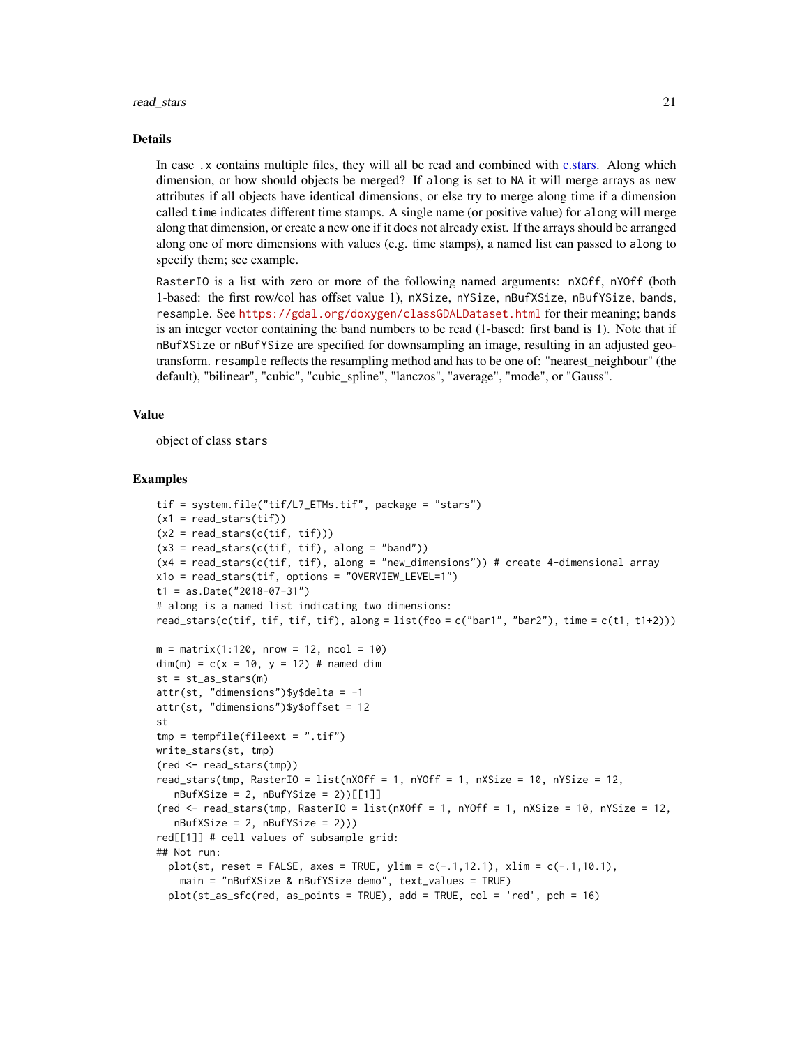## Details

In case `.x` contains multiple files, they will all be read and combined with c.stars. Along which dimension, or how should objects be merged? If `along` is set to `NA` it will merge arrays as new attributes if all objects have identical dimensions, or else try to merge along time if a dimension called `time` indicates different time stamps. A single name (or positive value) for `along` will merge along that dimension, or create a new one if it does not already exist. If the arrays should be arranged along one of more dimensions with values (e.g. time stamps), a named list can passed to `along` to specify them; see example.

`RasterIO` is a list with zero or more of the following named arguments: `nXOff`, `nYOff` (both 1-based: the first row/col has offset value 1), `nXSize`, `nYSize`, `nBufXSize`, `nBufYSize`, `bands`, `resample`. See https://gdal.org/doxygen/classGDALDataset.html for their meaning; `bands` is an integer vector containing the band numbers to be read (1-based: first band is 1). Note that if `nBufXSize` or `nBufYSize` are specified for downsampling an image, resulting in an adjusted geotransform. `resample` reflects the resampling method and has to be one of: "nearest_neighbour" (the default), "bilinear", "cubic", "cubic_spline", "lanczos", "average", "mode", or "Gauss".

## Value

object of class `stars`

## Examples

```
tif = system.file("tif/L7_ETMs.tif", package = "stars")
(x1 = read_stars(tif))
(x2 = read_stars(c(tif, tif)))
(x3 = read_stars(c(tif, tif), along = "band"))
(x4 = read_stars(c(tif, tif), along = "new_dimensions")) # create 4-dimensional array
x1o = read_stars(tif, options = "OVERVIEW_LEVEL=1")
t1 = as.Date("2018-07-31")
# along is a named list indicating two dimensions:
read_stars(c(tif, tif, tif, tif), along = list(foo = c("bar1", "bar2"), time = c(t1, t1+2)))

m = matrix(1:120, nrow = 12, ncol = 10)
dim(m) = c(x = 10, y = 12) # named dim
st = st_as_stars(m)
attr(st, "dimensions")$y$delta = -1
attr(st, "dimensions")$y$offset = 12
st
tmp = tempfile(fileext = ".tif")
write_stars(st, tmp)
(red <- read_stars(tmp))
read_stars(tmp, RasterIO = list(nXOff = 1, nYOff = 1, nXSize = 10, nYSize = 12,
   nBufXSize = 2, nBufYSize = 2))[[1]]
(red <- read_stars(tmp, RasterIO = list(nXOff = 1, nYOff = 1, nXSize = 10, nYSize = 12,
   nBufXSize = 2, nBufYSize = 2)))
red[[1]] # cell values of subsample grid:
## Not run:
  plot(st, reset = FALSE, axes = TRUE, ylim = c(-.1,12.1), xlim = c(-.1,10.1),
    main = "nBufXSize & nBufYSize demo", text_values = TRUE)
  plot(st_as_sfc(red, as_points = TRUE), add = TRUE, col = 'red', pch = 16)
```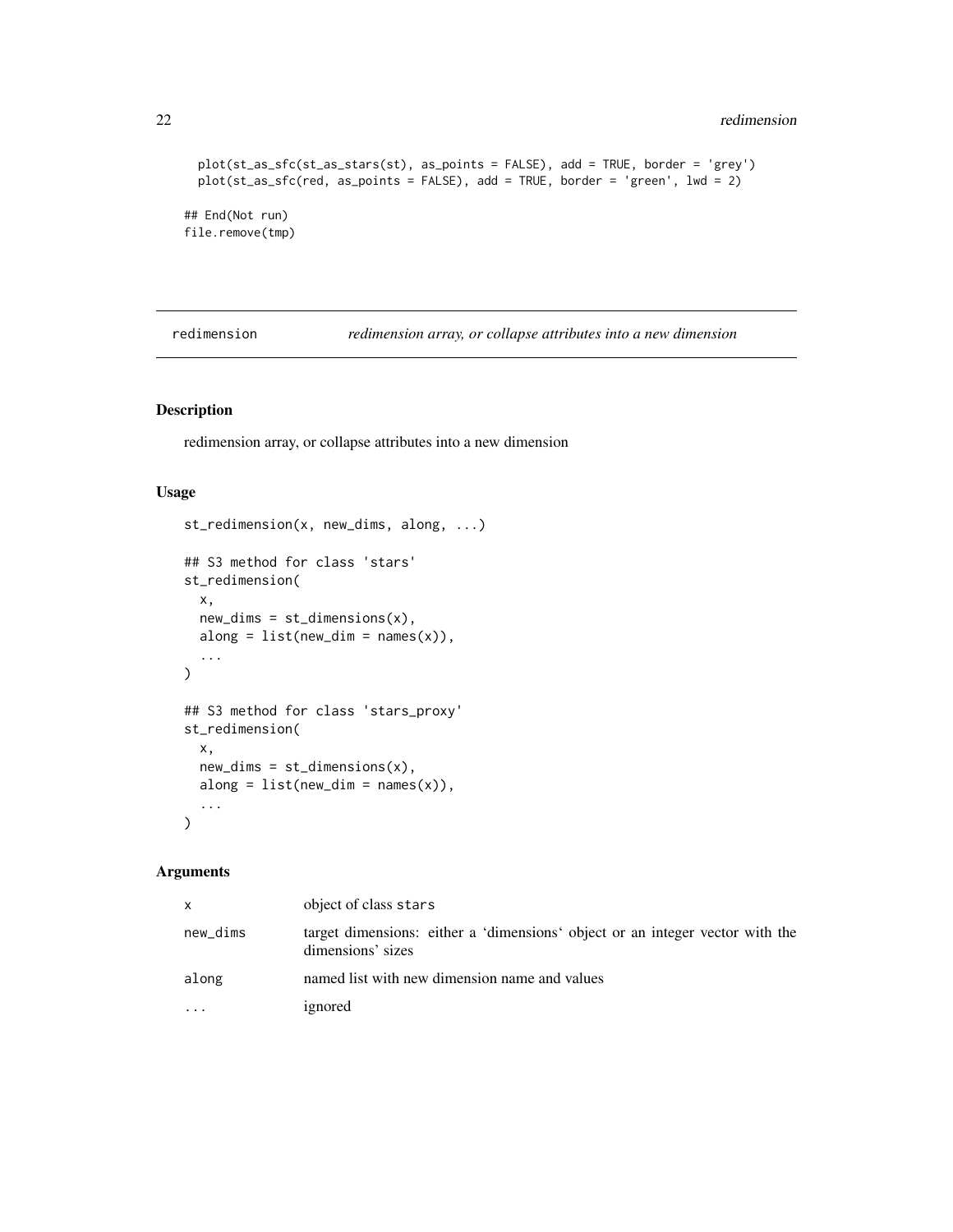```
  plot(st_as_sfc(st_as_stars(st), as_points = FALSE), add = TRUE, border = 'grey')
  plot(st_as_sfc(red, as_points = FALSE), add = TRUE, border = 'green', lwd = 2)

## End(Not run)
file.remove(tmp)
```

## redimension — *redimension array, or collapse attributes into a new dimension*

### Description

redimension array, or collapse attributes into a new dimension

### Usage

```
st_redimension(x, new_dims, along, ...)

## S3 method for class 'stars'
st_redimension(
  x,
  new_dims = st_dimensions(x),
  along = list(new_dim = names(x)),
  ...
)

## S3 method for class 'stars_proxy'
st_redimension(
  x,
  new_dims = st_dimensions(x),
  along = list(new_dim = names(x)),
  ...
)
```

### Arguments

| | |
|---|---|
| x | object of class stars |
| new_dims | target dimensions: either a ‘dimensions‘ object or an integer vector with the dimensions’ sizes |
| along | named list with new dimension name and values |
| ... | ignored |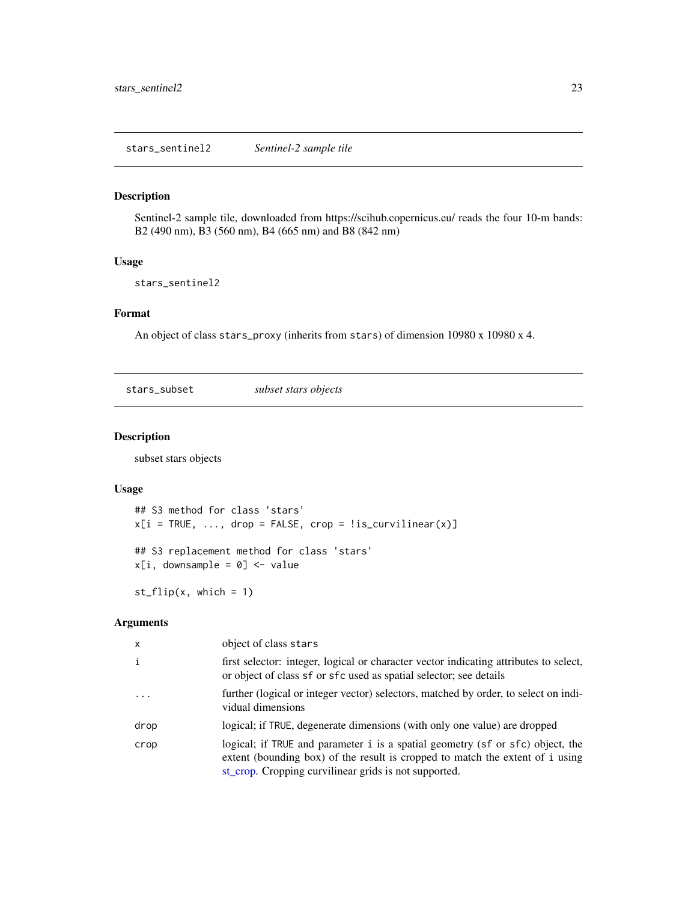## stars_sentinel2 *Sentinel-2 sample tile*

### Description

Sentinel-2 sample tile, downloaded from https://scihub.copernicus.eu/ reads the four 10-m bands: B2 (490 nm), B3 (560 nm), B4 (665 nm) and B8 (842 nm)

### Usage

```
stars_sentinel2
```

### Format

An object of class `stars_proxy` (inherits from `stars`) of dimension 10980 x 10980 x 4.

## stars_subset *subset stars objects*

### Description

subset stars objects

### Usage

```
## S3 method for class 'stars'
x[i = TRUE, ..., drop = FALSE, crop = !is_curvilinear(x)]

## S3 replacement method for class 'stars'
x[i, downsample = 0] <- value

st_flip(x, which = 1)
```

### Arguments

| | |
|---|---|
| `x` | object of class `stars` |
| `i` | first selector: integer, logical or character vector indicating attributes to select, or object of class `sf` or `sfc` used as spatial selector; see details |
| `...` | further (logical or integer vector) selectors, matched by order, to select on individual dimensions |
| `drop` | logical; if `TRUE`, degenerate dimensions (with only one value) are dropped |
| `crop` | logical; if `TRUE` and parameter `i` is a spatial geometry (`sf` or `sfc`) object, the extent (bounding box) of the result is cropped to match the extent of `i` using st_crop. Cropping curvilinear grids is not supported. |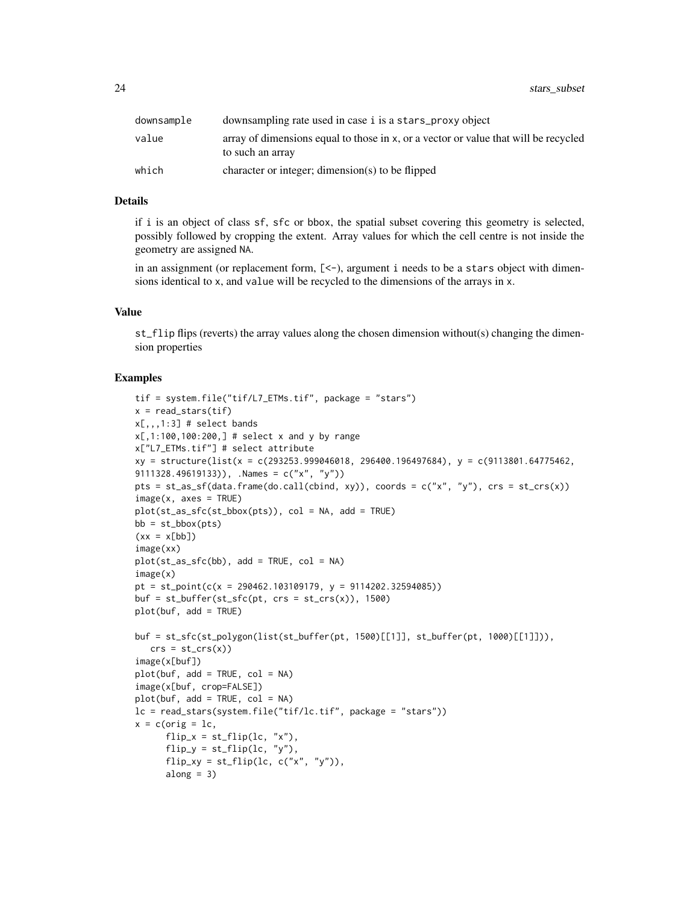| | |
|---|---|
| downsample | downsampling rate used in case i is a stars_proxy object |
| value | array of dimensions equal to those in x, or a vector or value that will be recycled to such an array |
| which | character or integer; dimension(s) to be flipped |

### Details

if i is an object of class sf, sfc or bbox, the spatial subset covering this geometry is selected, possibly followed by cropping the extent. Array values for which the cell centre is not inside the geometry are assigned NA.

in an assignment (or replacement form, [<-), argument i needs to be a stars object with dimensions identical to x, and value will be recycled to the dimensions of the arrays in x.

### Value

st_flip flips (reverts) the array values along the chosen dimension without(s) changing the dimension properties

### Examples

```
tif = system.file("tif/L7_ETMs.tif", package = "stars")
x = read_stars(tif)
x[,,,1:3] # select bands
x[,1:100,100:200,] # select x and y by range
x["L7_ETMs.tif"] # select attribute
xy = structure(list(x = c(293253.999046018, 296400.196497684), y = c(9113801.64775462,
9111328.49619133)), .Names = c("x", "y"))
pts = st_as_sf(data.frame(do.call(cbind, xy)), coords = c("x", "y"), crs = st_crs(x))
image(x, axes = TRUE)
plot(st_as_sfc(st_bbox(pts)), col = NA, add = TRUE)
bb = st_bbox(pts)
(xx = x[bb])
image(xx)
plot(st_as_sfc(bb), add = TRUE, col = NA)
image(x)
pt = st_point(c(x = 290462.103109179, y = 9114202.32594085))
buf = st_buffer(st_sfc(pt, crs = st_crs(x)), 1500)
plot(buf, add = TRUE)

buf = st_sfc(st_polygon(list(st_buffer(pt, 1500)[[1]], st_buffer(pt, 1000)[[1]])),
   crs = st_crs(x))
image(x[buf])
plot(buf, add = TRUE, col = NA)
image(x[buf, crop=FALSE])
plot(buf, add = TRUE, col = NA)
lc = read_stars(system.file("tif/lc.tif", package = "stars"))
x = c(orig = lc,
      flip_x = st_flip(lc, "x"),
      flip_y = st_flip(lc, "y"),
      flip_xy = st_flip(lc, c("x", "y")),
      along = 3)
```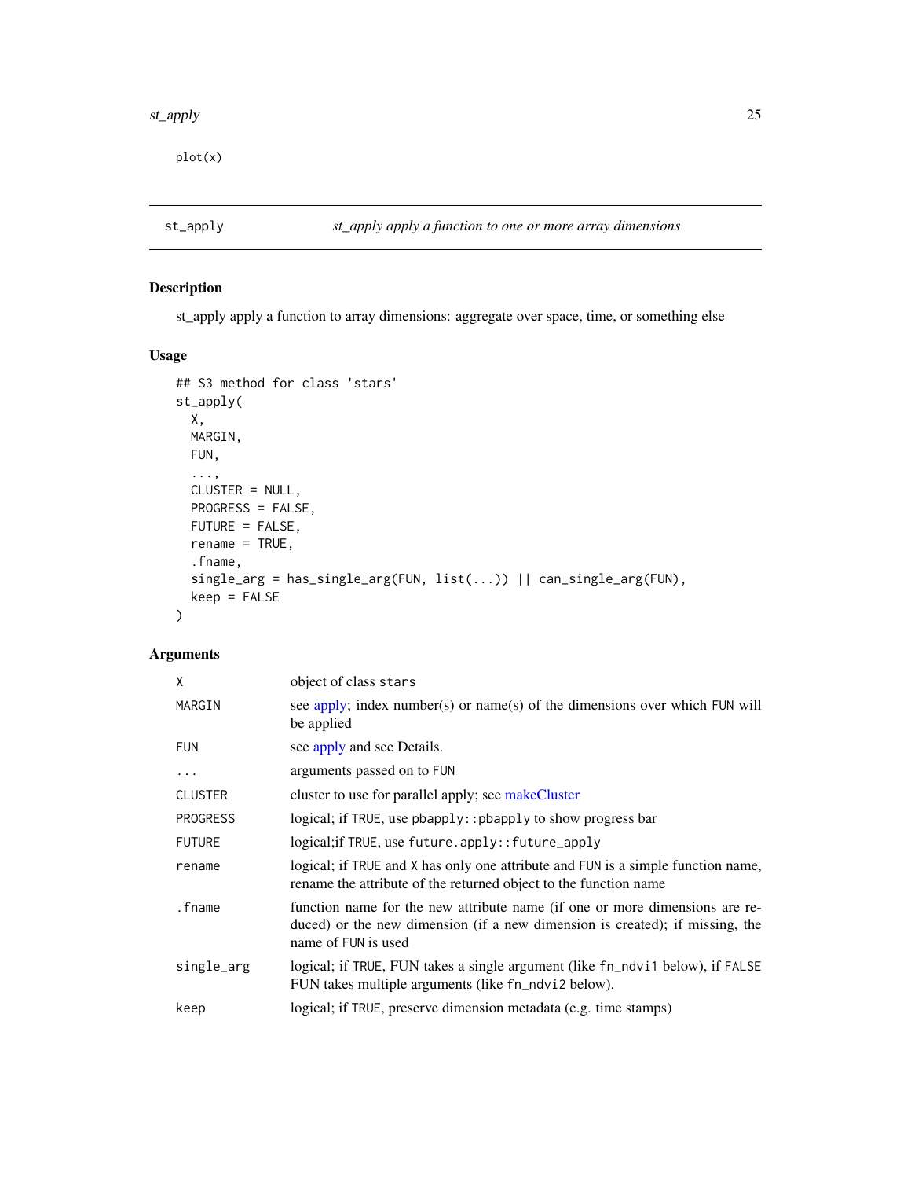```
plot(x)
```

---

## st_apply — *st_apply apply a function to one or more array dimensions*

### Description

st_apply apply a function to array dimensions: aggregate over space, time, or something else

### Usage

```
## S3 method for class 'stars'
st_apply(
  X,
  MARGIN,
  FUN,
  ...,
  CLUSTER = NULL,
  PROGRESS = FALSE,
  FUTURE = FALSE,
  rename = TRUE,
  .fname,
  single_arg = has_single_arg(FUN, list(...)) || can_single_arg(FUN),
  keep = FALSE
)
```

### Arguments

| | |
|---|---|
| `X` | object of class `stars` |
| `MARGIN` | see apply; index number(s) or name(s) of the dimensions over which `FUN` will be applied |
| `FUN` | see apply and see Details. |
| `...` | arguments passed on to `FUN` |
| `CLUSTER` | cluster to use for parallel apply; see makeCluster |
| `PROGRESS` | logical; if `TRUE`, use `pbapply::pbapply` to show progress bar |
| `FUTURE` | logical;if `TRUE`, use `future.apply::future_apply` |
| `rename` | logical; if `TRUE` and `X` has only one attribute and `FUN` is a simple function name, rename the attribute of the returned object to the function name |
| `.fname` | function name for the new attribute name (if one or more dimensions are reduced) or the new dimension (if a new dimension is created); if missing, the name of `FUN` is used |
| `single_arg` | logical; if `TRUE`, FUN takes a single argument (like `fn_ndvi1` below), if `FALSE` FUN takes multiple arguments (like `fn_ndvi2` below). |
| `keep` | logical; if `TRUE`, preserve dimension metadata (e.g. time stamps) |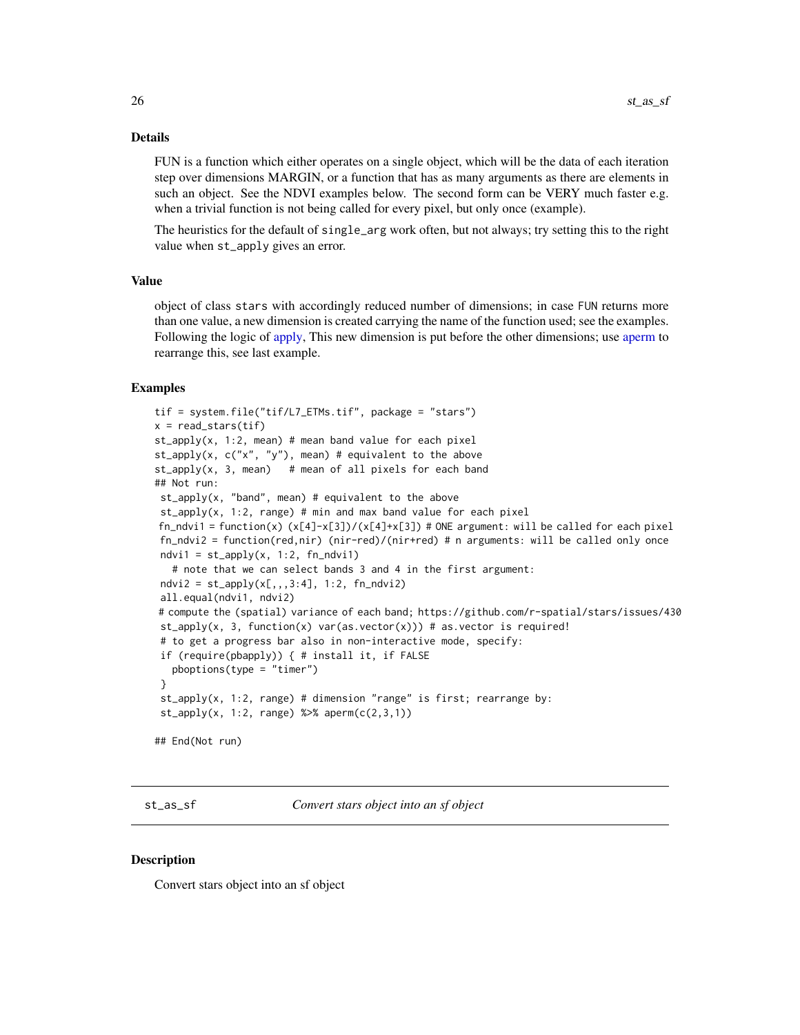### Details

FUN is a function which either operates on a single object, which will be the data of each iteration step over dimensions MARGIN, or a function that has as many arguments as there are elements in such an object. See the NDVI examples below. The second form can be VERY much faster e.g. when a trivial function is not being called for every pixel, but only once (example).

The heuristics for the default of `single_arg` work often, but not always; try setting this to the right value when `st_apply` gives an error.

### Value

object of class `stars` with accordingly reduced number of dimensions; in case FUN returns more than one value, a new dimension is created carrying the name of the function used; see the examples. Following the logic of apply, This new dimension is put before the other dimensions; use aperm to rearrange this, see last example.

### Examples

```
tif = system.file("tif/L7_ETMs.tif", package = "stars")
x = read_stars(tif)
st_apply(x, 1:2, mean) # mean band value for each pixel
st_apply(x, c("x", "y"), mean) # equivalent to the above
st_apply(x, 3, mean)   # mean of all pixels for each band
## Not run:
 st_apply(x, "band", mean) # equivalent to the above
 st_apply(x, 1:2, range) # min and max band value for each pixel
 fn_ndvi1 = function(x) (x[4]-x[3])/(x[4]+x[3]) # ONE argument: will be called for each pixel
 fn_ndvi2 = function(red,nir) (nir-red)/(nir+red) # n arguments: will be called only once
 ndvi1 = st_apply(x, 1:2, fn_ndvi1)
   # note that we can select bands 3 and 4 in the first argument:
 ndvi2 = st_apply(x[,,,3:4], 1:2, fn_ndvi2)
 all.equal(ndvi1, ndvi2)
 # compute the (spatial) variance of each band; https://github.com/r-spatial/stars/issues/430
 st_apply(x, 3, function(x) var(as.vector(x))) # as.vector is required!
 # to get a progress bar also in non-interactive mode, specify:
 if (require(pbapply)) { # install it, if FALSE
   pboptions(type = "timer")
 }
 st_apply(x, 1:2, range) # dimension "range" is first; rearrange by:
 st_apply(x, 1:2, range) %>% aperm(c(2,3,1))

## End(Not run)
```

## st_as_sf — *Convert stars object into an sf object*

### Description

Convert stars object into an sf object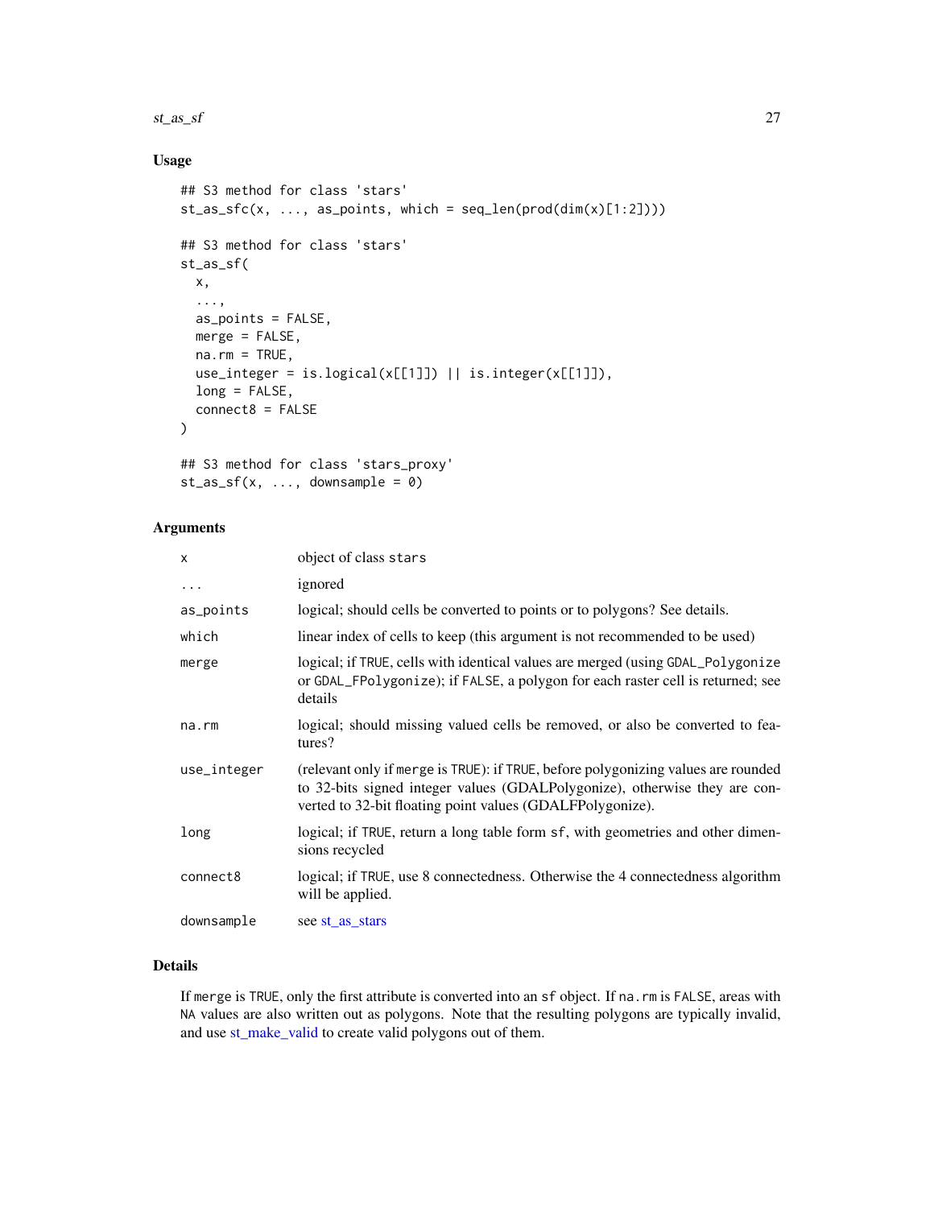## Usage

```
## S3 method for class 'stars'
st_as_sfc(x, ..., as_points, which = seq_len(prod(dim(x)[1:2])))

## S3 method for class 'stars'
st_as_sf(
  x,
  ...,
  as_points = FALSE,
  merge = FALSE,
  na.rm = TRUE,
  use_integer = is.logical(x[[1]]) || is.integer(x[[1]]),
  long = FALSE,
  connect8 = FALSE
)

## S3 method for class 'stars_proxy'
st_as_sf(x, ..., downsample = 0)
```

## Arguments

| | |
|---|---|
| `x` | object of class `stars` |
| `...` | ignored |
| `as_points` | logical; should cells be converted to points or to polygons? See details. |
| `which` | linear index of cells to keep (this argument is not recommended to be used) |
| `merge` | logical; if `TRUE`, cells with identical values are merged (using `GDAL_Polygonize` or `GDAL_FPolygonize`); if `FALSE`, a polygon for each raster cell is returned; see details |
| `na.rm` | logical; should missing valued cells be removed, or also be converted to features? |
| `use_integer` | (relevant only if `merge` is `TRUE`): if `TRUE`, before polygonizing values are rounded to 32-bits signed integer values (GDALPolygonize), otherwise they are converted to 32-bit floating point values (GDALFPolygonize). |
| `long` | logical; if `TRUE`, return a long table form `sf`, with geometries and other dimensions recycled |
| `connect8` | logical; if `TRUE`, use 8 connectedness. Otherwise the 4 connectedness algorithm will be applied. |
| `downsample` | see st_as_stars |

## Details

If `merge` is `TRUE`, only the first attribute is converted into an `sf` object. If `na.rm` is `FALSE`, areas with `NA` values are also written out as polygons. Note that the resulting polygons are typically invalid, and use st_make_valid to create valid polygons out of them.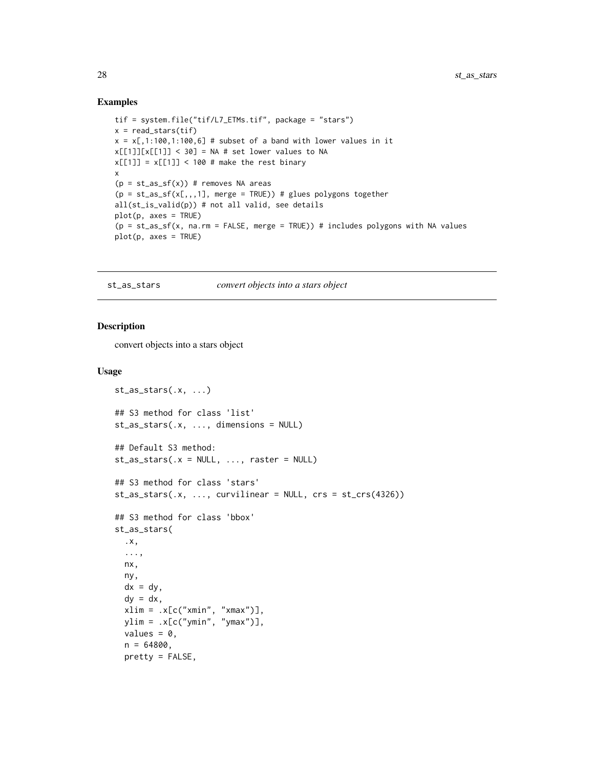## Examples

```
tif = system.file("tif/L7_ETMs.tif", package = "stars")
x = read_stars(tif)
x = x[,1:100,1:100,6] # subset of a band with lower values in it
x[[1]][x[[1]] < 30] = NA # set lower values to NA
x[[1]] = x[[1]] < 100 # make the rest binary
x
(p = st_as_sf(x)) # removes NA areas
(p = st_as_sf(x[,,,1], merge = TRUE)) # glues polygons together
all(st_is_valid(p)) # not all valid, see details
plot(p, axes = TRUE)
(p = st_as_sf(x, na.rm = FALSE, merge = TRUE)) # includes polygons with NA values
plot(p, axes = TRUE)
```

---

# st_as_stars    *convert objects into a stars object*

## Description

convert objects into a stars object

## Usage

```
st_as_stars(.x, ...)

## S3 method for class 'list'
st_as_stars(.x, ..., dimensions = NULL)

## Default S3 method:
st_as_stars(.x = NULL, ..., raster = NULL)

## S3 method for class 'stars'
st_as_stars(.x, ..., curvilinear = NULL, crs = st_crs(4326))

## S3 method for class 'bbox'
st_as_stars(
  .x,
  ...,
  nx,
  ny,
  dx = dy,
  dy = dx,
  xlim = .x[c("xmin", "xmax")],
  ylim = .x[c("ymin", "ymax")],
  values = 0,
  n = 64800,
  pretty = FALSE,
```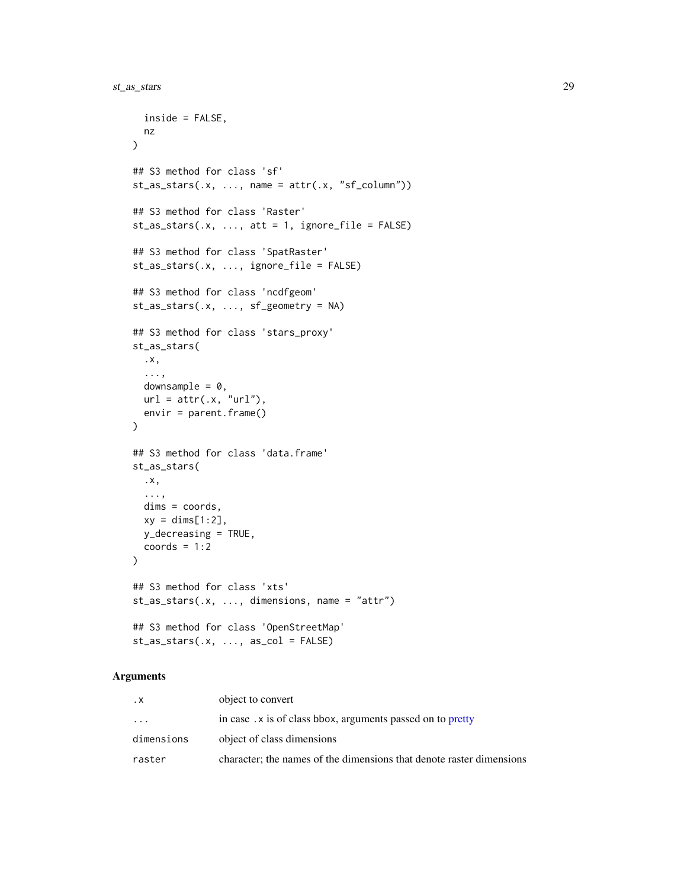```
  inside = FALSE,
  nz
)

## S3 method for class 'sf'
st_as_stars(.x, ..., name = attr(.x, "sf_column"))

## S3 method for class 'Raster'
st_as_stars(.x, ..., att = 1, ignore_file = FALSE)

## S3 method for class 'SpatRaster'
st_as_stars(.x, ..., ignore_file = FALSE)

## S3 method for class 'ncdfgeom'
st_as_stars(.x, ..., sf_geometry = NA)

## S3 method for class 'stars_proxy'
st_as_stars(
  .x,
  ...,
  downsample = 0,
  url = attr(.x, "url"),
  envir = parent.frame()
)

## S3 method for class 'data.frame'
st_as_stars(
  .x,
  ...,
  dims = coords,
  xy = dims[1:2],
  y_decreasing = TRUE,
  coords = 1:2
)

## S3 method for class 'xts'
st_as_stars(.x, ..., dimensions, name = "attr")

## S3 method for class 'OpenStreetMap'
st_as_stars(.x, ..., as_col = FALSE)
```

### Arguments

| | |
|---|---|
| `.x` | object to convert |
| `...` | in case `.x` is of class bbox, arguments passed on to pretty |
| `dimensions` | object of class dimensions |
| `raster` | character; the names of the dimensions that denote raster dimensions |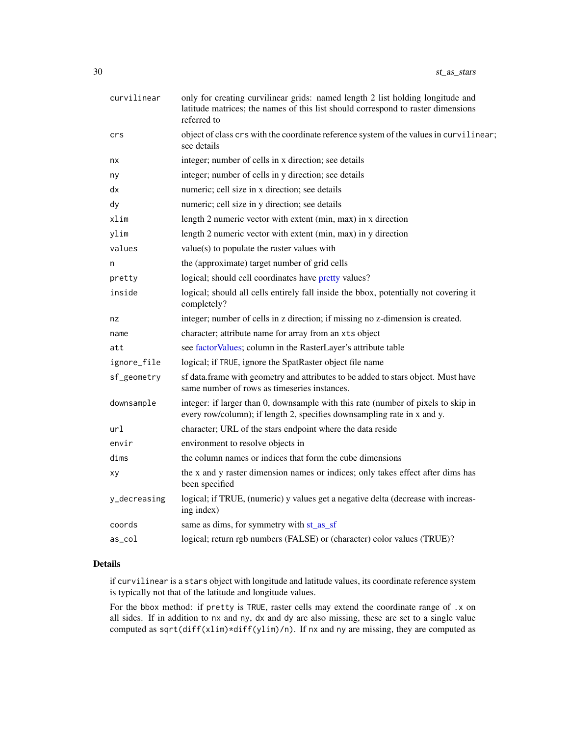| | |
|---|---|
| `curvilinear` | only for creating curvilinear grids: named length 2 list holding longitude and latitude matrices; the names of this list should correspond to raster dimensions referred to |
| `crs` | object of class `crs` with the coordinate reference system of the values in `curvilinear`; see details |
| `nx` | integer; number of cells in x direction; see details |
| `ny` | integer; number of cells in y direction; see details |
| `dx` | numeric; cell size in x direction; see details |
| `dy` | numeric; cell size in y direction; see details |
| `xlim` | length 2 numeric vector with extent (min, max) in x direction |
| `ylim` | length 2 numeric vector with extent (min, max) in y direction |
| `values` | value(s) to populate the raster values with |
| `n` | the (approximate) target number of grid cells |
| `pretty` | logical; should cell coordinates have pretty values? |
| `inside` | logical; should all cells entirely fall inside the bbox, potentially not covering it completely? |
| `nz` | integer; number of cells in z direction; if missing no z-dimension is created. |
| `name` | character; attribute name for array from an `xts` object |
| `att` | see factorValues; column in the RasterLayer's attribute table |
| `ignore_file` | logical; if `TRUE`, ignore the SpatRaster object file name |
| `sf_geometry` | sf data.frame with geometry and attributes to be added to stars object. Must have same number of rows as timeseries instances. |
| `downsample` | integer: if larger than 0, downsample with this rate (number of pixels to skip in every row/column); if length 2, specifies downsampling rate in x and y. |
| `url` | character; URL of the stars endpoint where the data reside |
| `envir` | environment to resolve objects in |
| `dims` | the column names or indices that form the cube dimensions |
| `xy` | the x and y raster dimension names or indices; only takes effect after dims has been specified |
| `y_decreasing` | logical; if TRUE, (numeric) y values get a negative delta (decrease with increasing index) |
| `coords` | same as dims, for symmetry with st_as_sf |
| `as_col` | logical; return rgb numbers (FALSE) or (character) color values (TRUE)? |

## Details

if `curvilinear` is a `stars` object with longitude and latitude values, its coordinate reference system is typically not that of the latitude and longitude values.

For the bbox method: if `pretty` is `TRUE`, raster cells may extend the coordinate range of `.x` on all sides. If in addition to `nx` and `ny`, `dx` and `dy` are also missing, these are set to a single value computed as `sqrt(diff(xlim)*diff(ylim)/n)`. If `nx` and `ny` are missing, they are computed as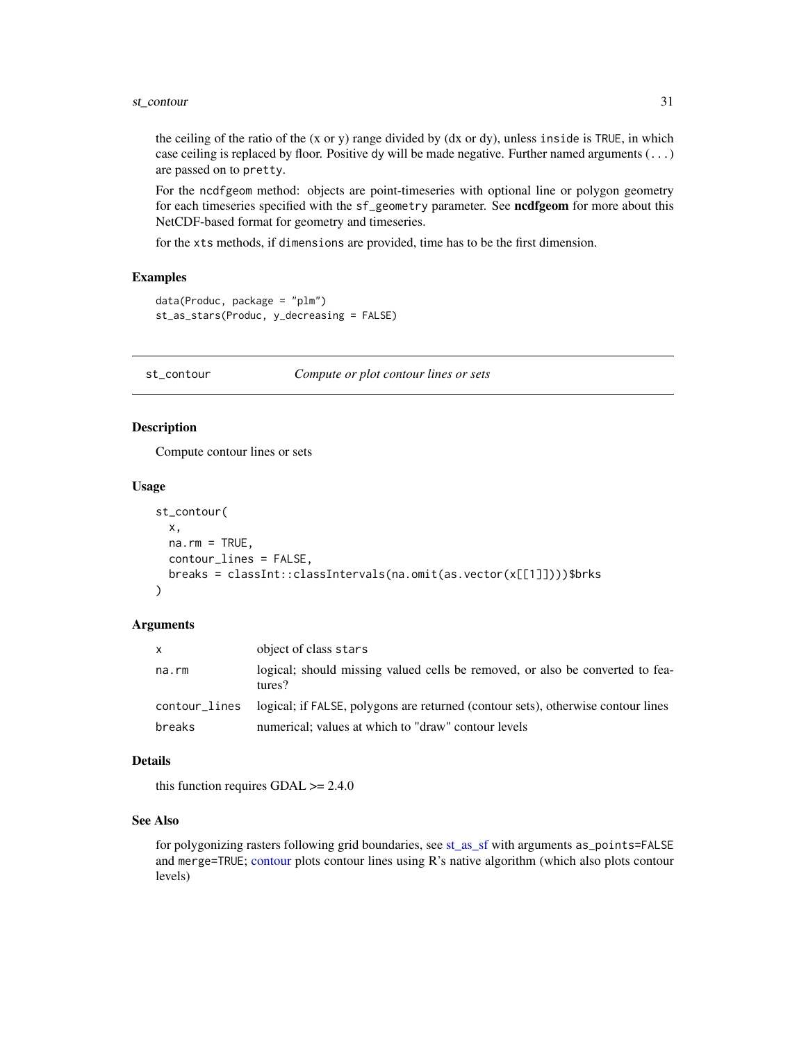the ceiling of the ratio of the (x or y) range divided by (dx or dy), unless `inside` is `TRUE`, in which case ceiling is replaced by floor. Positive `dy` will be made negative. Further named arguments (`...`) are passed on to `pretty`.

For the `ncdfgeom` method: objects are point-timeseries with optional line or polygon geometry for each timeseries specified with the `sf_geometry` parameter. See **ncdfgeom** for more about this NetCDF-based format for geometry and timeseries.

for the `xts` methods, if `dimensions` are provided, time has to be the first dimension.

### Examples

```
data(Produc, package = "plm")
st_as_stars(Produc, y_decreasing = FALSE)
```

---

## st_contour — *Compute or plot contour lines or sets*

---

### Description

Compute contour lines or sets

### Usage

```
st_contour(
  x,
  na.rm = TRUE,
  contour_lines = FALSE,
  breaks = classInt::classIntervals(na.omit(as.vector(x[[1]])))$brks
)
```

### Arguments

| | |
|---|---|
| `x` | object of class `stars` |
| `na.rm` | logical; should missing valued cells be removed, or also be converted to features? |
| `contour_lines` | logical; if `FALSE`, polygons are returned (contour sets), otherwise contour lines |
| `breaks` | numerical; values at which to "draw" contour levels |

### Details

this function requires GDAL >= 2.4.0

### See Also

for polygonizing rasters following grid boundaries, see st_as_sf with arguments `as_points=FALSE` and `merge=TRUE`; contour plots contour lines using R's native algorithm (which also plots contour levels)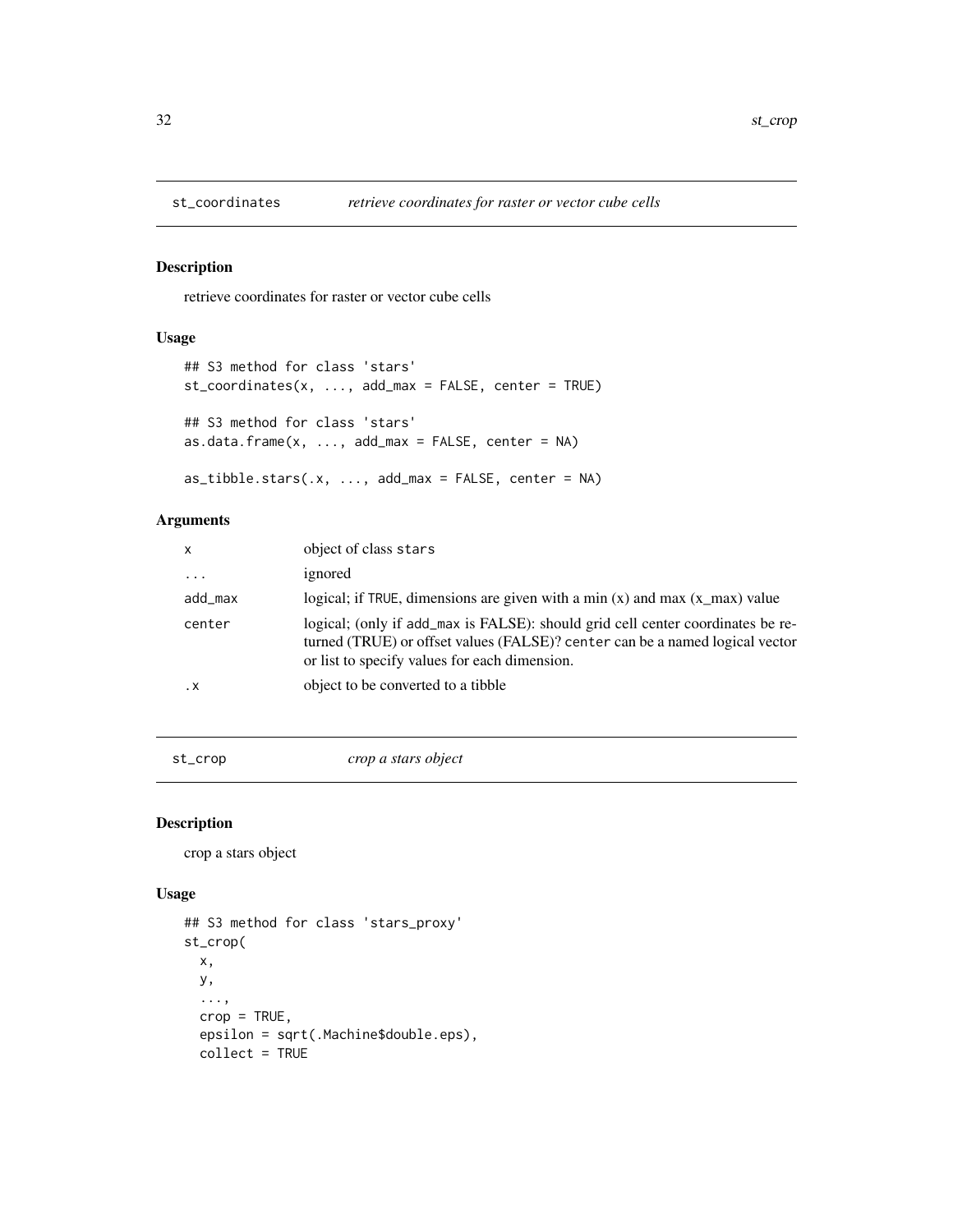## st_coordinates *retrieve coordinates for raster or vector cube cells*

### Description

retrieve coordinates for raster or vector cube cells

### Usage

```
## S3 method for class 'stars'
st_coordinates(x, ..., add_max = FALSE, center = TRUE)

## S3 method for class 'stars'
as.data.frame(x, ..., add_max = FALSE, center = NA)

as_tibble.stars(.x, ..., add_max = FALSE, center = NA)
```

### Arguments

| | |
|---|---|
| `x` | object of class `stars` |
| `...` | ignored |
| `add_max` | logical; if `TRUE`, dimensions are given with a min (x) and max (x_max) value |
| `center` | logical; (only if `add_max` is FALSE): should grid cell center coordinates be returned (TRUE) or offset values (FALSE)? `center` can be a named logical vector or list to specify values for each dimension. |
| `.x` | object to be converted to a tibble |

## st_crop *crop a stars object*

### Description

crop a stars object

### Usage

```
## S3 method for class 'stars_proxy'
st_crop(
  x,
  y,
  ...,
  crop = TRUE,
  epsilon = sqrt(.Machine$double.eps),
  collect = TRUE
```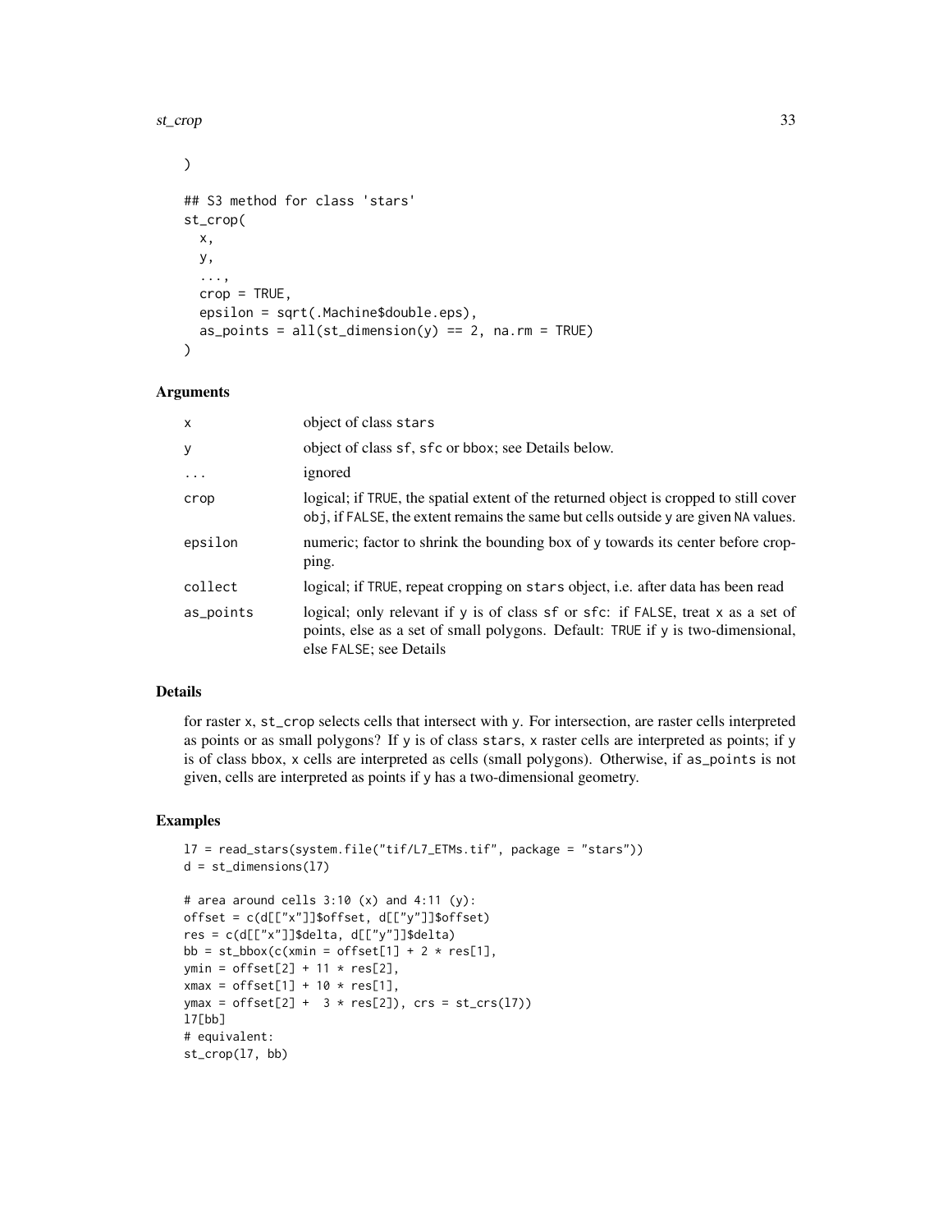```
)

## S3 method for class 'stars'
st_crop(
  x,
  y,
  ...,
  crop = TRUE,
  epsilon = sqrt(.Machine$double.eps),
  as_points = all(st_dimension(y) == 2, na.rm = TRUE)
)
```

### Arguments

| | |
|---|---|
| x | object of class stars |
| y | object of class sf, sfc or bbox; see Details below. |
| ... | ignored |
| crop | logical; if TRUE, the spatial extent of the returned object is cropped to still cover obj, if FALSE, the extent remains the same but cells outside y are given NA values. |
| epsilon | numeric; factor to shrink the bounding box of y towards its center before cropping. |
| collect | logical; if TRUE, repeat cropping on stars object, i.e. after data has been read |
| as_points | logical; only relevant if y is of class sf or sfc: if FALSE, treat x as a set of points, else as a set of small polygons. Default: TRUE if y is two-dimensional, else FALSE; see Details |

### Details

for raster x, st_crop selects cells that intersect with y. For intersection, are raster cells interpreted as points or as small polygons? If y is of class stars, x raster cells are interpreted as points; if y is of class bbox, x cells are interpreted as cells (small polygons). Otherwise, if as_points is not given, cells are interpreted as points if y has a two-dimensional geometry.

### Examples

```
l7 = read_stars(system.file("tif/L7_ETMs.tif", package = "stars"))
d = st_dimensions(l7)

# area around cells 3:10 (x) and 4:11 (y):
offset = c(d[["x"]]$offset, d[["y"]]$offset)
res = c(d[["x"]]$delta, d[["y"]]$delta)
bb = st_bbox(c(xmin = offset[1] + 2 * res[1],
ymin = offset[2] + 11 * res[2],
xmax = offset[1] + 10 * res[1],
ymax = offset[2] +  3 * res[2]), crs = st_crs(l7))
l7[bb]
# equivalent:
st_crop(l7, bb)
```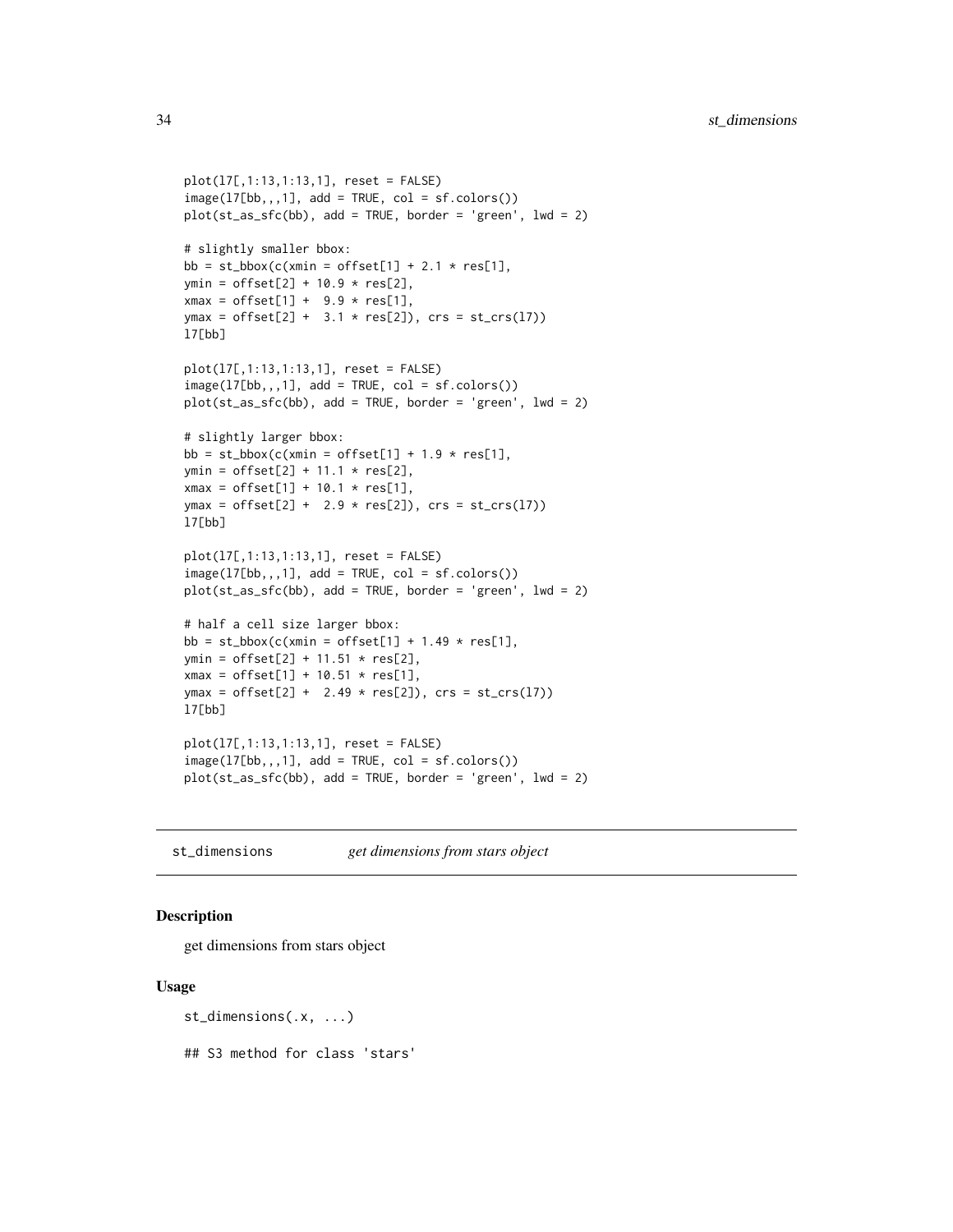```
plot(l7[,1:13,1:13,1], reset = FALSE)
image(l7[bb,,,1], add = TRUE, col = sf.colors())
plot(st_as_sfc(bb), add = TRUE, border = 'green', lwd = 2)

# slightly smaller bbox:
bb = st_bbox(c(xmin = offset[1] + 2.1 * res[1],
ymin = offset[2] + 10.9 * res[2],
xmax = offset[1] +  9.9 * res[1],
ymax = offset[2] +  3.1 * res[2]), crs = st_crs(l7))
l7[bb]

plot(l7[,1:13,1:13,1], reset = FALSE)
image(l7[bb,,,1], add = TRUE, col = sf.colors())
plot(st_as_sfc(bb), add = TRUE, border = 'green', lwd = 2)

# slightly larger bbox:
bb = st_bbox(c(xmin = offset[1] + 1.9 * res[1],
ymin = offset[2] + 11.1 * res[2],
xmax = offset[1] + 10.1 * res[1],
ymax = offset[2] +  2.9 * res[2]), crs = st_crs(l7))
l7[bb]

plot(l7[,1:13,1:13,1], reset = FALSE)
image(l7[bb,,,1], add = TRUE, col = sf.colors())
plot(st_as_sfc(bb), add = TRUE, border = 'green', lwd = 2)

# half a cell size larger bbox:
bb = st_bbox(c(xmin = offset[1] + 1.49 * res[1],
ymin = offset[2] + 11.51 * res[2],
xmax = offset[1] + 10.51 * res[1],
ymax = offset[2] +  2.49 * res[2]), crs = st_crs(l7))
l7[bb]

plot(l7[,1:13,1:13,1], reset = FALSE)
image(l7[bb,,,1], add = TRUE, col = sf.colors())
plot(st_as_sfc(bb), add = TRUE, border = 'green', lwd = 2)
```

## st_dimensions    *get dimensions from stars object*

### Description

get dimensions from stars object

### Usage

```
st_dimensions(.x, ...)

## S3 method for class 'stars'
```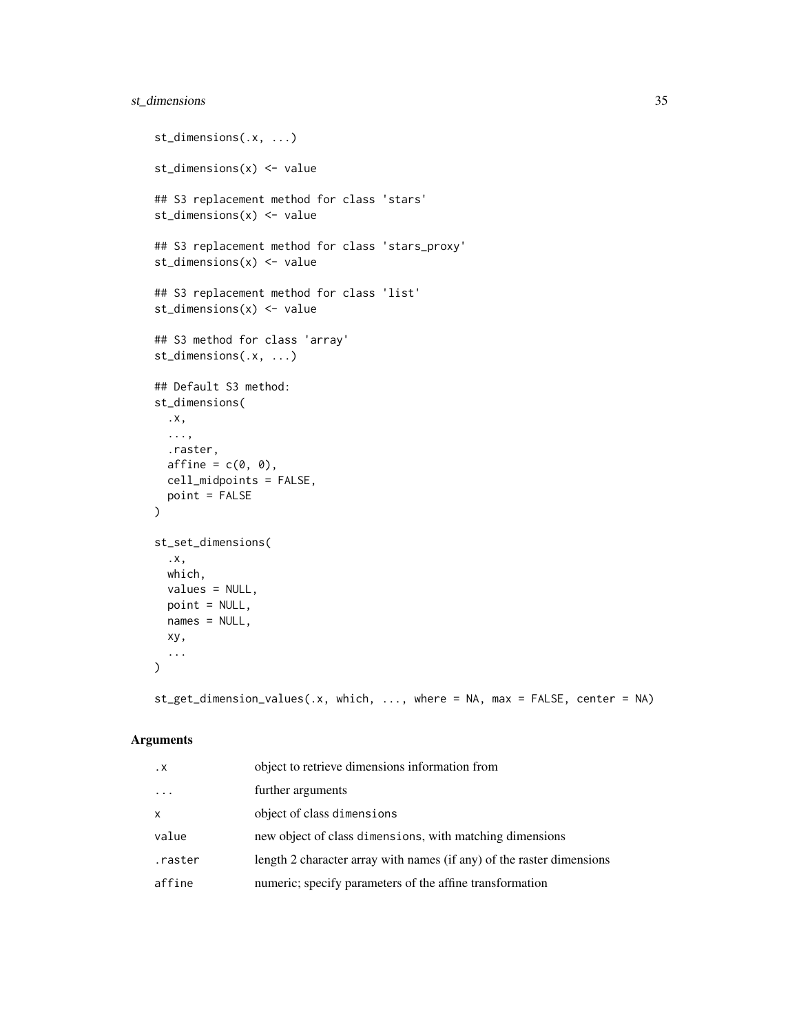```
st_dimensions(.x, ...)

st_dimensions(x) <- value

## S3 replacement method for class 'stars'
st_dimensions(x) <- value

## S3 replacement method for class 'stars_proxy'
st_dimensions(x) <- value

## S3 replacement method for class 'list'
st_dimensions(x) <- value

## S3 method for class 'array'
st_dimensions(.x, ...)

## Default S3 method:
st_dimensions(
  .x,
  ...,
  .raster,
  affine = c(0, 0),
  cell_midpoints = FALSE,
  point = FALSE
)

st_set_dimensions(
  .x,
  which,
  values = NULL,
  point = NULL,
  names = NULL,
  xy,
  ...
)

st_get_dimension_values(.x, which, ..., where = NA, max = FALSE, center = NA)
```

## Arguments

| | |
|---|---|
| `.x` | object to retrieve dimensions information from |
| `...` | further arguments |
| `x` | object of class `dimensions` |
| `value` | new object of class `dimensions`, with matching dimensions |
| `.raster` | length 2 character array with names (if any) of the raster dimensions |
| `affine` | numeric; specify parameters of the affine transformation |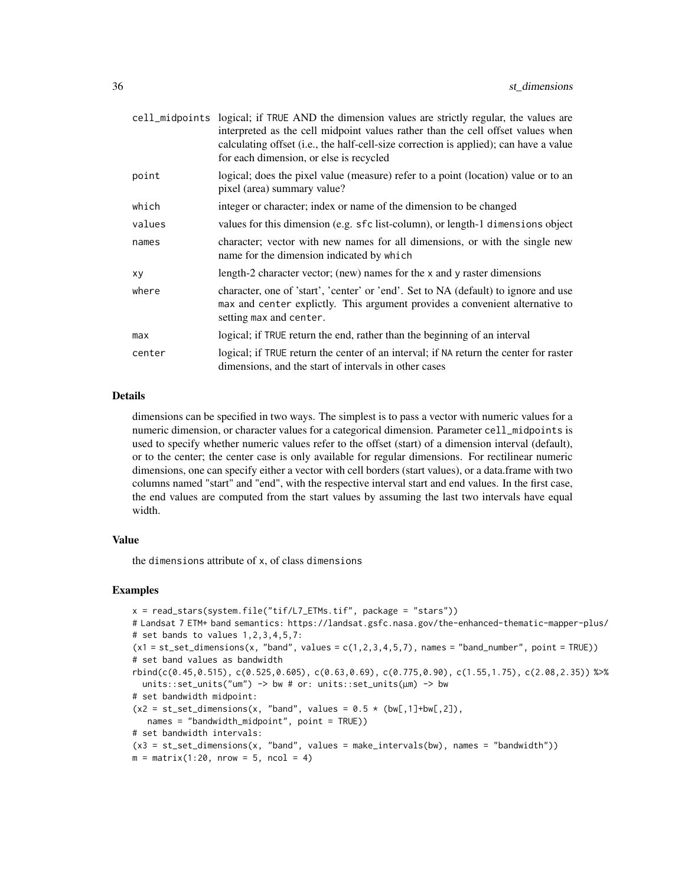| | |
|---|---|
| cell_midpoints | logical; if TRUE AND the dimension values are strictly regular, the values are interpreted as the cell midpoint values rather than the cell offset values when calculating offset (i.e., the half-cell-size correction is applied); can have a value for each dimension, or else is recycled |
| point | logical; does the pixel value (measure) refer to a point (location) value or to an pixel (area) summary value? |
| which | integer or character; index or name of the dimension to be changed |
| values | values for this dimension (e.g. sfc list-column), or length-1 dimensions object |
| names | character; vector with new names for all dimensions, or with the single new name for the dimension indicated by which |
| xy | length-2 character vector; (new) names for the x and y raster dimensions |
| where | character, one of 'start', 'center' or 'end'. Set to NA (default) to ignore and use max and center explictly. This argument provides a convenient alternative to setting max and center. |
| max | logical; if TRUE return the end, rather than the beginning of an interval |
| center | logical; if TRUE return the center of an interval; if NA return the center for raster dimensions, and the start of intervals in other cases |

### Details

dimensions can be specified in two ways. The simplest is to pass a vector with numeric values for a numeric dimension, or character values for a categorical dimension. Parameter cell_midpoints is used to specify whether numeric values refer to the offset (start) of a dimension interval (default), or to the center; the center case is only available for regular dimensions. For rectilinear numeric dimensions, one can specify either a vector with cell borders (start values), or a data.frame with two columns named "start" and "end", with the respective interval start and end values. In the first case, the end values are computed from the start values by assuming the last two intervals have equal width.

### Value

the dimensions attribute of x, of class dimensions

### Examples

```
x = read_stars(system.file("tif/L7_ETMs.tif", package = "stars"))
# Landsat 7 ETM+ band semantics: https://landsat.gsfc.nasa.gov/the-enhanced-thematic-mapper-plus/
# set bands to values 1,2,3,4,5,7:
(x1 = st_set_dimensions(x, "band", values = c(1,2,3,4,5,7), names = "band_number", point = TRUE))
# set band values as bandwidth
rbind(c(0.45,0.515), c(0.525,0.605), c(0.63,0.69), c(0.775,0.90), c(1.55,1.75), c(2.08,2.35)) %>%
  units::set_units("um") -> bw # or: units::set_units(µm) -> bw
# set bandwidth midpoint:
(x2 = st_set_dimensions(x, "band", values = 0.5 * (bw[,1]+bw[,2]),
   names = "bandwidth_midpoint", point = TRUE))
# set bandwidth intervals:
(x3 = st_set_dimensions(x, "band", values = make_intervals(bw), names = "bandwidth"))
m = matrix(1:20, nrow = 5, ncol = 4)
```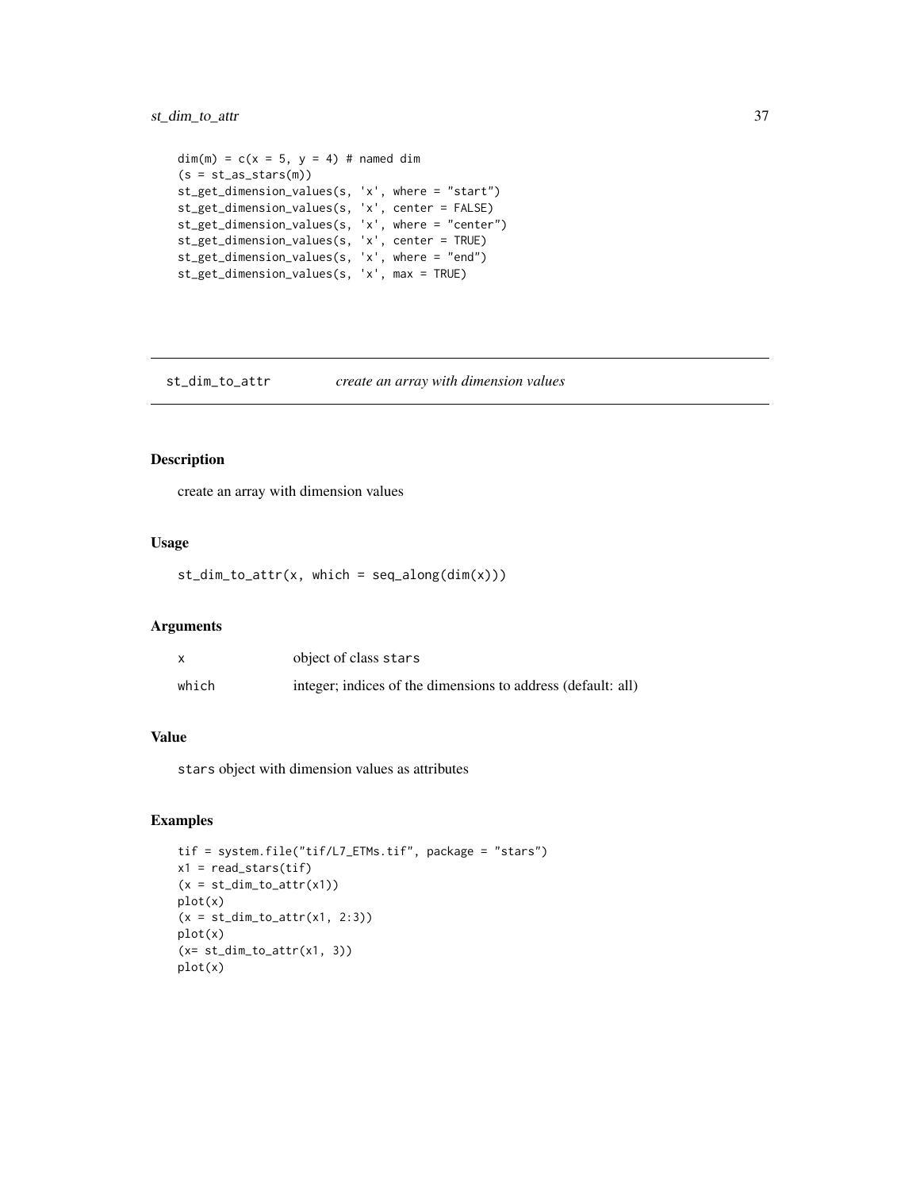```
dim(m) = c(x = 5, y = 4) # named dim
(s = st_as_stars(m))
st_get_dimension_values(s, 'x', where = "start")
st_get_dimension_values(s, 'x', center = FALSE)
st_get_dimension_values(s, 'x', where = "center")
st_get_dimension_values(s, 'x', center = TRUE)
st_get_dimension_values(s, 'x', where = "end")
st_get_dimension_values(s, 'x', max = TRUE)
```

## st_dim_to_attr *create an array with dimension values*

### Description

create an array with dimension values

### Usage

```
st_dim_to_attr(x, which = seq_along(dim(x)))
```

### Arguments

| | |
|---|---|
| x | object of class stars |
| which | integer; indices of the dimensions to address (default: all) |

### Value

stars object with dimension values as attributes

### Examples

```
tif = system.file("tif/L7_ETMs.tif", package = "stars")
x1 = read_stars(tif)
(x = st_dim_to_attr(x1))
plot(x)
(x = st_dim_to_attr(x1, 2:3))
plot(x)
(x= st_dim_to_attr(x1, 3))
plot(x)
```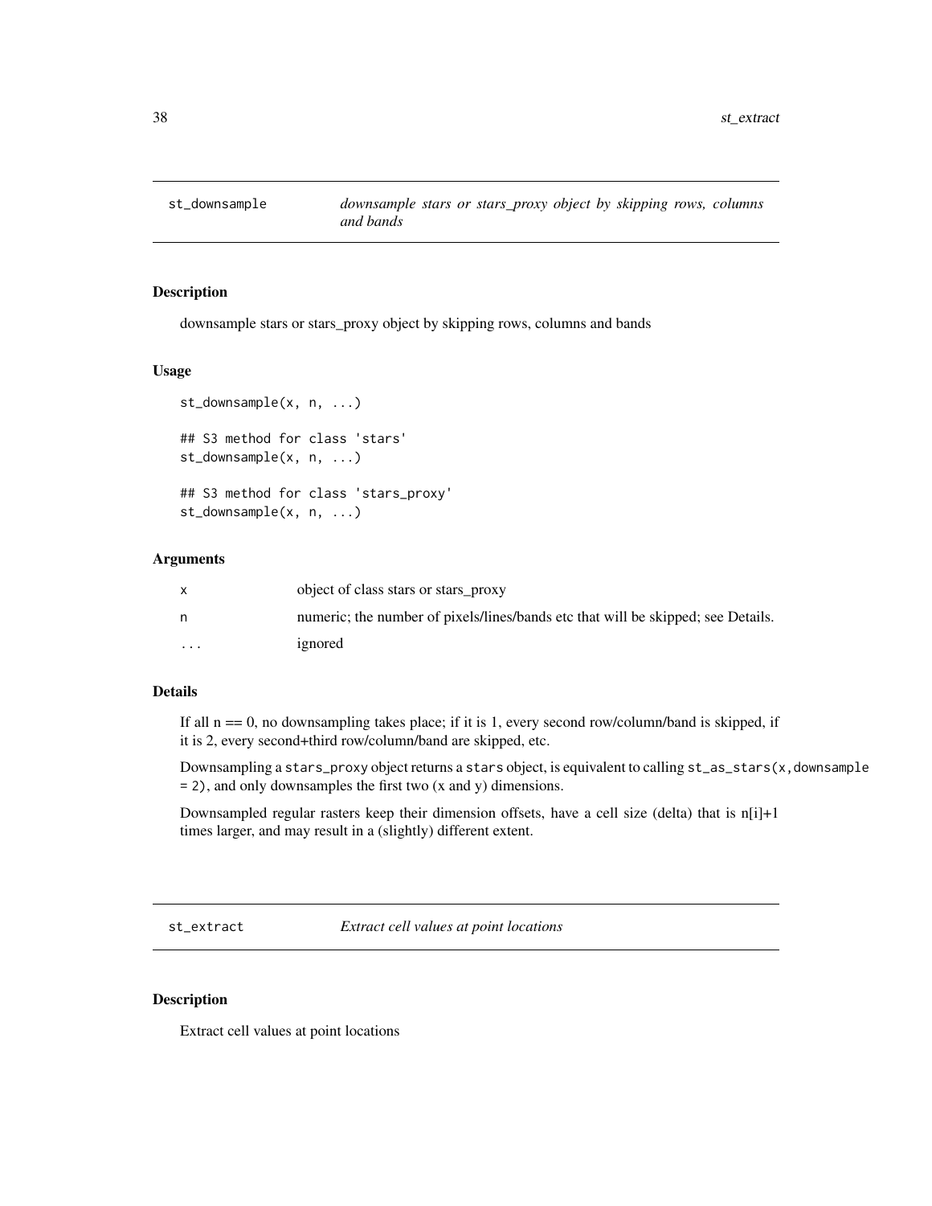## st_downsample — *downsample stars or stars_proxy object by skipping rows, columns and bands*

### Description

downsample stars or stars_proxy object by skipping rows, columns and bands

### Usage

```
st_downsample(x, n, ...)

## S3 method for class 'stars'
st_downsample(x, n, ...)

## S3 method for class 'stars_proxy'
st_downsample(x, n, ...)
```

### Arguments

| | |
|---|---|
| x | object of class stars or stars_proxy |
| n | numeric; the number of pixels/lines/bands etc that will be skipped; see Details. |
| ... | ignored |

### Details

If all n == 0, no downsampling takes place; if it is 1, every second row/column/band is skipped, if it is 2, every second+third row/column/band are skipped, etc.

Downsampling a `stars_proxy` object returns a `stars` object, is equivalent to calling `st_as_stars(x,downsample = 2)`, and only downsamples the first two (x and y) dimensions.

Downsampled regular rasters keep their dimension offsets, have a cell size (delta) that is n[i]+1 times larger, and may result in a (slightly) different extent.

## st_extract — *Extract cell values at point locations*

### Description

Extract cell values at point locations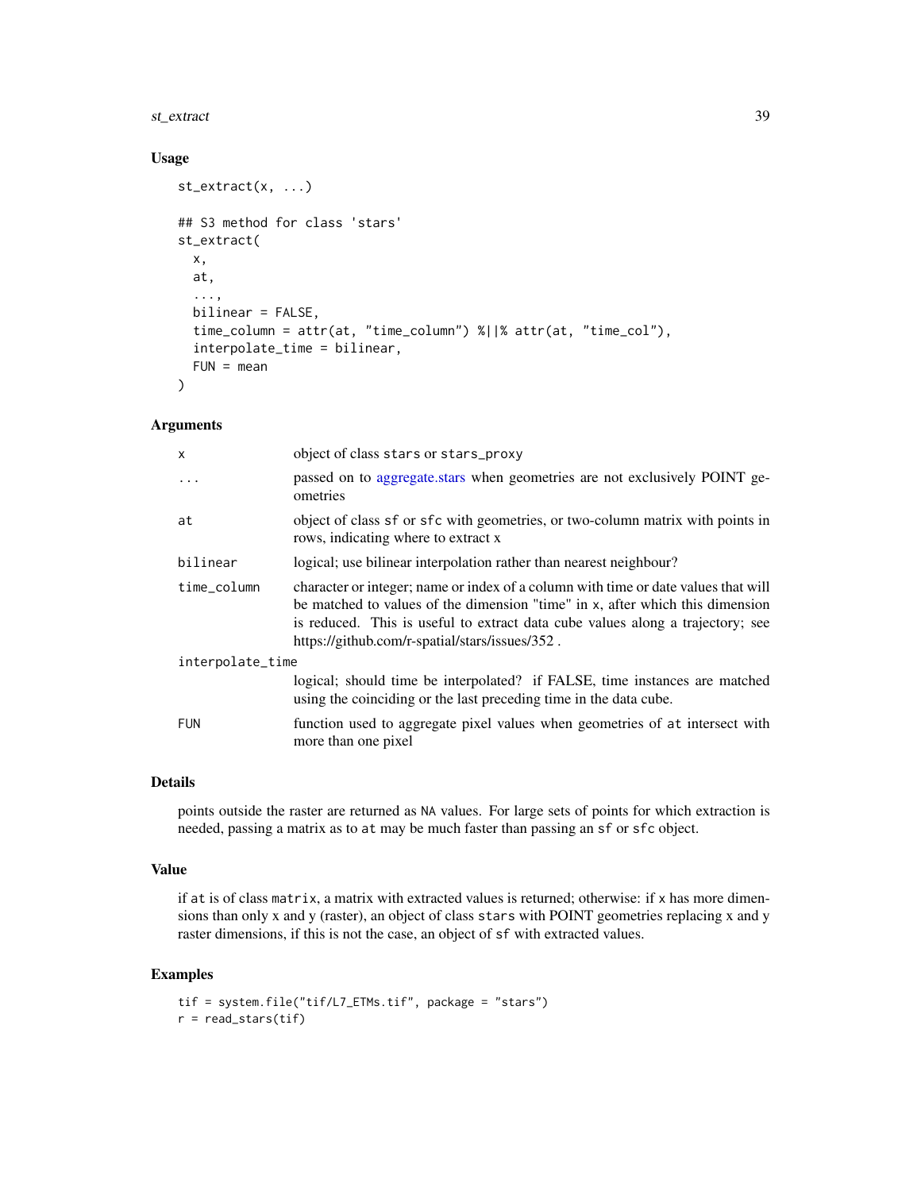## Usage

```
st_extract(x, ...)

## S3 method for class 'stars'
st_extract(
  x,
  at,
  ...,
  bilinear = FALSE,
  time_column = attr(at, "time_column") %||% attr(at, "time_col"),
  interpolate_time = bilinear,
  FUN = mean
)
```

## Arguments

| | |
|---|---|
| `x` | object of class `stars` or `stars_proxy` |
| `...` | passed on to aggregate.stars when geometries are not exclusively POINT geometries |
| `at` | object of class `sf` or `sfc` with geometries, or two-column matrix with points in rows, indicating where to extract x |
| `bilinear` | logical; use bilinear interpolation rather than nearest neighbour? |
| `time_column` | character or integer; name or index of a column with time or date values that will be matched to values of the dimension "time" in `x`, after which this dimension is reduced. This is useful to extract data cube values along a trajectory; see https://github.com/r-spatial/stars/issues/352 . |
| `interpolate_time` | logical; should time be interpolated? if FALSE, time instances are matched using the coinciding or the last preceding time in the data cube. |
| `FUN` | function used to aggregate pixel values when geometries of `at` intersect with more than one pixel |

## Details

points outside the raster are returned as `NA` values. For large sets of points for which extraction is needed, passing a matrix as to `at` may be much faster than passing an `sf` or `sfc` object.

## Value

if `at` is of class `matrix`, a matrix with extracted values is returned; otherwise: if `x` has more dimensions than only x and y (raster), an object of class `stars` with POINT geometries replacing x and y raster dimensions, if this is not the case, an object of `sf` with extracted values.

## Examples

```
tif = system.file("tif/L7_ETMs.tif", package = "stars")
r = read_stars(tif)
```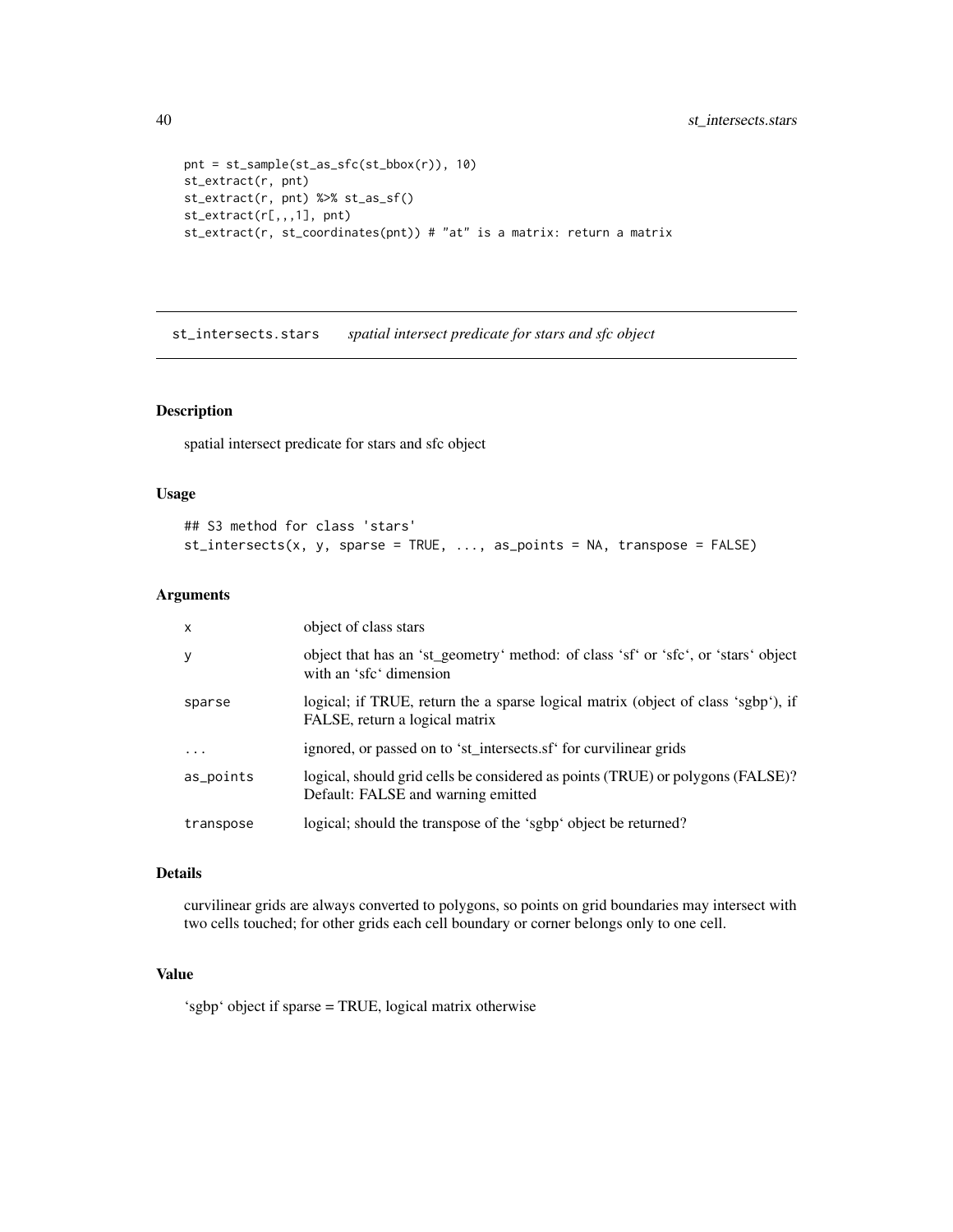```
pnt = st_sample(st_as_sfc(st_bbox(r)), 10)
st_extract(r, pnt)
st_extract(r, pnt) %>% st_as_sf()
st_extract(r[,,,1], pnt)
st_extract(r, st_coordinates(pnt)) # "at" is a matrix: return a matrix
```

## st_intersects.stars *spatial intersect predicate for stars and sfc object*

### Description

spatial intersect predicate for stars and sfc object

### Usage

```
## S3 method for class 'stars'
st_intersects(x, y, sparse = TRUE, ..., as_points = NA, transpose = FALSE)
```

### Arguments

| | |
|---|---|
| x | object of class stars |
| y | object that has an 'st_geometry' method: of class 'sf' or 'sfc', or 'stars' object with an 'sfc' dimension |
| sparse | logical; if TRUE, return the a sparse logical matrix (object of class 'sgbp'), if FALSE, return a logical matrix |
| ... | ignored, or passed on to 'st_intersects.sf' for curvilinear grids |
| as_points | logical, should grid cells be considered as points (TRUE) or polygons (FALSE)? Default: FALSE and warning emitted |
| transpose | logical; should the transpose of the 'sgbp' object be returned? |

### Details

curvilinear grids are always converted to polygons, so points on grid boundaries may intersect with two cells touched; for other grids each cell boundary or corner belongs only to one cell.

### Value

'sgbp' object if sparse = TRUE, logical matrix otherwise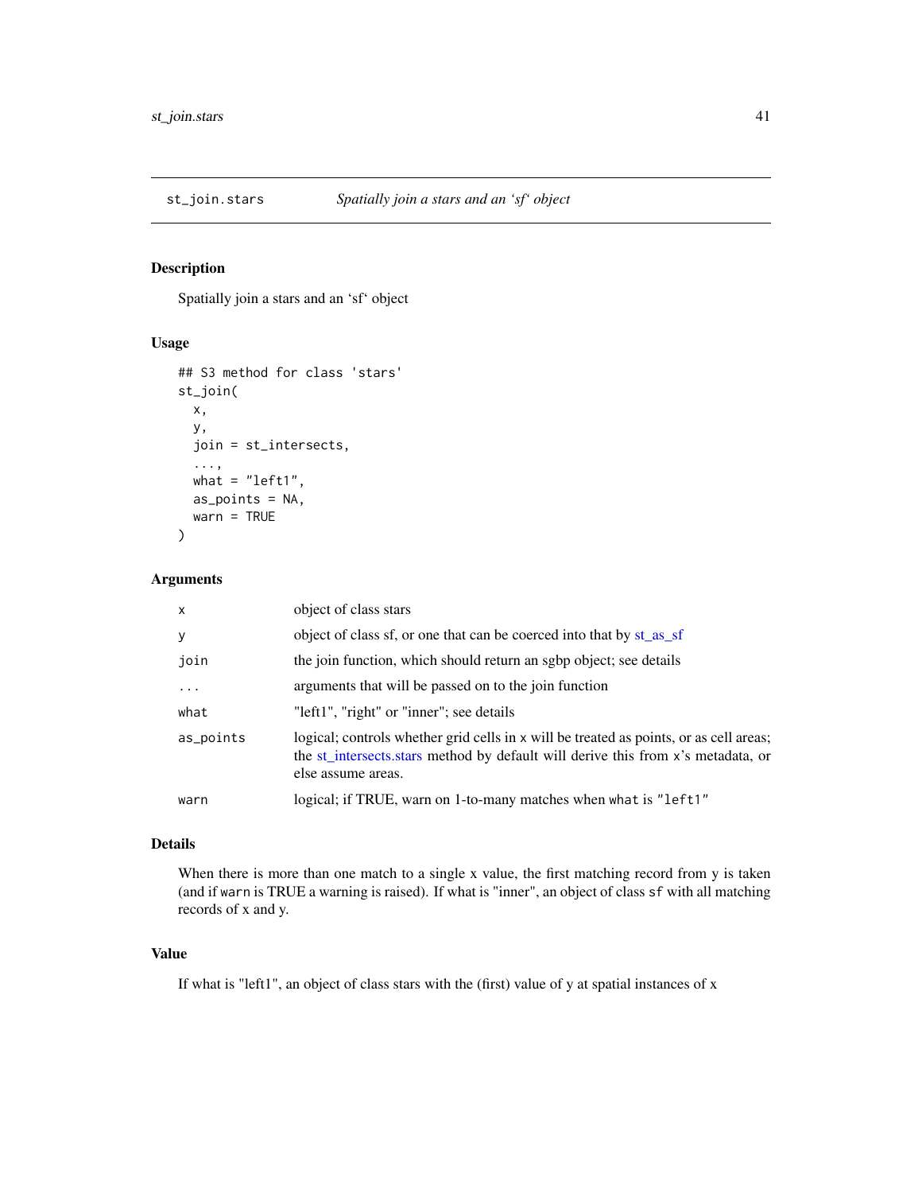## st_join.stars — *Spatially join a stars and an 'sf' object*

### Description

Spatially join a stars and an 'sf' object

### Usage

```
## S3 method for class 'stars'
st_join(
  x,
  y,
  join = st_intersects,
  ...,
  what = "left1",
  as_points = NA,
  warn = TRUE
)
```

### Arguments

| | |
|---|---|
| `x` | object of class stars |
| `y` | object of class sf, or one that can be coerced into that by st_as_sf |
| `join` | the join function, which should return an sgbp object; see details |
| `...` | arguments that will be passed on to the join function |
| `what` | "left1", "right" or "inner"; see details |
| `as_points` | logical; controls whether grid cells in x will be treated as points, or as cell areas; the st_intersects.stars method by default will derive this from x's metadata, or else assume areas. |
| `warn` | logical; if TRUE, warn on 1-to-many matches when `what` is `"left1"` |

### Details

When there is more than one match to a single x value, the first matching record from y is taken (and if `warn` is TRUE a warning is raised). If what is "inner", an object of class `sf` with all matching records of x and y.

### Value

If what is "left1", an object of class stars with the (first) value of y at spatial instances of x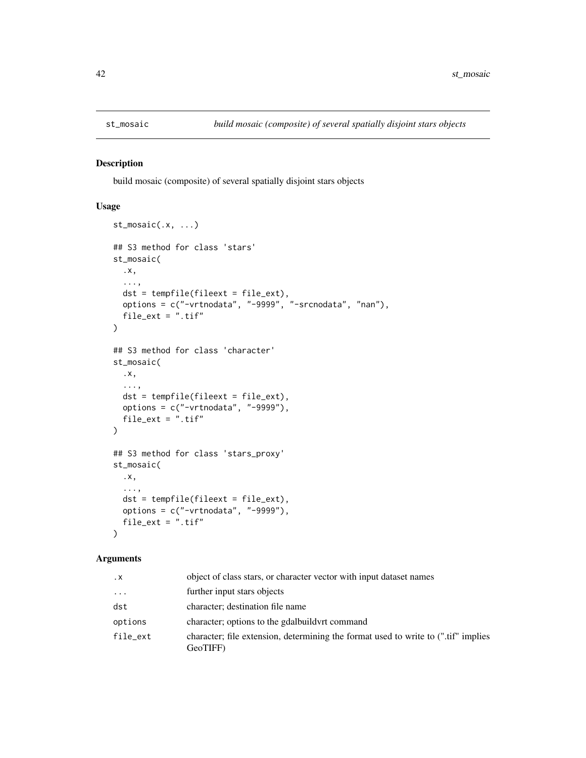## st_mosaic — *build mosaic (composite) of several spatially disjoint stars objects*

### Description

build mosaic (composite) of several spatially disjoint stars objects

### Usage

```
st_mosaic(.x, ...)

## S3 method for class 'stars'
st_mosaic(
  .x,
  ...,
  dst = tempfile(fileext = file_ext),
  options = c("-vrtnodata", "-9999", "-srcnodata", "nan"),
  file_ext = ".tif"
)

## S3 method for class 'character'
st_mosaic(
  .x,
  ...,
  dst = tempfile(fileext = file_ext),
  options = c("-vrtnodata", "-9999"),
  file_ext = ".tif"
)

## S3 method for class 'stars_proxy'
st_mosaic(
  .x,
  ...,
  dst = tempfile(fileext = file_ext),
  options = c("-vrtnodata", "-9999"),
  file_ext = ".tif"
)
```

### Arguments

| | |
|---|---|
| `.x` | object of class stars, or character vector with input dataset names |
| `...` | further input stars objects |
| `dst` | character; destination file name |
| `options` | character; options to the gdalbuildvrt command |
| `file_ext` | character; file extension, determining the format used to write to (".tif" implies GeoTIFF) |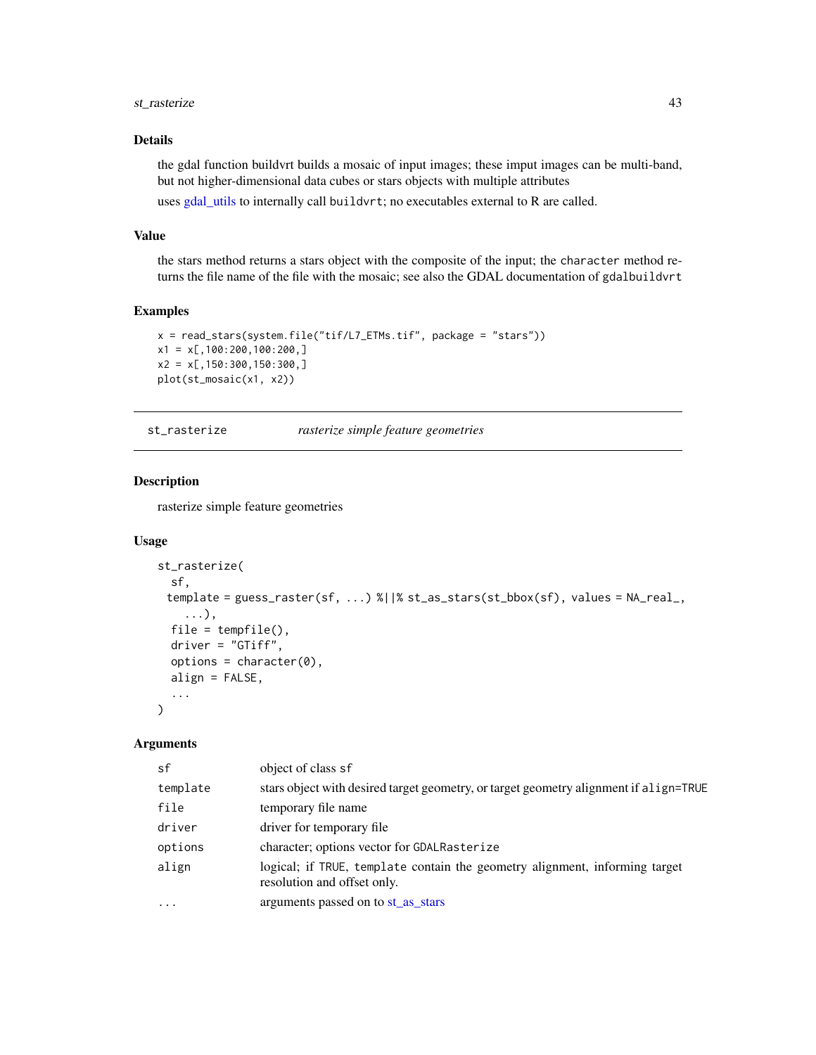## Details

the gdal function buildvrt builds a mosaic of input images; these imput images can be multi-band, but not higher-dimensional data cubes or stars objects with multiple attributes

uses gdal_utils to internally call `buildvrt`; no executables external to R are called.

## Value

the stars method returns a stars object with the composite of the input; the `character` method returns the file name of the file with the mosaic; see also the GDAL documentation of `gdalbuildvrt`

## Examples

```
x = read_stars(system.file("tif/L7_ETMs.tif", package = "stars"))
x1 = x[,100:200,100:200,]
x2 = x[,150:300,150:300,]
plot(st_mosaic(x1, x2))
```

---

# st_rasterize *rasterize simple feature geometries*

## Description

rasterize simple feature geometries

## Usage

```
st_rasterize(
  sf,
 template = guess_raster(sf, ...) %||% st_as_stars(st_bbox(sf), values = NA_real_,
    ...),
  file = tempfile(),
  driver = "GTiff",
  options = character(0),
  align = FALSE,
  ...
)
```

## Arguments

| | |
|---|---|
| `sf` | object of class `sf` |
| `template` | stars object with desired target geometry, or target geometry alignment if `align=TRUE` |
| `file` | temporary file name |
| `driver` | driver for temporary file |
| `options` | character; options vector for `GDALRasterize` |
| `align` | logical; if `TRUE`, `template` contain the geometry alignment, informing target resolution and offset only. |
| `...` | arguments passed on to st_as_stars |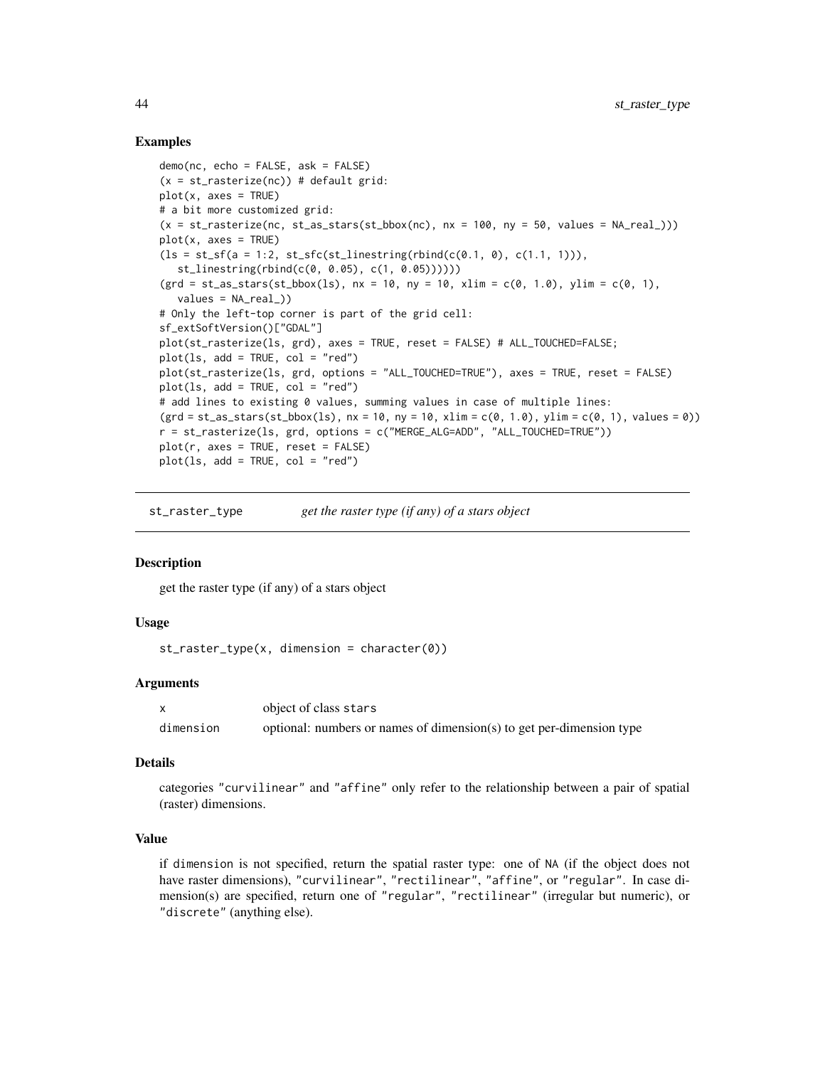## Examples

```
demo(nc, echo = FALSE, ask = FALSE)
(x = st_rasterize(nc)) # default grid:
plot(x, axes = TRUE)
# a bit more customized grid:
(x = st_rasterize(nc, st_as_stars(st_bbox(nc), nx = 100, ny = 50, values = NA_real_)))
plot(x, axes = TRUE)
(ls = st_sf(a = 1:2, st_sfc(st_linestring(rbind(c(0.1, 0), c(1.1, 1))),
   st_linestring(rbind(c(0, 0.05), c(1, 0.05))))))
(grd = st_as_stars(st_bbox(ls), nx = 10, ny = 10, xlim = c(0, 1.0), ylim = c(0, 1),
   values = NA_real_))
# Only the left-top corner is part of the grid cell:
sf_extSoftVersion()["GDAL"]
plot(st_rasterize(ls, grd), axes = TRUE, reset = FALSE) # ALL_TOUCHED=FALSE;
plot(ls, add = TRUE, col = "red")
plot(st_rasterize(ls, grd, options = "ALL_TOUCHED=TRUE"), axes = TRUE, reset = FALSE)
plot(ls, add = TRUE, col = "red")
# add lines to existing 0 values, summing values in case of multiple lines:
(grd = st_as_stars(st_bbox(ls), nx = 10, ny = 10, xlim = c(0, 1.0), ylim = c(0, 1), values = 0))
r = st_rasterize(ls, grd, options = c("MERGE_ALG=ADD", "ALL_TOUCHED=TRUE"))
plot(r, axes = TRUE, reset = FALSE)
plot(ls, add = TRUE, col = "red")
```

---

# st_raster_type *get the raster type (if any) of a stars object*

---

## Description

get the raster type (if any) of a stars object

## Usage

```
st_raster_type(x, dimension = character(0))
```

## Arguments

| | |
|---|---|
| x | object of class stars |
| dimension | optional: numbers or names of dimension(s) to get per-dimension type |

## Details

categories "curvilinear" and "affine" only refer to the relationship between a pair of spatial (raster) dimensions.

## Value

if dimension is not specified, return the spatial raster type: one of NA (if the object does not have raster dimensions), "curvilinear", "rectilinear", "affine", or "regular". In case dimension(s) are specified, return one of "regular", "rectilinear" (irregular but numeric), or "discrete" (anything else).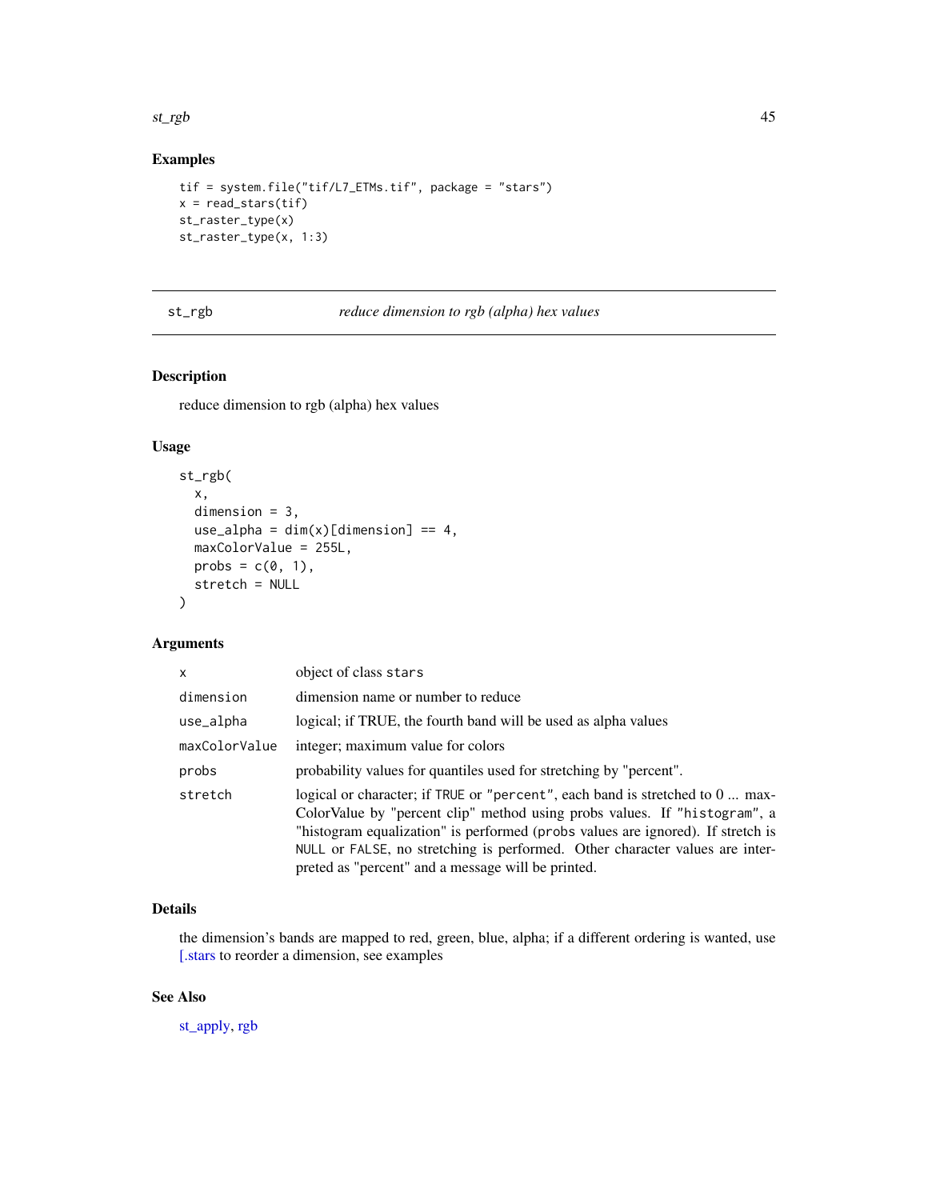## Examples

```
tif = system.file("tif/L7_ETMs.tif", package = "stars")
x = read_stars(tif)
st_raster_type(x)
st_raster_type(x, 1:3)
```

---

## st_rgb — *reduce dimension to rgb (alpha) hex values*

---

### Description

reduce dimension to rgb (alpha) hex values

### Usage

```
st_rgb(
  x,
  dimension = 3,
  use_alpha = dim(x)[dimension] == 4,
  maxColorValue = 255L,
  probs = c(0, 1),
  stretch = NULL
)
```

### Arguments

| | |
|---|---|
| `x` | object of class `stars` |
| `dimension` | dimension name or number to reduce |
| `use_alpha` | logical; if TRUE, the fourth band will be used as alpha values |
| `maxColorValue` | integer; maximum value for colors |
| `probs` | probability values for quantiles used for stretching by "percent". |
| `stretch` | logical or character; if `TRUE` or `"percent"`, each band is stretched to 0 ... maxColorValue by "percent clip" method using probs values. If `"histogram"`, a "histogram equalization" is performed (`probs` values are ignored). If stretch is `NULL` or `FALSE`, no stretching is performed. Other character values are interpreted as "percent" and a message will be printed. |

### Details

the dimension's bands are mapped to red, green, blue, alpha; if a different ordering is wanted, use [.stars to reorder a dimension, see examples

### See Also

st_apply, rgb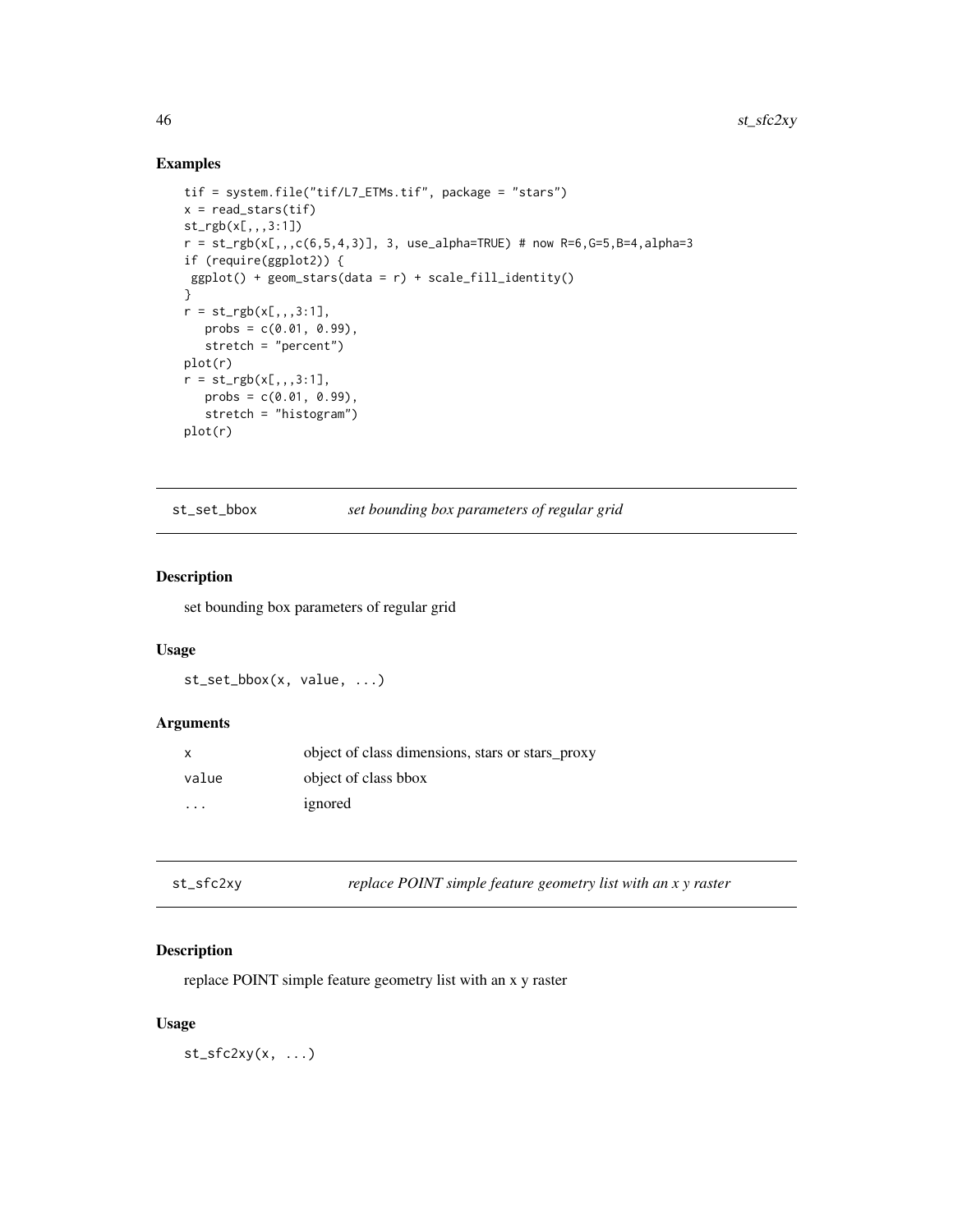## Examples

```
tif = system.file("tif/L7_ETMs.tif", package = "stars")
x = read_stars(tif)
st_rgb(x[,,,3:1])
r = st_rgb(x[,,,c(6,5,4,3)], 3, use_alpha=TRUE) # now R=6,G=5,B=4,alpha=3
if (require(ggplot2)) {
 ggplot() + geom_stars(data = r) + scale_fill_identity()
}
r = st_rgb(x[,,,3:1],
   probs = c(0.01, 0.99),
   stretch = "percent")
plot(r)
r = st_rgb(x[,,,3:1],
   probs = c(0.01, 0.99),
   stretch = "histogram")
plot(r)
```

---

## st_set_bbox — *set bounding box parameters of regular grid*

### Description

set bounding box parameters of regular grid

### Usage

```
st_set_bbox(x, value, ...)
```

### Arguments

| | |
|---|---|
| x | object of class dimensions, stars or stars_proxy |
| value | object of class bbox |
| ... | ignored |

---

## st_sfc2xy — *replace POINT simple feature geometry list with an x y raster*

### Description

replace POINT simple feature geometry list with an x y raster

### Usage

```
st_sfc2xy(x, ...)
```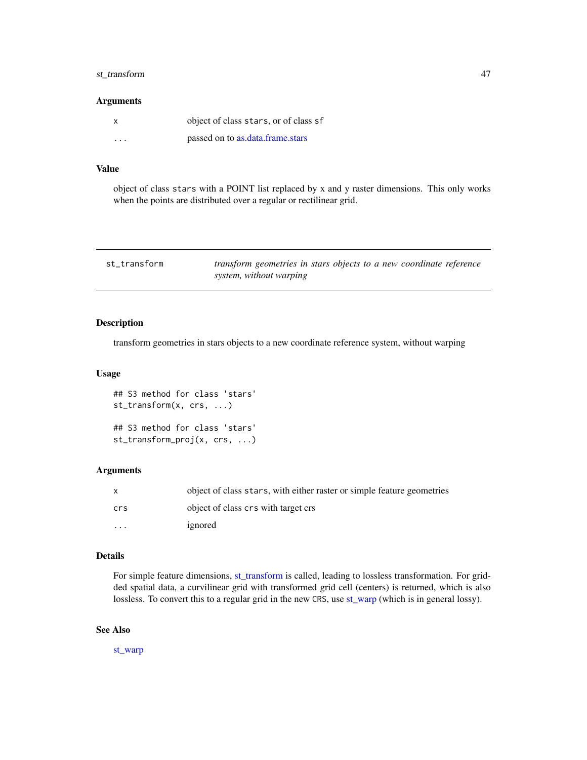### Arguments

| | |
|---|---|
| x | object of class `stars`, or of class `sf` |
| ... | passed on to as.data.frame.stars |

### Value

object of class `stars` with a POINT list replaced by x and y raster dimensions. This only works when the points are distributed over a regular or rectilinear grid.

---

## st_transform — *transform geometries in stars objects to a new coordinate reference system, without warping*

### Description

transform geometries in stars objects to a new coordinate reference system, without warping

### Usage

```
## S3 method for class 'stars'
st_transform(x, crs, ...)

## S3 method for class 'stars'
st_transform_proj(x, crs, ...)
```

### Arguments

| | |
|---|---|
| x | object of class `stars`, with either raster or simple feature geometries |
| crs | object of class `crs` with target crs |
| ... | ignored |

### Details

For simple feature dimensions, st_transform is called, leading to lossless transformation. For gridded spatial data, a curvilinear grid with transformed grid cell (centers) is returned, which is also lossless. To convert this to a regular grid in the new `CRS`, use st_warp (which is in general lossy).

### See Also

st_warp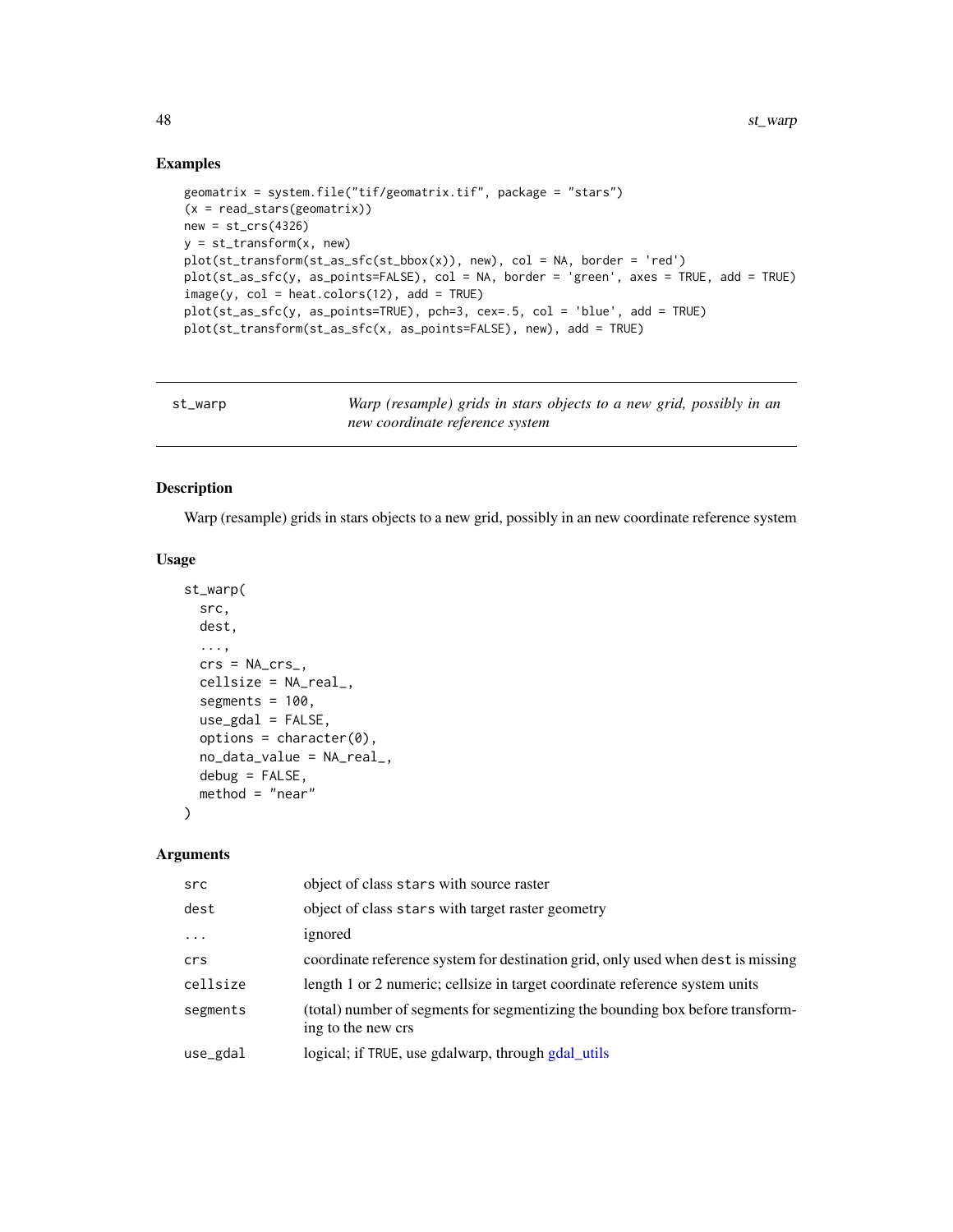## Examples

```
geomatrix = system.file("tif/geomatrix.tif", package = "stars")
(x = read_stars(geomatrix))
new = st_crs(4326)
y = st_transform(x, new)
plot(st_transform(st_as_sfc(st_bbox(x)), new), col = NA, border = 'red')
plot(st_as_sfc(y, as_points=FALSE), col = NA, border = 'green', axes = TRUE, add = TRUE)
image(y, col = heat.colors(12), add = TRUE)
plot(st_as_sfc(y, as_points=TRUE), pch=3, cex=.5, col = 'blue', add = TRUE)
plot(st_transform(st_as_sfc(x, as_points=FALSE), new), add = TRUE)
```

---

# st_warp — *Warp (resample) grids in stars objects to a new grid, possibly in an new coordinate reference system*

---

## Description

Warp (resample) grids in stars objects to a new grid, possibly in an new coordinate reference system

## Usage

```
st_warp(
  src,
  dest,
  ...,
  crs = NA_crs_,
  cellsize = NA_real_,
  segments = 100,
  use_gdal = FALSE,
  options = character(0),
  no_data_value = NA_real_,
  debug = FALSE,
  method = "near"
)
```

## Arguments

| | |
|---|---|
| src | object of class stars with source raster |
| dest | object of class stars with target raster geometry |
| ... | ignored |
| crs | coordinate reference system for destination grid, only used when dest is missing |
| cellsize | length 1 or 2 numeric; cellsize in target coordinate reference system units |
| segments | (total) number of segments for segmentizing the bounding box before transforming to the new crs |
| use_gdal | logical; if TRUE, use gdalwarp, through gdal_utils |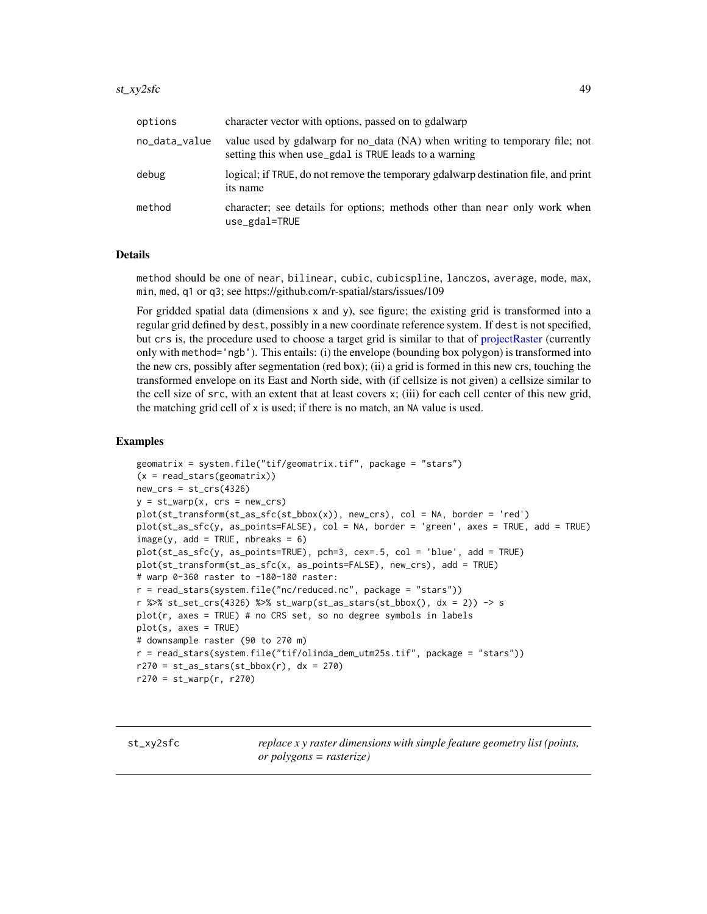| | |
|---|---|
| options | character vector with options, passed on to gdalwarp |
| no_data_value | value used by gdalwarp for no_data (NA) when writing to temporary file; not setting this when use_gdal is TRUE leads to a warning |
| debug | logical; if TRUE, do not remove the temporary gdalwarp destination file, and print its name |
| method | character; see details for options; methods other than near only work when use_gdal=TRUE |

### Details

method should be one of near, bilinear, cubic, cubicspline, lanczos, average, mode, max, min, med, q1 or q3; see https://github.com/r-spatial/stars/issues/109

For gridded spatial data (dimensions x and y), see figure; the existing grid is transformed into a regular grid defined by dest, possibly in a new coordinate reference system. If dest is not specified, but crs is, the procedure used to choose a target grid is similar to that of projectRaster (currently only with method='ngb'). This entails: (i) the envelope (bounding box polygon) is transformed into the new crs, possibly after segmentation (red box); (ii) a grid is formed in this new crs, touching the transformed envelope on its East and North side, with (if cellsize is not given) a cellsize similar to the cell size of src, with an extent that at least covers x; (iii) for each cell center of this new grid, the matching grid cell of x is used; if there is no match, an NA value is used.

### Examples

```
geomatrix = system.file("tif/geomatrix.tif", package = "stars")
(x = read_stars(geomatrix))
new_crs = st_crs(4326)
y = st_warp(x, crs = new_crs)
plot(st_transform(st_as_sfc(st_bbox(x)), new_crs), col = NA, border = 'red')
plot(st_as_sfc(y, as_points=FALSE), col = NA, border = 'green', axes = TRUE, add = TRUE)
image(y, add = TRUE, nbreaks = 6)
plot(st_as_sfc(y, as_points=TRUE), pch=3, cex=.5, col = 'blue', add = TRUE)
plot(st_transform(st_as_sfc(x, as_points=FALSE), new_crs), add = TRUE)
# warp 0-360 raster to -180-180 raster:
r = read_stars(system.file("nc/reduced.nc", package = "stars"))
r %>% st_set_crs(4326) %>% st_warp(st_as_stars(st_bbox(), dx = 2)) -> s
plot(r, axes = TRUE) # no CRS set, so no degree symbols in labels
plot(s, axes = TRUE)
# downsample raster (90 to 270 m)
r = read_stars(system.file("tif/olinda_dem_utm25s.tif", package = "stars"))
r270 = st_as_stars(st_bbox(r), dx = 270)
r270 = st_warp(r, r270)
```

---

## st_xy2sfc — *replace x y raster dimensions with simple feature geometry list (points, or polygons = rasterize)*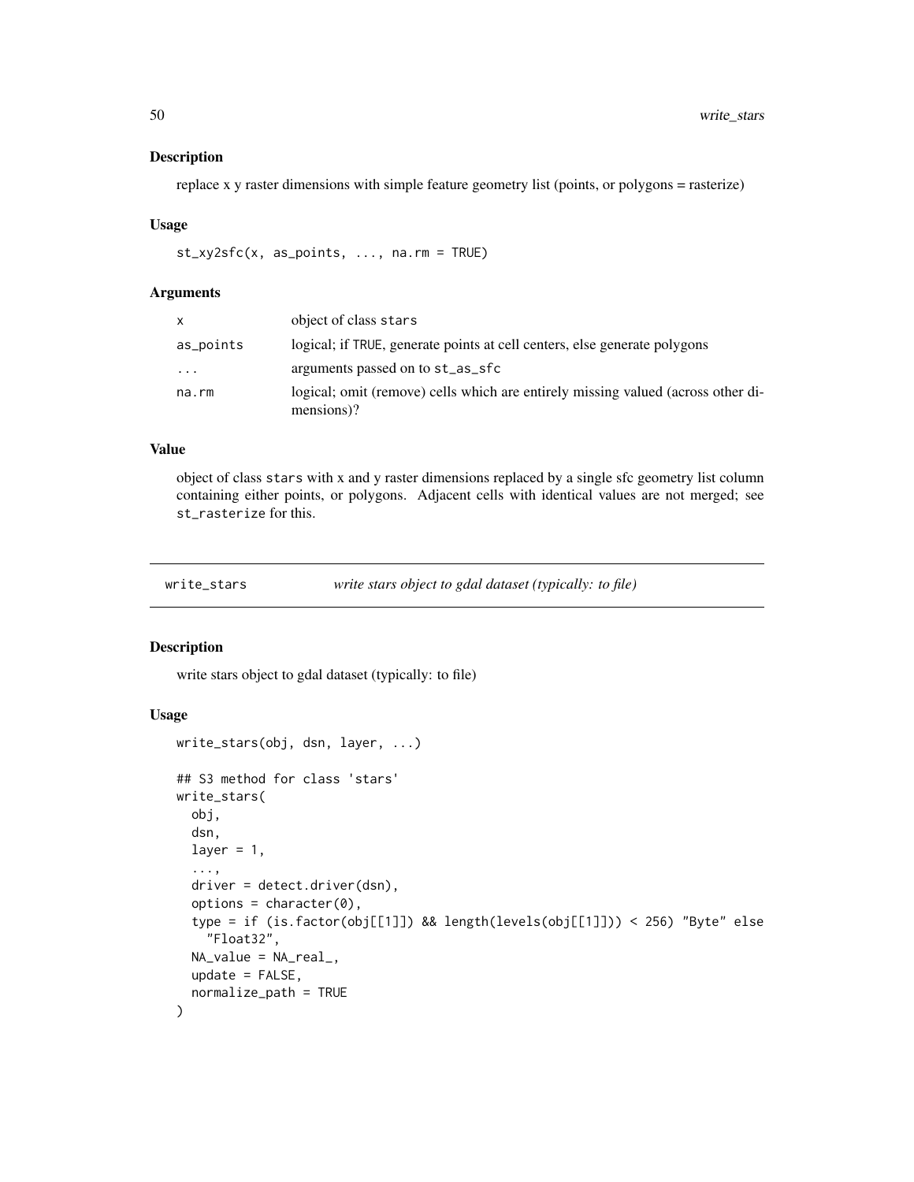## Description

replace x y raster dimensions with simple feature geometry list (points, or polygons = rasterize)

## Usage

```
st_xy2sfc(x, as_points, ..., na.rm = TRUE)
```

## Arguments

| | |
|---|---|
| x | object of class stars |
| as_points | logical; if TRUE, generate points at cell centers, else generate polygons |
| ... | arguments passed on to st_as_sfc |
| na.rm | logical; omit (remove) cells which are entirely missing valued (across other dimensions)? |

## Value

object of class stars with x and y raster dimensions replaced by a single sfc geometry list column containing either points, or polygons. Adjacent cells with identical values are not merged; see st_rasterize for this.

---

# write_stars — *write stars object to gdal dataset (typically: to file)*

## Description

write stars object to gdal dataset (typically: to file)

## Usage

```
write_stars(obj, dsn, layer, ...)

## S3 method for class 'stars'
write_stars(
  obj,
  dsn,
  layer = 1,
  ...,
  driver = detect.driver(dsn),
  options = character(0),
  type = if (is.factor(obj[[1]]) && length(levels(obj[[1]])) < 256) "Byte" else
    "Float32",
  NA_value = NA_real_,
  update = FALSE,
  normalize_path = TRUE
)
```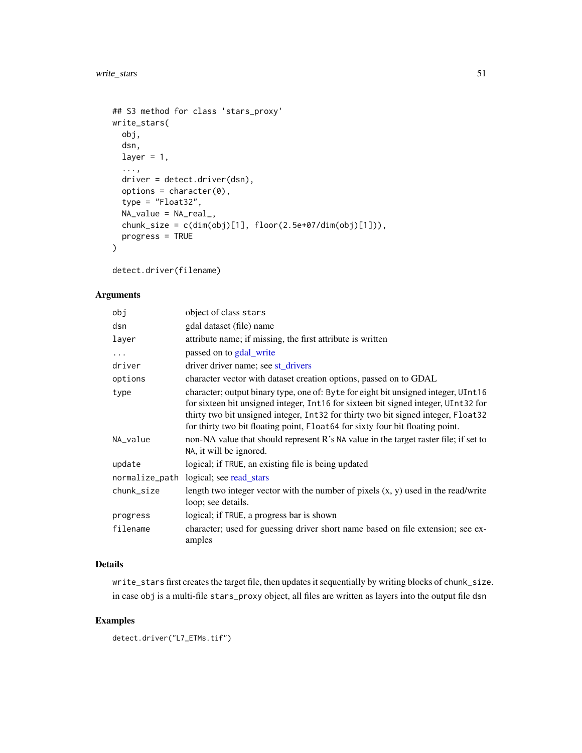```
## S3 method for class 'stars_proxy'
write_stars(
  obj,
  dsn,
  layer = 1,
  ...,
  driver = detect.driver(dsn),
  options = character(0),
  type = "Float32",
  NA_value = NA_real_,
  chunk_size = c(dim(obj)[1], floor(2.5e+07/dim(obj)[1])),
  progress = TRUE
)

detect.driver(filename)
```

## Arguments

| | |
|---|---|
| obj | object of class stars |
| dsn | gdal dataset (file) name |
| layer | attribute name; if missing, the first attribute is written |
| ... | passed on to gdal_write |
| driver | driver driver name; see st_drivers |
| options | character vector with dataset creation options, passed on to GDAL |
| type | character; output binary type, one of: `Byte` for eight bit unsigned integer, `UInt16` for sixteen bit unsigned integer, `Int16` for sixteen bit signed integer, `UInt32` for thirty two bit unsigned integer, `Int32` for thirty two bit signed integer, `Float32` for thirty two bit floating point, `Float64` for sixty four bit floating point. |
| NA_value | non-NA value that should represent R's `NA` value in the target raster file; if set to `NA`, it will be ignored. |
| update | logical; if `TRUE`, an existing file is being updated |
| normalize_path | logical; see read_stars |
| chunk_size | length two integer vector with the number of pixels (x, y) used in the read/write loop; see details. |
| progress | logical; if `TRUE`, a progress bar is shown |
| filename | character; used for guessing driver short name based on file extension; see examples |

## Details

`write_stars` first creates the target file, then updates it sequentially by writing blocks of `chunk_size`.

in case `obj` is a multi-file `stars_proxy` object, all files are written as layers into the output file `dsn`

## Examples

```
detect.driver("L7_ETMs.tif")
```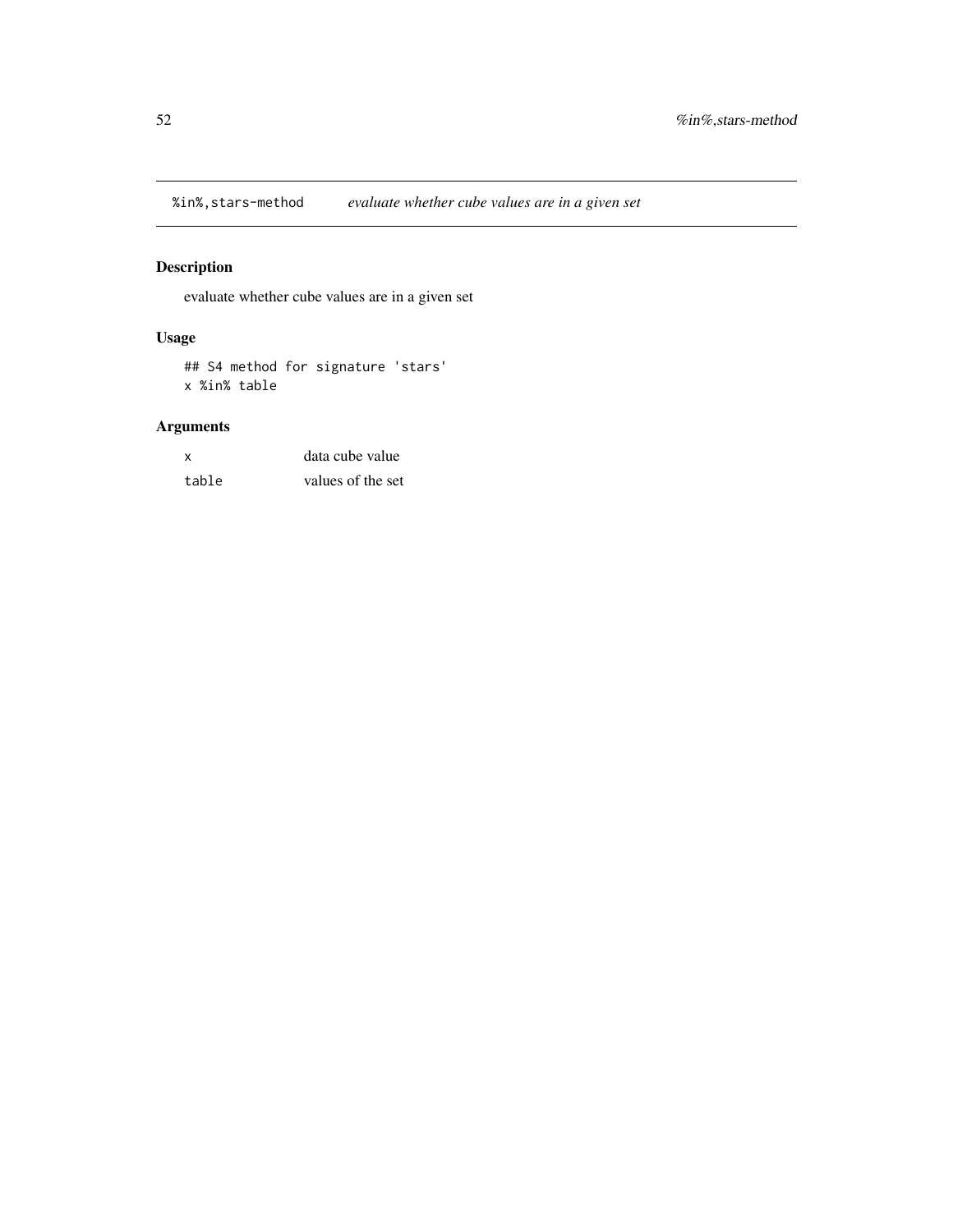`%in%,stars-method` *evaluate whether cube values are in a given set*

## Description

evaluate whether cube values are in a given set

## Usage

```
## S4 method for signature 'stars'
x %in% table
```

## Arguments

| | |
|---|---|
| `x` | data cube value |
| `table` | values of the set |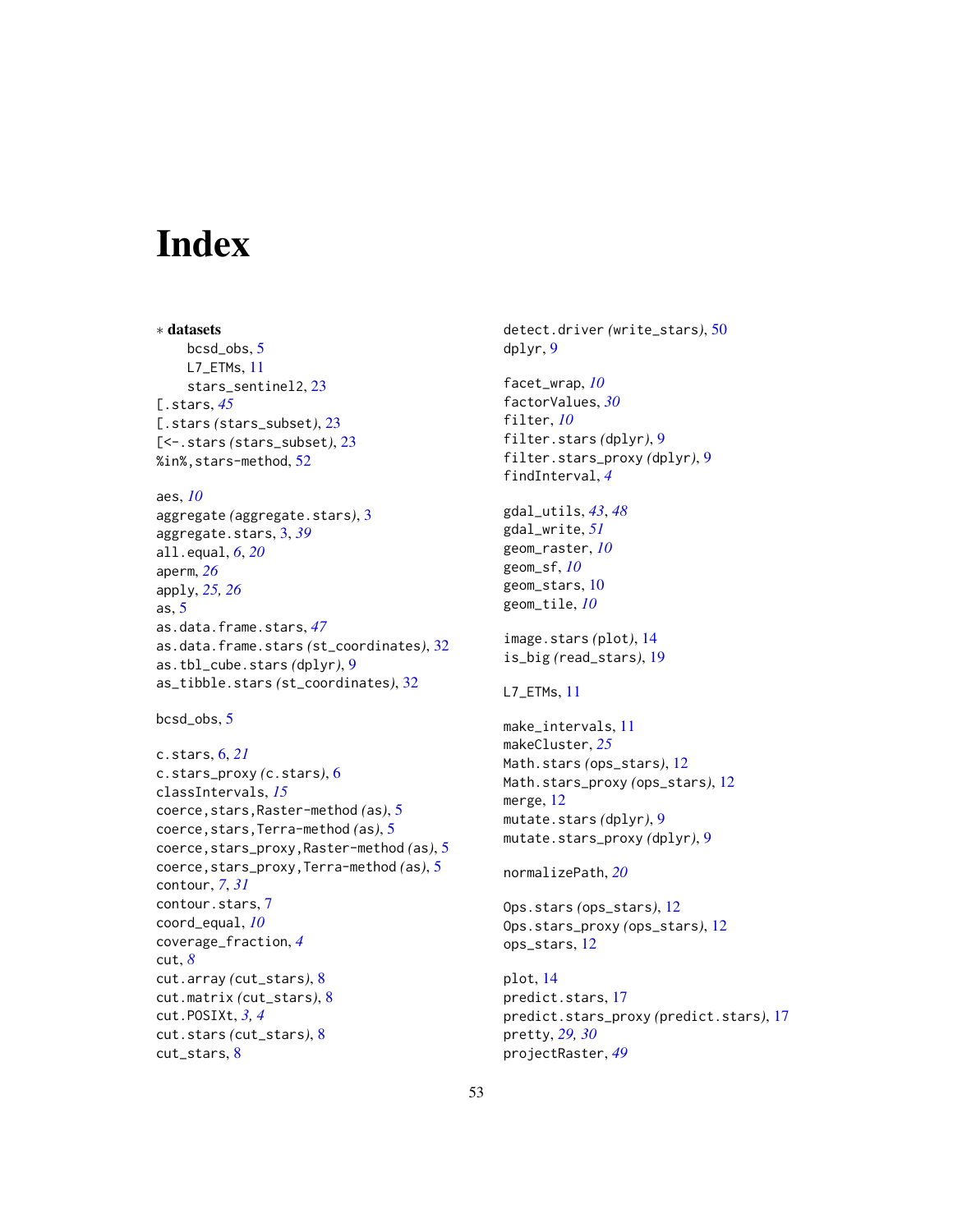# Index

∗ **datasets**
  bcsd_obs, 5
  L7_ETMs, 11
  stars_sentinel2, 23

[.stars, *45*
[.stars (stars_subset), 23
[<-.stars (stars_subset), 23
%in%,stars-method, 52

aes, *10*
aggregate (aggregate.stars), 3
aggregate.stars, 3, *39*
all.equal, *6*, *20*
aperm, *26*
apply, *25, 26*
as, 5
as.data.frame.stars, *47*
as.data.frame.stars (st_coordinates), 32
as.tbl_cube.stars (dplyr), 9
as_tibble.stars (st_coordinates), 32

bcsd_obs, 5

c.stars, 6, *21*
c.stars_proxy (c.stars), 6
classIntervals, *15*
coerce,stars,Raster-method (as), 5
coerce,stars,Terra-method (as), 5
coerce,stars_proxy,Raster-method (as), 5
coerce,stars_proxy,Terra-method (as), 5
contour, *7*, *31*
contour.stars, 7
coord_equal, *10*
coverage_fraction, *4*
cut, *8*
cut.array (cut_stars), 8
cut.matrix (cut_stars), 8
cut.POSIXt, *3, 4*
cut.stars (cut_stars), 8
cut_stars, 8

detect.driver (write_stars), 50
dplyr, 9

facet_wrap, *10*
factorValues, *30*
filter, *10*
filter.stars (dplyr), 9
filter.stars_proxy (dplyr), 9
findInterval, *4*

gdal_utils, *43*, *48*
gdal_write, *51*
geom_raster, *10*
geom_sf, *10*
geom_stars, 10
geom_tile, *10*

image.stars (plot), 14
is_big (read_stars), 19

L7_ETMs, 11

make_intervals, 11
makeCluster, *25*
Math.stars (ops_stars), 12
Math.stars_proxy (ops_stars), 12
merge, 12
mutate.stars (dplyr), 9
mutate.stars_proxy (dplyr), 9

normalizePath, *20*

Ops.stars (ops_stars), 12
Ops.stars_proxy (ops_stars), 12
ops_stars, 12

plot, 14
predict.stars, 17
predict.stars_proxy (predict.stars), 17
pretty, *29, 30*
projectRaster, *49*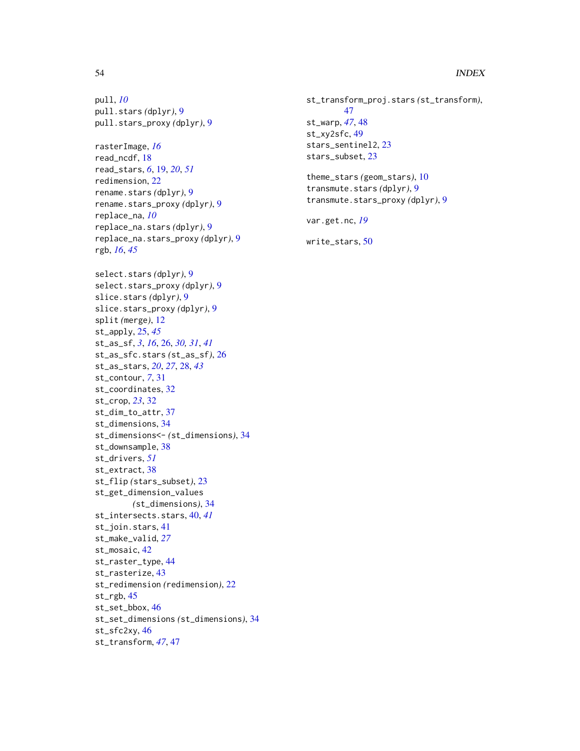pull, *10*
pull.stars *(*dplyr*)*, 9
pull.stars_proxy *(*dplyr*)*, 9

rasterImage, *16*
read_ncdf, 18
read_stars, *6*, 19, *20*, *51*
redimension, 22
rename.stars *(*dplyr*)*, 9
rename.stars_proxy *(*dplyr*)*, 9
replace_na, *10*
replace_na.stars *(*dplyr*)*, 9
replace_na.stars_proxy *(*dplyr*)*, 9
rgb, *16*, *45*

select.stars *(*dplyr*)*, 9
select.stars_proxy *(*dplyr*)*, 9
slice.stars *(*dplyr*)*, 9
slice.stars_proxy *(*dplyr*)*, 9
split *(*merge*)*, 12
st_apply, 25, *45*
st_as_sf, *3*, *16*, 26, *30, 31*, *41*
st_as_sfc.stars *(*st_as_sf*)*, 26
st_as_stars, *20*, *27*, 28, *43*
st_contour, *7*, 31
st_coordinates, 32
st_crop, *23*, 32
st_dim_to_attr, 37
st_dimensions, 34
st_dimensions<- *(*st_dimensions*)*, 34
st_downsample, 38
st_drivers, *51*
st_extract, 38
st_flip *(*stars_subset*)*, 23
st_get_dimension_values *(*st_dimensions*)*, 34
st_intersects.stars, 40, *41*
st_join.stars, 41
st_make_valid, *27*
st_mosaic, 42
st_raster_type, 44
st_rasterize, 43
st_redimension *(*redimension*)*, 22
st_rgb, 45
st_set_bbox, 46
st_set_dimensions *(*st_dimensions*)*, 34
st_sfc2xy, 46
st_transform, *47*, 47
st_transform_proj.stars *(*st_transform*)*, 47
st_warp, *47*, 48
st_xy2sfc, 49
stars_sentinel2, 23
stars_subset, 23

theme_stars *(*geom_stars*)*, 10
transmute.stars *(*dplyr*)*, 9
transmute.stars_proxy *(*dplyr*)*, 9

var.get.nc, *19*

write_stars, 50